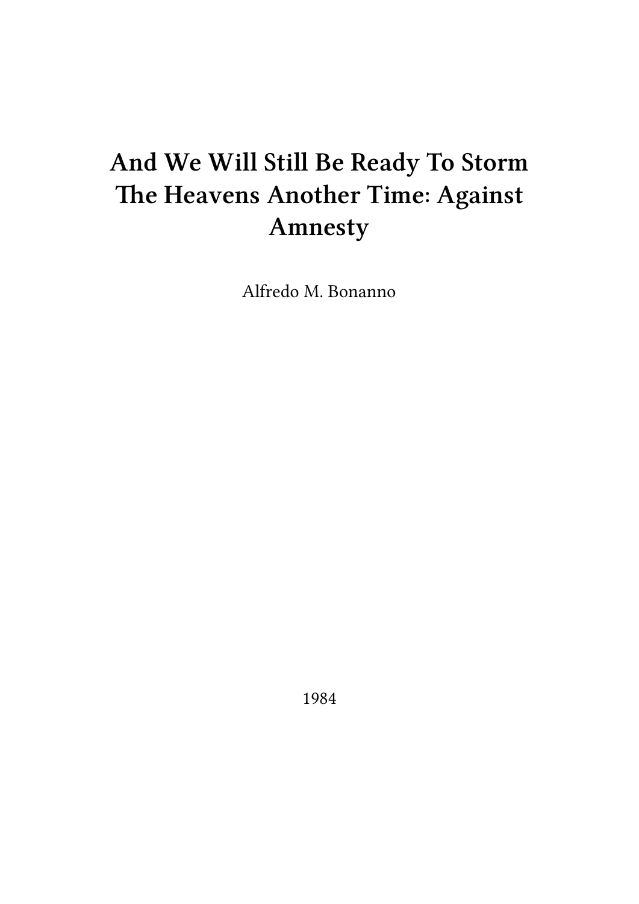# And We Will Still Be Ready To Storm The Heavens Another Time: Against Amnesty

Alfredo M. Bonanno

1984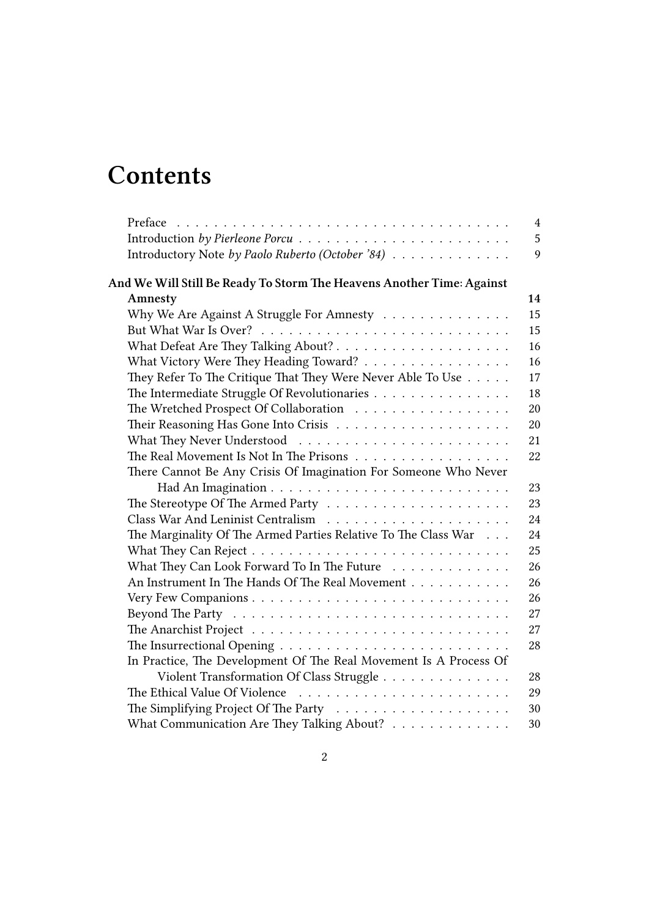# Contents

- Preface 4
- Introduction *by Pierleone Porcu* 5
- Introductory Note *by Paolo Ruberto (October '84)* 9

**And We Will Still Be Ready To Storm The Heavens Another Time: Against Amnesty** **14**

- Why We Are Against A Struggle For Amnesty 15
- But What War Is Over? 15
- What Defeat Are They Talking About? 16
- What Victory Were They Heading Toward? 16
- They Refer To The Critique That They Were Never Able To Use 17
- The Intermediate Struggle Of Revolutionaries 18
- The Wretched Prospect Of Collaboration 20
- Their Reasoning Has Gone Into Crisis 20
- What They Never Understood 21
- The Real Movement Is Not In The Prisons 22
- There Cannot Be Any Crisis Of Imagination For Someone Who Never Had An Imagination 23
- The Stereotype Of The Armed Party 23
- Class War And Leninist Centralism 24
- The Marginality Of The Armed Parties Relative To The Class War 24
- What They Can Reject 25
- What They Can Look Forward To In The Future 26
- An Instrument In The Hands Of The Real Movement 26
- Very Few Companions 26
- Beyond The Party 27
- The Anarchist Project 27
- The Insurrectional Opening 28
- In Practice, The Development Of The Real Movement Is A Process Of Violent Transformation Of Class Struggle 28
- The Ethical Value Of Violence 29
- The Simplifying Project Of The Party 30
- What Communication Are They Talking About? 30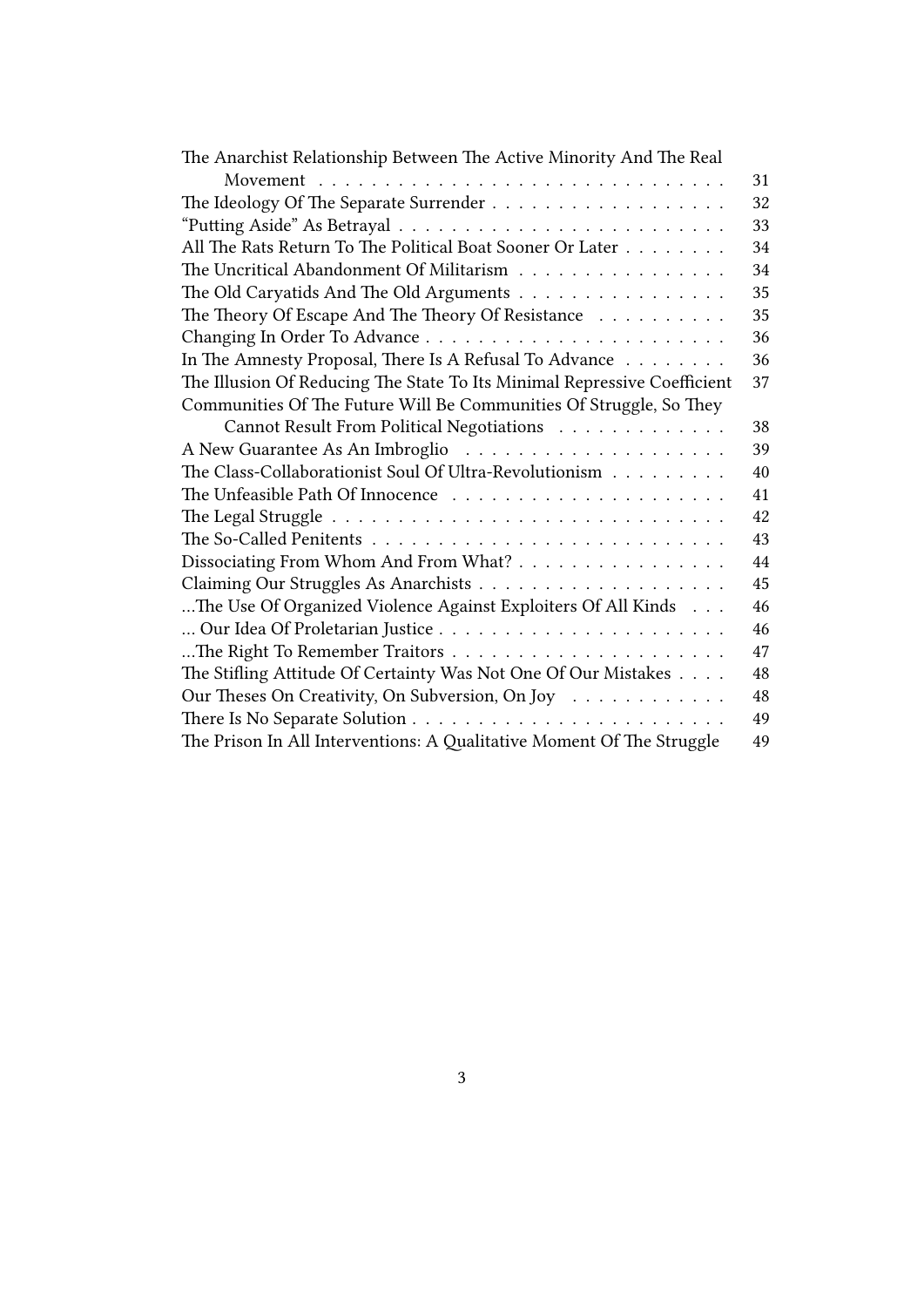The Anarchist Relationship Between The Active Minority And The Real Movement . . . 31
The Ideology Of The Separate Surrender . . . 32
"Putting Aside" As Betrayal . . . 33
All The Rats Return To The Political Boat Sooner Or Later . . . 34
The Uncritical Abandonment Of Militarism . . . 34
The Old Caryatids And The Old Arguments . . . 35
The Theory Of Escape And The Theory Of Resistance . . . 35
Changing In Order To Advance . . . 36
In The Amnesty Proposal, There Is A Refusal To Advance . . . 36
The Illusion Of Reducing The State To Its Minimal Repressive Coefficient . . . 37
Communities Of The Future Will Be Communities Of Struggle, So They Cannot Result From Political Negotiations . . . 38
A New Guarantee As An Imbroglio . . . 39
The Class-Collaborationist Soul Of Ultra-Revolutionism . . . 40
The Unfeasible Path Of Innocence . . . 41
The Legal Struggle . . . 42
The So-Called Penitents . . . 43
Dissociating From Whom And From What? . . . 44
Claiming Our Struggles As Anarchists . . . 45
…The Use Of Organized Violence Against Exploiters Of All Kinds . . . 46
… Our Idea Of Proletarian Justice . . . 46
…The Right To Remember Traitors . . . 47
The Stifling Attitude Of Certainty Was Not One Of Our Mistakes . . . 48
Our Theses On Creativity, On Subversion, On Joy . . . 48
There Is No Separate Solution . . . 49
The Prison In All Interventions: A Qualitative Moment Of The Struggle . . . 49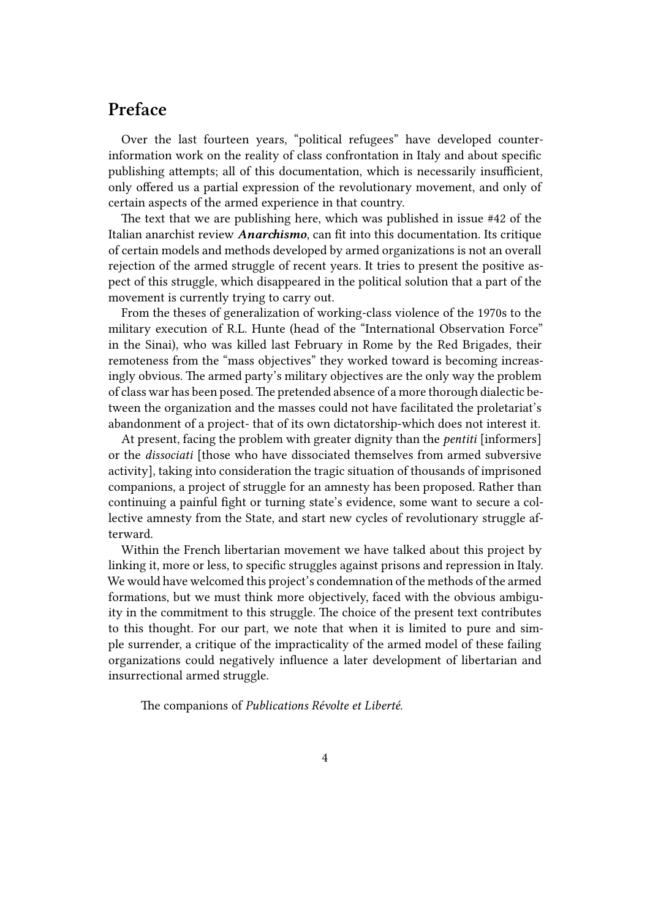## Preface

Over the last fourteen years, "political refugees" have developed counter-information work on the reality of class confrontation in Italy and about specific publishing attempts; all of this documentation, which is necessarily insufficient, only offered us a partial expression of the revolutionary movement, and only of certain aspects of the armed experience in that country.

The text that we are publishing here, which was published in issue #42 of the Italian anarchist review ***Anarchismo***, can fit into this documentation. Its critique of certain models and methods developed by armed organizations is not an overall rejection of the armed struggle of recent years. It tries to present the positive aspect of this struggle, which disappeared in the political solution that a part of the movement is currently trying to carry out.

From the theses of generalization of working-class violence of the 1970s to the military execution of R.L. Hunte (head of the "International Observation Force" in the Sinai), who was killed last February in Rome by the Red Brigades, their remoteness from the "mass objectives" they worked toward is becoming increasingly obvious. The armed party's military objectives are the only way the problem of class war has been posed. The pretended absence of a more thorough dialectic between the organization and the masses could not have facilitated the proletariat's abandonment of a project- that of its own dictatorship-which does not interest it.

At present, facing the problem with greater dignity than the *pentiti* [informers] or the *dissociati* [those who have dissociated themselves from armed subversive activity], taking into consideration the tragic situation of thousands of imprisoned companions, a project of struggle for an amnesty has been proposed. Rather than continuing a painful fight or turning state's evidence, some want to secure a collective amnesty from the State, and start new cycles of revolutionary struggle afterward.

Within the French libertarian movement we have talked about this project by linking it, more or less, to specific struggles against prisons and repression in Italy. We would have welcomed this project's condemnation of the methods of the armed formations, but we must think more objectively, faced with the obvious ambiguity in the commitment to this struggle. The choice of the present text contributes to this thought. For our part, we note that when it is limited to pure and simple surrender, a critique of the impracticality of the armed model of these failing organizations could negatively influence a later development of libertarian and insurrectional armed struggle.

The companions of *Publications Révolte et Liberté.*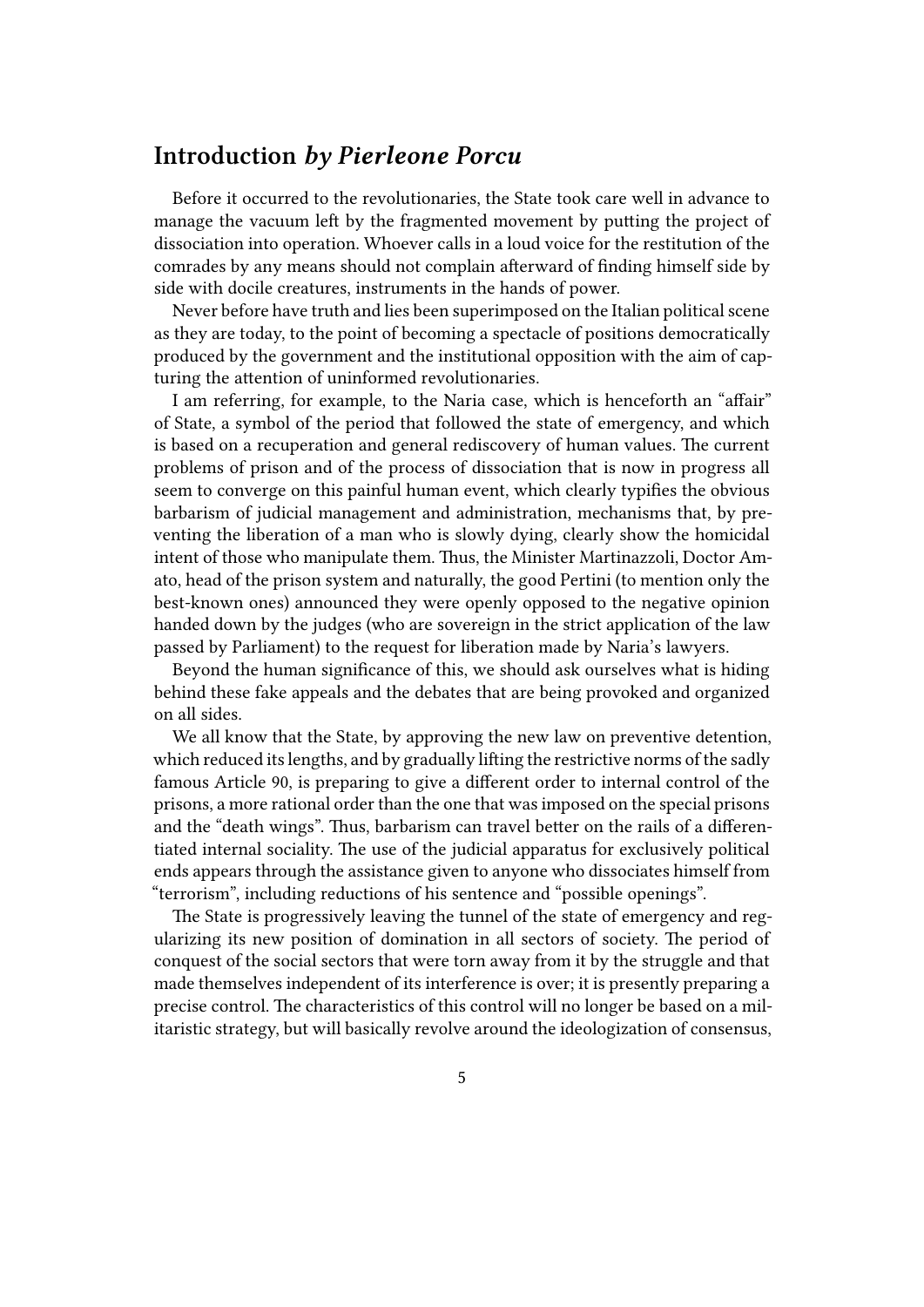## Introduction *by Pierleone Porcu*

Before it occurred to the revolutionaries, the State took care well in advance to manage the vacuum left by the fragmented movement by putting the project of dissociation into operation. Whoever calls in a loud voice for the restitution of the comrades by any means should not complain afterward of finding himself side by side with docile creatures, instruments in the hands of power.

Never before have truth and lies been superimposed on the Italian political scene as they are today, to the point of becoming a spectacle of positions democratically produced by the government and the institutional opposition with the aim of capturing the attention of uninformed revolutionaries.

I am referring, for example, to the Naria case, which is henceforth an "affair" of State, a symbol of the period that followed the state of emergency, and which is based on a recuperation and general rediscovery of human values. The current problems of prison and of the process of dissociation that is now in progress all seem to converge on this painful human event, which clearly typifies the obvious barbarism of judicial management and administration, mechanisms that, by preventing the liberation of a man who is slowly dying, clearly show the homicidal intent of those who manipulate them. Thus, the Minister Martinazzoli, Doctor Amato, head of the prison system and naturally, the good Pertini (to mention only the best-known ones) announced they were openly opposed to the negative opinion handed down by the judges (who are sovereign in the strict application of the law passed by Parliament) to the request for liberation made by Naria's lawyers.

Beyond the human significance of this, we should ask ourselves what is hiding behind these fake appeals and the debates that are being provoked and organized on all sides.

We all know that the State, by approving the new law on preventive detention, which reduced its lengths, and by gradually lifting the restrictive norms of the sadly famous Article 90, is preparing to give a different order to internal control of the prisons, a more rational order than the one that was imposed on the special prisons and the "death wings". Thus, barbarism can travel better on the rails of a differentiated internal sociality. The use of the judicial apparatus for exclusively political ends appears through the assistance given to anyone who dissociates himself from "terrorism", including reductions of his sentence and "possible openings".

The State is progressively leaving the tunnel of the state of emergency and regularizing its new position of domination in all sectors of society. The period of conquest of the social sectors that were torn away from it by the struggle and that made themselves independent of its interference is over; it is presently preparing a precise control. The characteristics of this control will no longer be based on a militaristic strategy, but will basically revolve around the ideologization of consensus,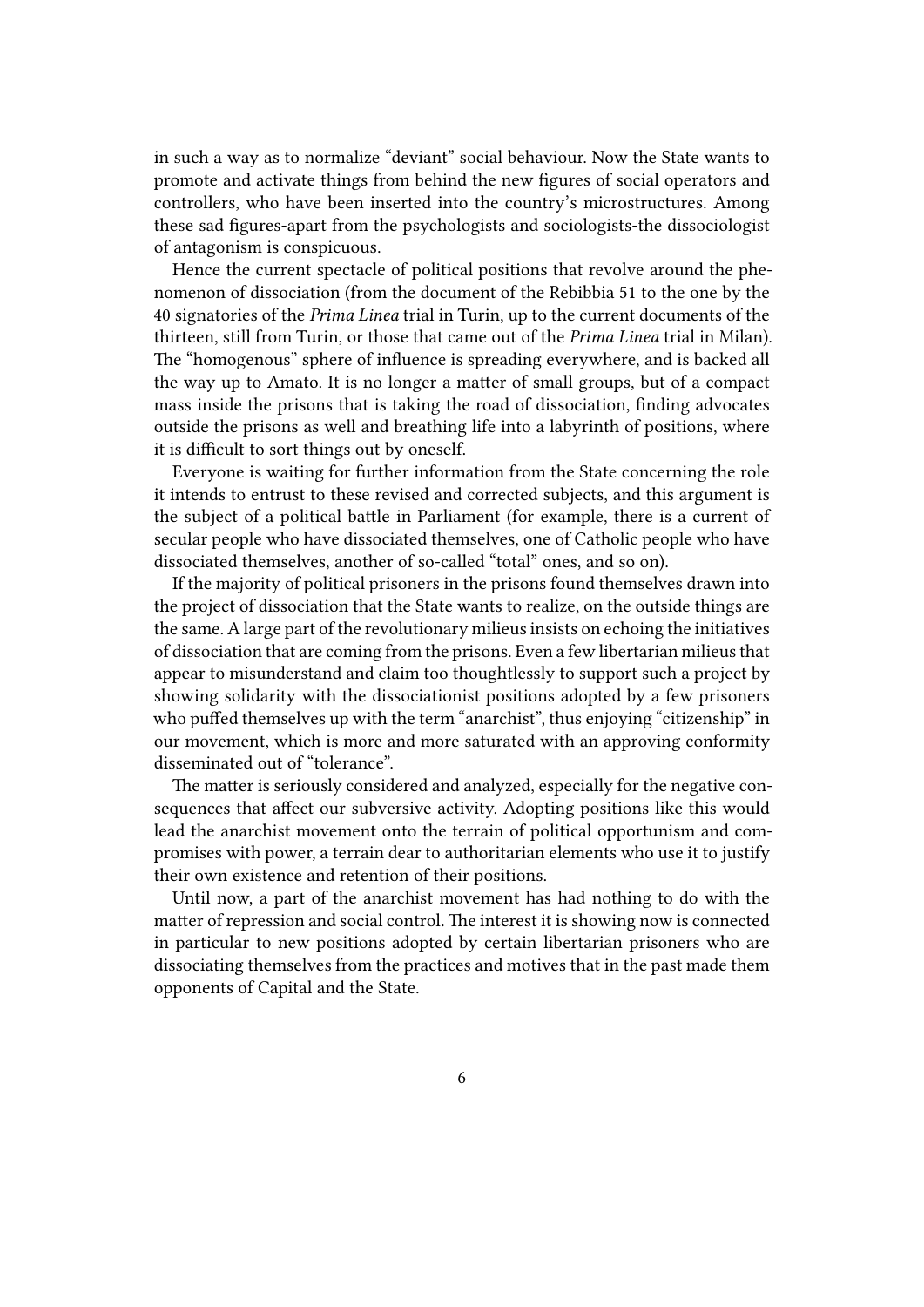in such a way as to normalize "deviant" social behaviour. Now the State wants to promote and activate things from behind the new figures of social operators and controllers, who have been inserted into the country's microstructures. Among these sad figures-apart from the psychologists and sociologists-the dissociologist of antagonism is conspicuous.

Hence the current spectacle of political positions that revolve around the phenomenon of dissociation (from the document of the Rebibbia 51 to the one by the 40 signatories of the *Prima Linea* trial in Turin, up to the current documents of the thirteen, still from Turin, or those that came out of the *Prima Linea* trial in Milan). The "homogenous" sphere of influence is spreading everywhere, and is backed all the way up to Amato. It is no longer a matter of small groups, but of a compact mass inside the prisons that is taking the road of dissociation, finding advocates outside the prisons as well and breathing life into a labyrinth of positions, where it is difficult to sort things out by oneself.

Everyone is waiting for further information from the State concerning the role it intends to entrust to these revised and corrected subjects, and this argument is the subject of a political battle in Parliament (for example, there is a current of secular people who have dissociated themselves, one of Catholic people who have dissociated themselves, another of so-called "total" ones, and so on).

If the majority of political prisoners in the prisons found themselves drawn into the project of dissociation that the State wants to realize, on the outside things are the same. A large part of the revolutionary milieus insists on echoing the initiatives of dissociation that are coming from the prisons. Even a few libertarian milieus that appear to misunderstand and claim too thoughtlessly to support such a project by showing solidarity with the dissociationist positions adopted by a few prisoners who puffed themselves up with the term "anarchist", thus enjoying "citizenship" in our movement, which is more and more saturated with an approving conformity disseminated out of "tolerance".

The matter is seriously considered and analyzed, especially for the negative consequences that affect our subversive activity. Adopting positions like this would lead the anarchist movement onto the terrain of political opportunism and compromises with power, a terrain dear to authoritarian elements who use it to justify their own existence and retention of their positions.

Until now, a part of the anarchist movement has had nothing to do with the matter of repression and social control. The interest it is showing now is connected in particular to new positions adopted by certain libertarian prisoners who are dissociating themselves from the practices and motives that in the past made them opponents of Capital and the State.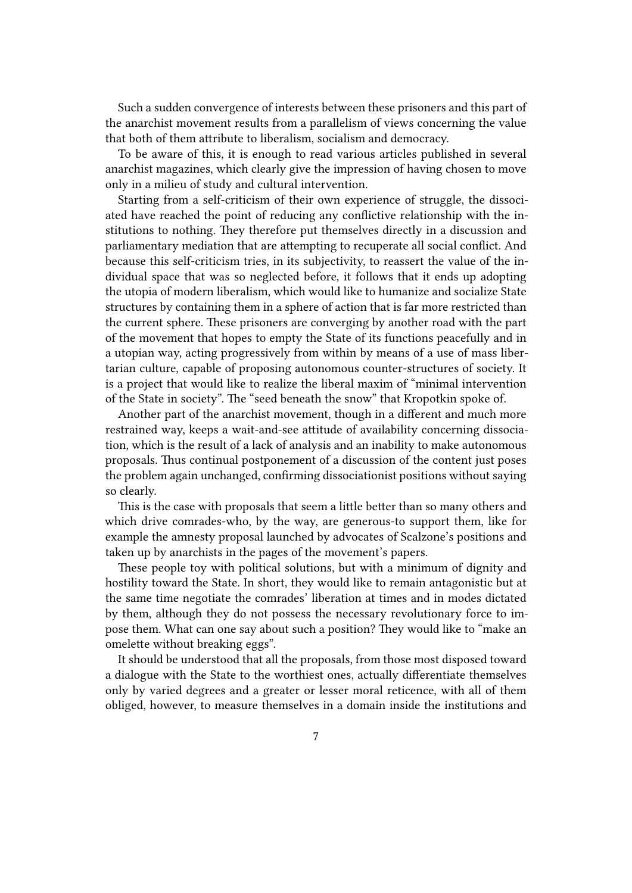Such a sudden convergence of interests between these prisoners and this part of the anarchist movement results from a parallelism of views concerning the value that both of them attribute to liberalism, socialism and democracy.

To be aware of this, it is enough to read various articles published in several anarchist magazines, which clearly give the impression of having chosen to move only in a milieu of study and cultural intervention.

Starting from a self-criticism of their own experience of struggle, the dissociated have reached the point of reducing any conflictive relationship with the institutions to nothing. They therefore put themselves directly in a discussion and parliamentary mediation that are attempting to recuperate all social conflict. And because this self-criticism tries, in its subjectivity, to reassert the value of the individual space that was so neglected before, it follows that it ends up adopting the utopia of modern liberalism, which would like to humanize and socialize State structures by containing them in a sphere of action that is far more restricted than the current sphere. These prisoners are converging by another road with the part of the movement that hopes to empty the State of its functions peacefully and in a utopian way, acting progressively from within by means of a use of mass libertarian culture, capable of proposing autonomous counter-structures of society. It is a project that would like to realize the liberal maxim of "minimal intervention of the State in society". The "seed beneath the snow" that Kropotkin spoke of.

Another part of the anarchist movement, though in a different and much more restrained way, keeps a wait-and-see attitude of availability concerning dissociation, which is the result of a lack of analysis and an inability to make autonomous proposals. Thus continual postponement of a discussion of the content just poses the problem again unchanged, confirming dissociationist positions without saying so clearly.

This is the case with proposals that seem a little better than so many others and which drive comrades-who, by the way, are generous-to support them, like for example the amnesty proposal launched by advocates of Scalzone's positions and taken up by anarchists in the pages of the movement's papers.

These people toy with political solutions, but with a minimum of dignity and hostility toward the State. In short, they would like to remain antagonistic but at the same time negotiate the comrades' liberation at times and in modes dictated by them, although they do not possess the necessary revolutionary force to impose them. What can one say about such a position? They would like to "make an omelette without breaking eggs".

It should be understood that all the proposals, from those most disposed toward a dialogue with the State to the worthiest ones, actually differentiate themselves only by varied degrees and a greater or lesser moral reticence, with all of them obliged, however, to measure themselves in a domain inside the institutions and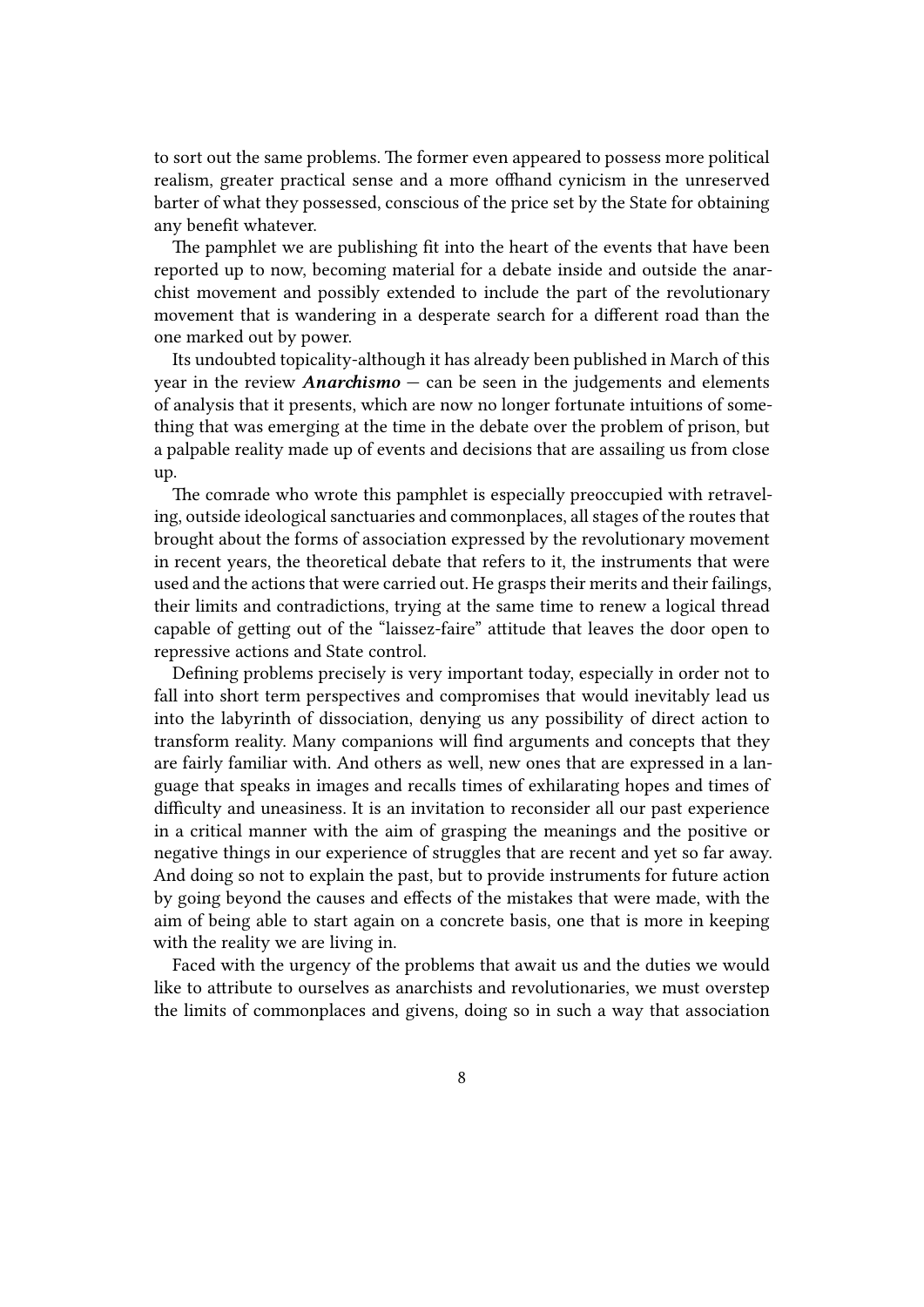to sort out the same problems. The former even appeared to possess more political realism, greater practical sense and a more offhand cynicism in the unreserved barter of what they possessed, conscious of the price set by the State for obtaining any benefit whatever.

The pamphlet we are publishing fit into the heart of the events that have been reported up to now, becoming material for a debate inside and outside the anarchist movement and possibly extended to include the part of the revolutionary movement that is wandering in a desperate search for a different road than the one marked out by power.

Its undoubted topicality-although it has already been published in March of this year in the review ***Anarchismo*** — can be seen in the judgements and elements of analysis that it presents, which are now no longer fortunate intuitions of something that was emerging at the time in the debate over the problem of prison, but a palpable reality made up of events and decisions that are assailing us from close up.

The comrade who wrote this pamphlet is especially preoccupied with retraveling, outside ideological sanctuaries and commonplaces, all stages of the routes that brought about the forms of association expressed by the revolutionary movement in recent years, the theoretical debate that refers to it, the instruments that were used and the actions that were carried out. He grasps their merits and their failings, their limits and contradictions, trying at the same time to renew a logical thread capable of getting out of the "laissez-faire" attitude that leaves the door open to repressive actions and State control.

Defining problems precisely is very important today, especially in order not to fall into short term perspectives and compromises that would inevitably lead us into the labyrinth of dissociation, denying us any possibility of direct action to transform reality. Many companions will find arguments and concepts that they are fairly familiar with. And others as well, new ones that are expressed in a language that speaks in images and recalls times of exhilarating hopes and times of difficulty and uneasiness. It is an invitation to reconsider all our past experience in a critical manner with the aim of grasping the meanings and the positive or negative things in our experience of struggles that are recent and yet so far away. And doing so not to explain the past, but to provide instruments for future action by going beyond the causes and effects of the mistakes that were made, with the aim of being able to start again on a concrete basis, one that is more in keeping with the reality we are living in.

Faced with the urgency of the problems that await us and the duties we would like to attribute to ourselves as anarchists and revolutionaries, we must overstep the limits of commonplaces and givens, doing so in such a way that association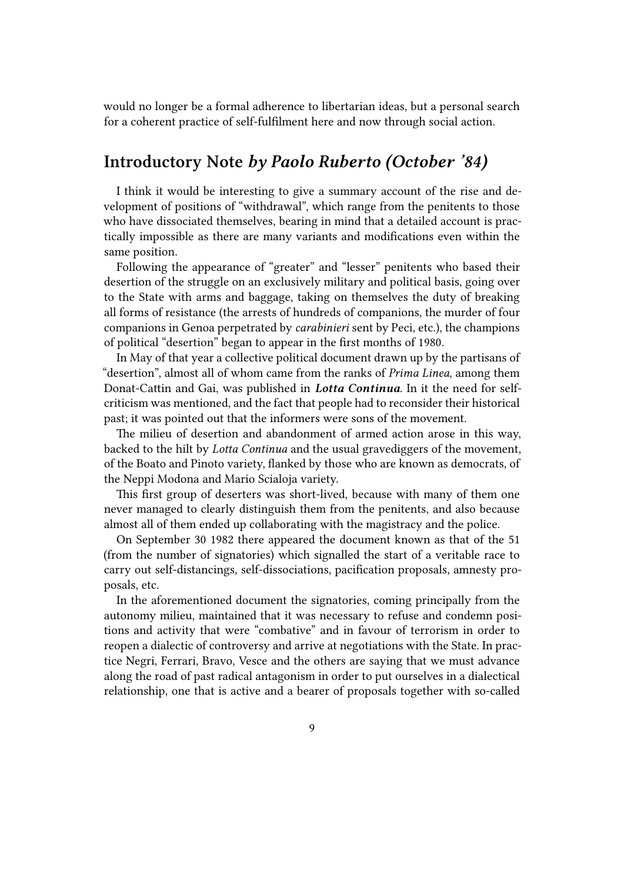would no longer be a formal adherence to libertarian ideas, but a personal search for a coherent practice of self-fulfilment here and now through social action.

## Introductory Note *by Paolo Ruberto (October '84)*

I think it would be interesting to give a summary account of the rise and development of positions of "withdrawal", which range from the penitents to those who have dissociated themselves, bearing in mind that a detailed account is practically impossible as there are many variants and modifications even within the same position.

Following the appearance of "greater" and "lesser" penitents who based their desertion of the struggle on an exclusively military and political basis, going over to the State with arms and baggage, taking on themselves the duty of breaking all forms of resistance (the arrests of hundreds of companions, the murder of four companions in Genoa perpetrated by *carabinieri* sent by Peci, etc.), the champions of political "desertion" began to appear in the first months of 1980.

In May of that year a collective political document drawn up by the partisans of "desertion", almost all of whom came from the ranks of *Prima Linea*, among them Donat-Cattin and Gai, was published in ***Lotta Continua***. In it the need for self-criticism was mentioned, and the fact that people had to reconsider their historical past; it was pointed out that the informers were sons of the movement.

The milieu of desertion and abandonment of armed action arose in this way, backed to the hilt by *Lotta Continua* and the usual gravediggers of the movement, of the Boato and Pinoto variety, flanked by those who are known as democrats, of the Neppi Modona and Mario Scialoja variety.

This first group of deserters was short-lived, because with many of them one never managed to clearly distinguish them from the penitents, and also because almost all of them ended up collaborating with the magistracy and the police.

On September 30 1982 there appeared the document known as that of the 51 (from the number of signatories) which signalled the start of a veritable race to carry out self-distancings, self-dissociations, pacification proposals, amnesty proposals, etc.

In the aforementioned document the signatories, coming principally from the autonomy milieu, maintained that it was necessary to refuse and condemn positions and activity that were "combative" and in favour of terrorism in order to reopen a dialectic of controversy and arrive at negotiations with the State. In practice Negri, Ferrari, Bravo, Vesce and the others are saying that we must advance along the road of past radical antagonism in order to put ourselves in a dialectical relationship, one that is active and a bearer of proposals together with so-called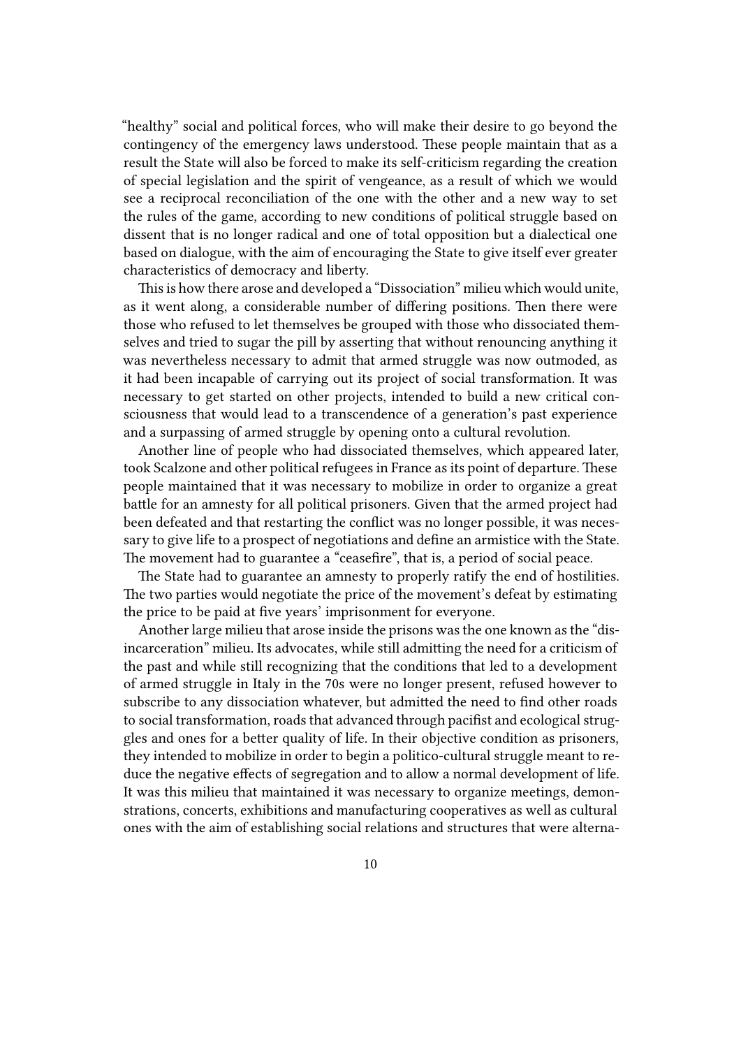"healthy" social and political forces, who will make their desire to go beyond the contingency of the emergency laws understood. These people maintain that as a result the State will also be forced to make its self-criticism regarding the creation of special legislation and the spirit of vengeance, as a result of which we would see a reciprocal reconciliation of the one with the other and a new way to set the rules of the game, according to new conditions of political struggle based on dissent that is no longer radical and one of total opposition but a dialectical one based on dialogue, with the aim of encouraging the State to give itself ever greater characteristics of democracy and liberty.

This is how there arose and developed a "Dissociation" milieu which would unite, as it went along, a considerable number of differing positions. Then there were those who refused to let themselves be grouped with those who dissociated themselves and tried to sugar the pill by asserting that without renouncing anything it was nevertheless necessary to admit that armed struggle was now outmoded, as it had been incapable of carrying out its project of social transformation. It was necessary to get started on other projects, intended to build a new critical consciousness that would lead to a transcendence of a generation's past experience and a surpassing of armed struggle by opening onto a cultural revolution.

Another line of people who had dissociated themselves, which appeared later, took Scalzone and other political refugees in France as its point of departure. These people maintained that it was necessary to mobilize in order to organize a great battle for an amnesty for all political prisoners. Given that the armed project had been defeated and that restarting the conflict was no longer possible, it was necessary to give life to a prospect of negotiations and define an armistice with the State. The movement had to guarantee a "ceasefire", that is, a period of social peace.

The State had to guarantee an amnesty to properly ratify the end of hostilities. The two parties would negotiate the price of the movement's defeat by estimating the price to be paid at five years' imprisonment for everyone.

Another large milieu that arose inside the prisons was the one known as the "disincarceration" milieu. Its advocates, while still admitting the need for a criticism of the past and while still recognizing that the conditions that led to a development of armed struggle in Italy in the 70s were no longer present, refused however to subscribe to any dissociation whatever, but admitted the need to find other roads to social transformation, roads that advanced through pacifist and ecological struggles and ones for a better quality of life. In their objective condition as prisoners, they intended to mobilize in order to begin a politico-cultural struggle meant to reduce the negative effects of segregation and to allow a normal development of life. It was this milieu that maintained it was necessary to organize meetings, demonstrations, concerts, exhibitions and manufacturing cooperatives as well as cultural ones with the aim of establishing social relations and structures that were alterna-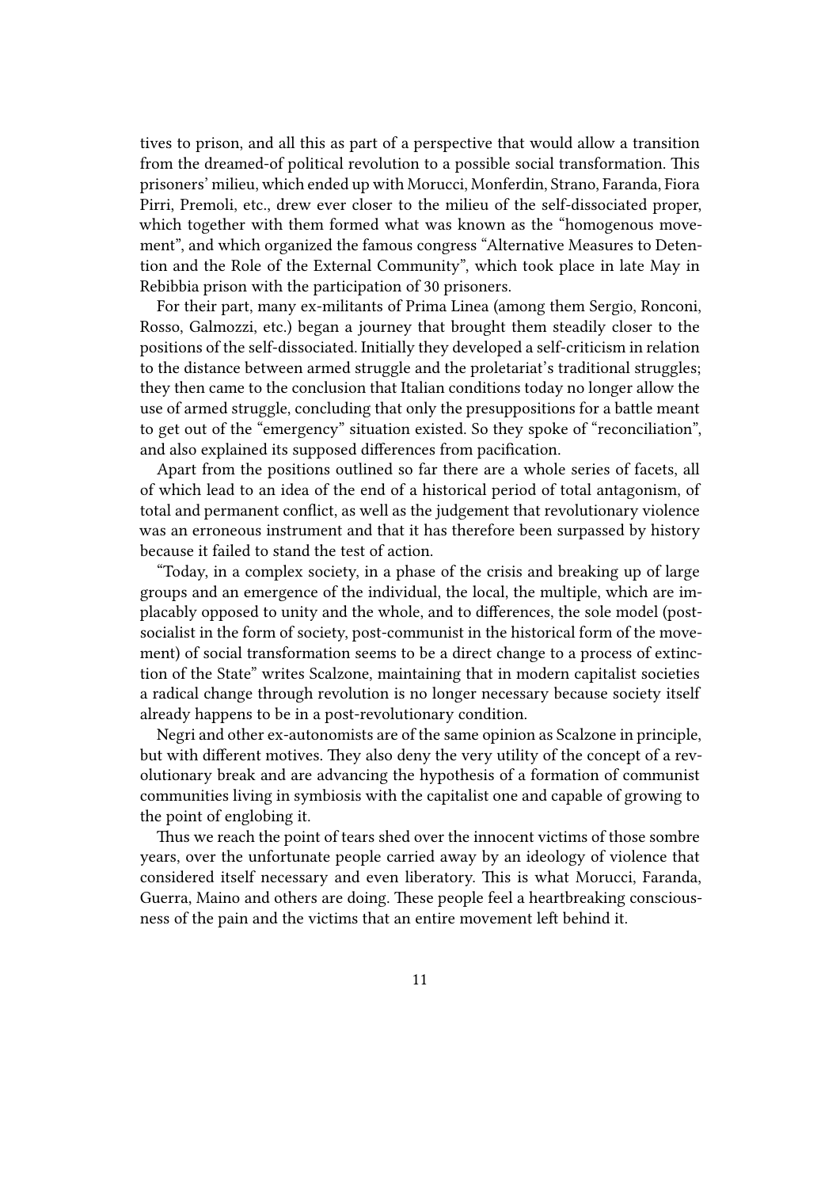tives to prison, and all this as part of a perspective that would allow a transition from the dreamed-of political revolution to a possible social transformation. This prisoners' milieu, which ended up with Morucci, Monferdin, Strano, Faranda, Fiora Pirri, Premoli, etc., drew ever closer to the milieu of the self-dissociated proper, which together with them formed what was known as the "homogenous movement", and which organized the famous congress "Alternative Measures to Detention and the Role of the External Community", which took place in late May in Rebibbia prison with the participation of 30 prisoners.

For their part, many ex-militants of Prima Linea (among them Sergio, Ronconi, Rosso, Galmozzi, etc.) began a journey that brought them steadily closer to the positions of the self-dissociated. Initially they developed a self-criticism in relation to the distance between armed struggle and the proletariat's traditional struggles; they then came to the conclusion that Italian conditions today no longer allow the use of armed struggle, concluding that only the presuppositions for a battle meant to get out of the "emergency" situation existed. So they spoke of "reconciliation", and also explained its supposed differences from pacification.

Apart from the positions outlined so far there are a whole series of facets, all of which lead to an idea of the end of a historical period of total antagonism, of total and permanent conflict, as well as the judgement that revolutionary violence was an erroneous instrument and that it has therefore been surpassed by history because it failed to stand the test of action.

"Today, in a complex society, in a phase of the crisis and breaking up of large groups and an emergence of the individual, the local, the multiple, which are implacably opposed to unity and the whole, and to differences, the sole model (post-socialist in the form of society, post-communist in the historical form of the movement) of social transformation seems to be a direct change to a process of extinction of the State" writes Scalzone, maintaining that in modern capitalist societies a radical change through revolution is no longer necessary because society itself already happens to be in a post-revolutionary condition.

Negri and other ex-autonomists are of the same opinion as Scalzone in principle, but with different motives. They also deny the very utility of the concept of a revolutionary break and are advancing the hypothesis of a formation of communist communities living in symbiosis with the capitalist one and capable of growing to the point of englobing it.

Thus we reach the point of tears shed over the innocent victims of those sombre years, over the unfortunate people carried away by an ideology of violence that considered itself necessary and even liberatory. This is what Morucci, Faranda, Guerra, Maino and others are doing. These people feel a heartbreaking consciousness of the pain and the victims that an entire movement left behind it.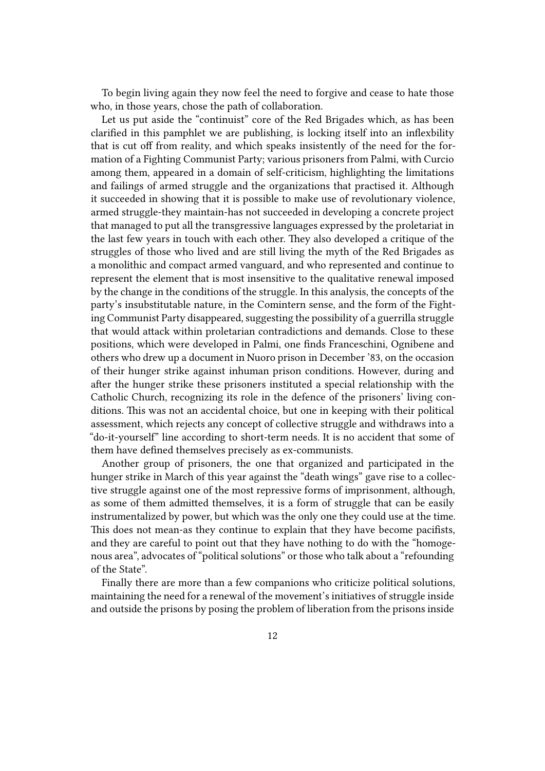To begin living again they now feel the need to forgive and cease to hate those who, in those years, chose the path of collaboration.

Let us put aside the "continuist" core of the Red Brigades which, as has been clarified in this pamphlet we are publishing, is locking itself into an inflexbility that is cut off from reality, and which speaks insistently of the need for the formation of a Fighting Communist Party; various prisoners from Palmi, with Curcio among them, appeared in a domain of self-criticism, highlighting the limitations and failings of armed struggle and the organizations that practised it. Although it succeeded in showing that it is possible to make use of revolutionary violence, armed struggle-they maintain-has not succeeded in developing a concrete project that managed to put all the transgressive languages expressed by the proletariat in the last few years in touch with each other. They also developed a critique of the struggles of those who lived and are still living the myth of the Red Brigades as a monolithic and compact armed vanguard, and who represented and continue to represent the element that is most insensitive to the qualitative renewal imposed by the change in the conditions of the struggle. In this analysis, the concepts of the party's insubstitutable nature, in the Comintern sense, and the form of the Fighting Communist Party disappeared, suggesting the possibility of a guerrilla struggle that would attack within proletarian contradictions and demands. Close to these positions, which were developed in Palmi, one finds Franceschini, Ognibene and others who drew up a document in Nuoro prison in December '83, on the occasion of their hunger strike against inhuman prison conditions. However, during and after the hunger strike these prisoners instituted a special relationship with the Catholic Church, recognizing its role in the defence of the prisoners' living conditions. This was not an accidental choice, but one in keeping with their political assessment, which rejects any concept of collective struggle and withdraws into a "do-it-yourself" line according to short-term needs. It is no accident that some of them have defined themselves precisely as ex-communists.

Another group of prisoners, the one that organized and participated in the hunger strike in March of this year against the "death wings" gave rise to a collective struggle against one of the most repressive forms of imprisonment, although, as some of them admitted themselves, it is a form of struggle that can be easily instrumentalized by power, but which was the only one they could use at the time. This does not mean-as they continue to explain that they have become pacifists, and they are careful to point out that they have nothing to do with the "homogenous area", advocates of "political solutions" or those who talk about a "refounding of the State".

Finally there are more than a few companions who criticize political solutions, maintaining the need for a renewal of the movement's initiatives of struggle inside and outside the prisons by posing the problem of liberation from the prisons inside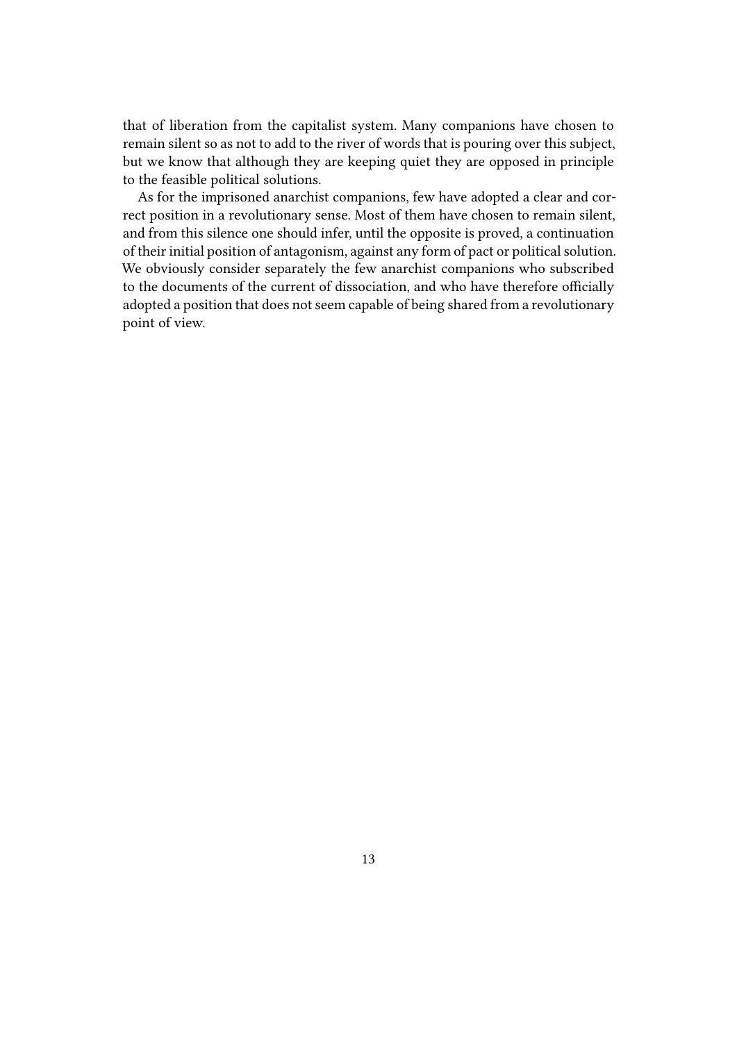that of liberation from the capitalist system. Many companions have chosen to remain silent so as not to add to the river of words that is pouring over this subject, but we know that although they are keeping quiet they are opposed in principle to the feasible political solutions.

As for the imprisoned anarchist companions, few have adopted a clear and correct position in a revolutionary sense. Most of them have chosen to remain silent, and from this silence one should infer, until the opposite is proved, a continuation of their initial position of antagonism, against any form of pact or political solution. We obviously consider separately the few anarchist companions who subscribed to the documents of the current of dissociation, and who have therefore officially adopted a position that does not seem capable of being shared from a revolutionary point of view.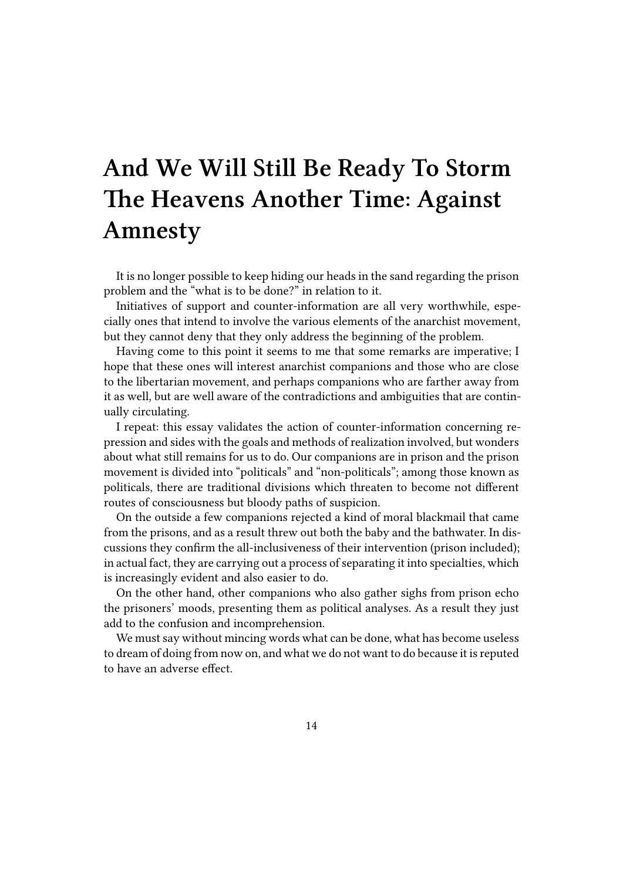# And We Will Still Be Ready To Storm The Heavens Another Time: Against Amnesty

It is no longer possible to keep hiding our heads in the sand regarding the prison problem and the "what is to be done?" in relation to it.

Initiatives of support and counter-information are all very worthwhile, especially ones that intend to involve the various elements of the anarchist movement, but they cannot deny that they only address the beginning of the problem.

Having come to this point it seems to me that some remarks are imperative; I hope that these ones will interest anarchist companions and those who are close to the libertarian movement, and perhaps companions who are farther away from it as well, but are well aware of the contradictions and ambiguities that are continually circulating.

I repeat: this essay validates the action of counter-information concerning repression and sides with the goals and methods of realization involved, but wonders about what still remains for us to do. Our companions are in prison and the prison movement is divided into "politicals" and "non-politicals"; among those known as politicals, there are traditional divisions which threaten to become not different routes of consciousness but bloody paths of suspicion.

On the outside a few companions rejected a kind of moral blackmail that came from the prisons, and as a result threw out both the baby and the bathwater. In discussions they confirm the all-inclusiveness of their intervention (prison included); in actual fact, they are carrying out a process of separating it into specialties, which is increasingly evident and also easier to do.

On the other hand, other companions who also gather sighs from prison echo the prisoners' moods, presenting them as political analyses. As a result they just add to the confusion and incomprehension.

We must say without mincing words what can be done, what has become useless to dream of doing from now on, and what we do not want to do because it is reputed to have an adverse effect.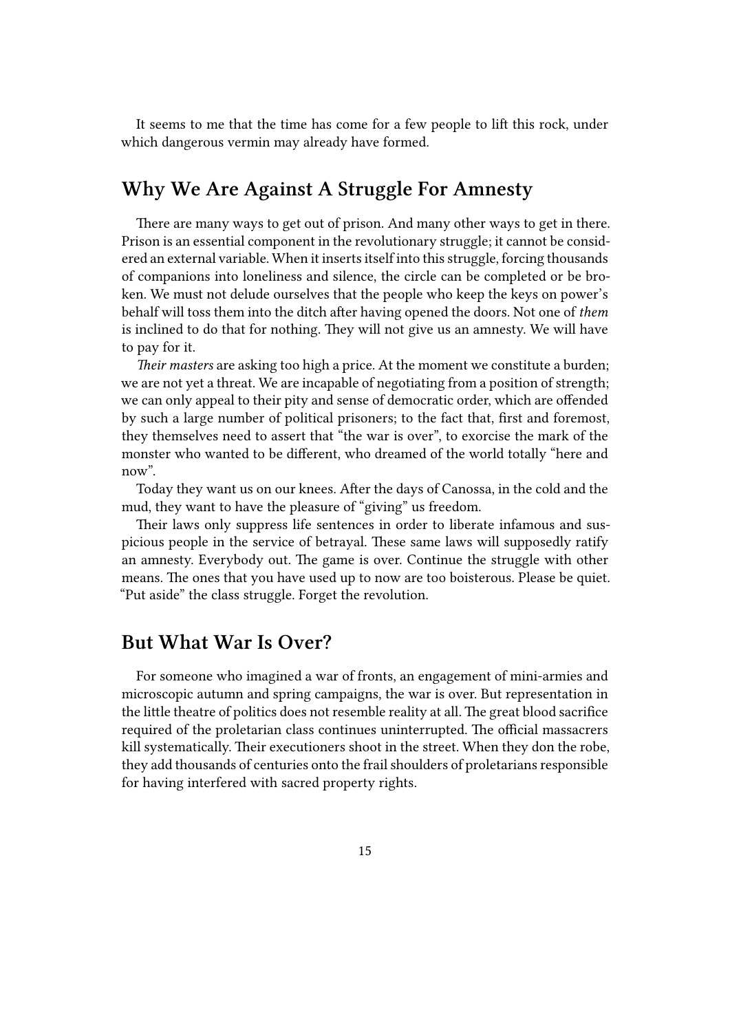It seems to me that the time has come for a few people to lift this rock, under which dangerous vermin may already have formed.

## Why We Are Against A Struggle For Amnesty

There are many ways to get out of prison. And many other ways to get in there. Prison is an essential component in the revolutionary struggle; it cannot be considered an external variable. When it inserts itself into this struggle, forcing thousands of companions into loneliness and silence, the circle can be completed or be broken. We must not delude ourselves that the people who keep the keys on power's behalf will toss them into the ditch after having opened the doors. Not one of *them* is inclined to do that for nothing. They will not give us an amnesty. We will have to pay for it.

*Their masters* are asking too high a price. At the moment we constitute a burden; we are not yet a threat. We are incapable of negotiating from a position of strength; we can only appeal to their pity and sense of democratic order, which are offended by such a large number of political prisoners; to the fact that, first and foremost, they themselves need to assert that "the war is over", to exorcise the mark of the monster who wanted to be different, who dreamed of the world totally "here and now".

Today they want us on our knees. After the days of Canossa, in the cold and the mud, they want to have the pleasure of "giving" us freedom.

Their laws only suppress life sentences in order to liberate infamous and suspicious people in the service of betrayal. These same laws will supposedly ratify an amnesty. Everybody out. The game is over. Continue the struggle with other means. The ones that you have used up to now are too boisterous. Please be quiet. "Put aside" the class struggle. Forget the revolution.

## But What War Is Over?

For someone who imagined a war of fronts, an engagement of mini-armies and microscopic autumn and spring campaigns, the war is over. But representation in the little theatre of politics does not resemble reality at all. The great blood sacrifice required of the proletarian class continues uninterrupted. The official massacrers kill systematically. Their executioners shoot in the street. When they don the robe, they add thousands of centuries onto the frail shoulders of proletarians responsible for having interfered with sacred property rights.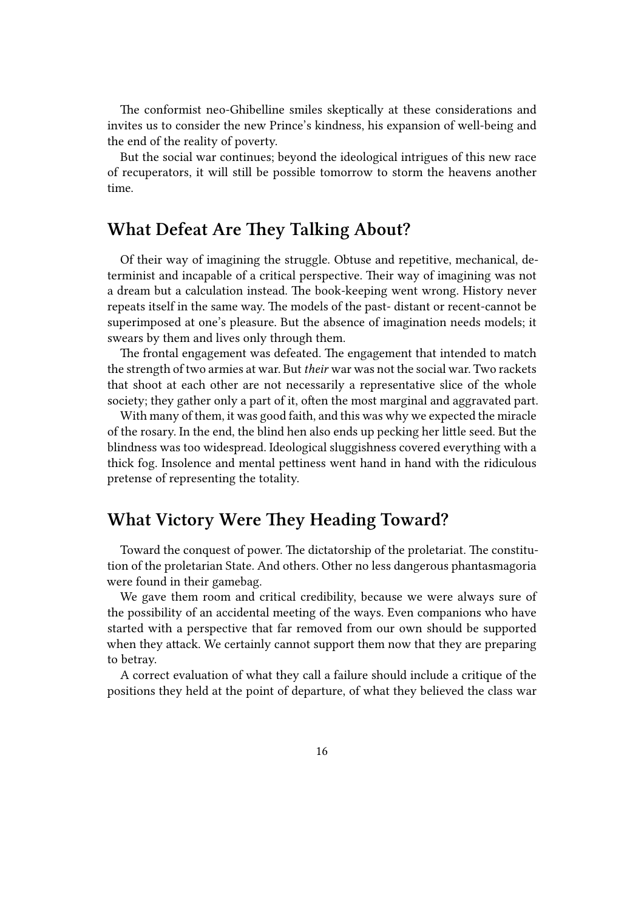The conformist neo-Ghibelline smiles skeptically at these considerations and invites us to consider the new Prince's kindness, his expansion of well-being and the end of the reality of poverty.

But the social war continues; beyond the ideological intrigues of this new race of recuperators, it will still be possible tomorrow to storm the heavens another time.

## What Defeat Are They Talking About?

Of their way of imagining the struggle. Obtuse and repetitive, mechanical, determinist and incapable of a critical perspective. Their way of imagining was not a dream but a calculation instead. The book-keeping went wrong. History never repeats itself in the same way. The models of the past- distant or recent-cannot be superimposed at one's pleasure. But the absence of imagination needs models; it swears by them and lives only through them.

The frontal engagement was defeated. The engagement that intended to match the strength of two armies at war. But *their* war was not the social war. Two rackets that shoot at each other are not necessarily a representative slice of the whole society; they gather only a part of it, often the most marginal and aggravated part.

With many of them, it was good faith, and this was why we expected the miracle of the rosary. In the end, the blind hen also ends up pecking her little seed. But the blindness was too widespread. Ideological sluggishness covered everything with a thick fog. Insolence and mental pettiness went hand in hand with the ridiculous pretense of representing the totality.

## What Victory Were They Heading Toward?

Toward the conquest of power. The dictatorship of the proletariat. The constitution of the proletarian State. And others. Other no less dangerous phantasmagoria were found in their gamebag.

We gave them room and critical credibility, because we were always sure of the possibility of an accidental meeting of the ways. Even companions who have started with a perspective that far removed from our own should be supported when they attack. We certainly cannot support them now that they are preparing to betray.

A correct evaluation of what they call a failure should include a critique of the positions they held at the point of departure, of what they believed the class war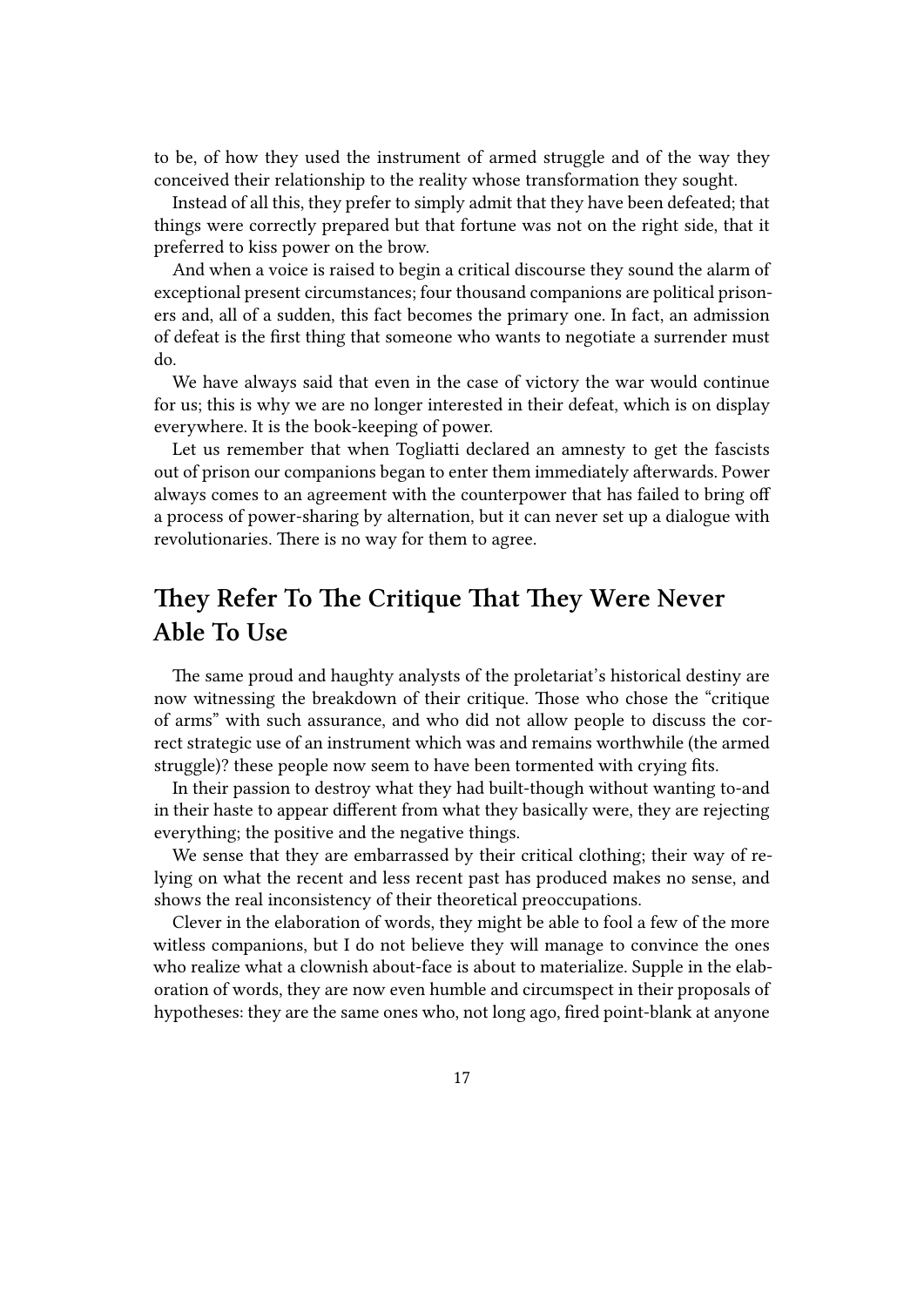to be, of how they used the instrument of armed struggle and of the way they conceived their relationship to the reality whose transformation they sought.

Instead of all this, they prefer to simply admit that they have been defeated; that things were correctly prepared but that fortune was not on the right side, that it preferred to kiss power on the brow.

And when a voice is raised to begin a critical discourse they sound the alarm of exceptional present circumstances; four thousand companions are political prisoners and, all of a sudden, this fact becomes the primary one. In fact, an admission of defeat is the first thing that someone who wants to negotiate a surrender must do.

We have always said that even in the case of victory the war would continue for us; this is why we are no longer interested in their defeat, which is on display everywhere. It is the book-keeping of power.

Let us remember that when Togliatti declared an amnesty to get the fascists out of prison our companions began to enter them immediately afterwards. Power always comes to an agreement with the counterpower that has failed to bring off a process of power-sharing by alternation, but it can never set up a dialogue with revolutionaries. There is no way for them to agree.

## They Refer To The Critique That They Were Never Able To Use

The same proud and haughty analysts of the proletariat's historical destiny are now witnessing the breakdown of their critique. Those who chose the "critique of arms" with such assurance, and who did not allow people to discuss the correct strategic use of an instrument which was and remains worthwhile (the armed struggle)? these people now seem to have been tormented with crying fits.

In their passion to destroy what they had built-though without wanting to-and in their haste to appear different from what they basically were, they are rejecting everything; the positive and the negative things.

We sense that they are embarrassed by their critical clothing; their way of relying on what the recent and less recent past has produced makes no sense, and shows the real inconsistency of their theoretical preoccupations.

Clever in the elaboration of words, they might be able to fool a few of the more witless companions, but I do not believe they will manage to convince the ones who realize what a clownish about-face is about to materialize. Supple in the elaboration of words, they are now even humble and circumspect in their proposals of hypotheses: they are the same ones who, not long ago, fired point-blank at anyone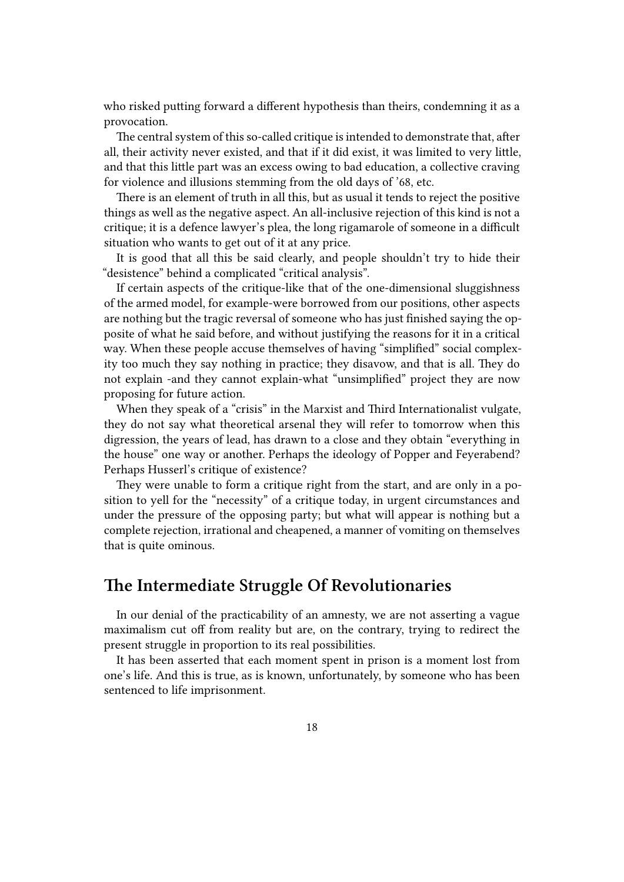who risked putting forward a different hypothesis than theirs, condemning it as a provocation.

The central system of this so-called critique is intended to demonstrate that, after all, their activity never existed, and that if it did exist, it was limited to very little, and that this little part was an excess owing to bad education, a collective craving for violence and illusions stemming from the old days of '68, etc.

There is an element of truth in all this, but as usual it tends to reject the positive things as well as the negative aspect. An all-inclusive rejection of this kind is not a critique; it is a defence lawyer's plea, the long rigamarole of someone in a difficult situation who wants to get out of it at any price.

It is good that all this be said clearly, and people shouldn't try to hide their "desistence" behind a complicated "critical analysis".

If certain aspects of the critique-like that of the one-dimensional sluggishness of the armed model, for example-were borrowed from our positions, other aspects are nothing but the tragic reversal of someone who has just finished saying the opposite of what he said before, and without justifying the reasons for it in a critical way. When these people accuse themselves of having "simplified" social complexity too much they say nothing in practice; they disavow, and that is all. They do not explain -and they cannot explain-what "unsimplified" project they are now proposing for future action.

When they speak of a "crisis" in the Marxist and Third Internationalist vulgate, they do not say what theoretical arsenal they will refer to tomorrow when this digression, the years of lead, has drawn to a close and they obtain "everything in the house" one way or another. Perhaps the ideology of Popper and Feyerabend? Perhaps Husserl's critique of existence?

They were unable to form a critique right from the start, and are only in a position to yell for the "necessity" of a critique today, in urgent circumstances and under the pressure of the opposing party; but what will appear is nothing but a complete rejection, irrational and cheapened, a manner of vomiting on themselves that is quite ominous.

## The Intermediate Struggle Of Revolutionaries

In our denial of the practicability of an amnesty, we are not asserting a vague maximalism cut off from reality but are, on the contrary, trying to redirect the present struggle in proportion to its real possibilities.

It has been asserted that each moment spent in prison is a moment lost from one's life. And this is true, as is known, unfortunately, by someone who has been sentenced to life imprisonment.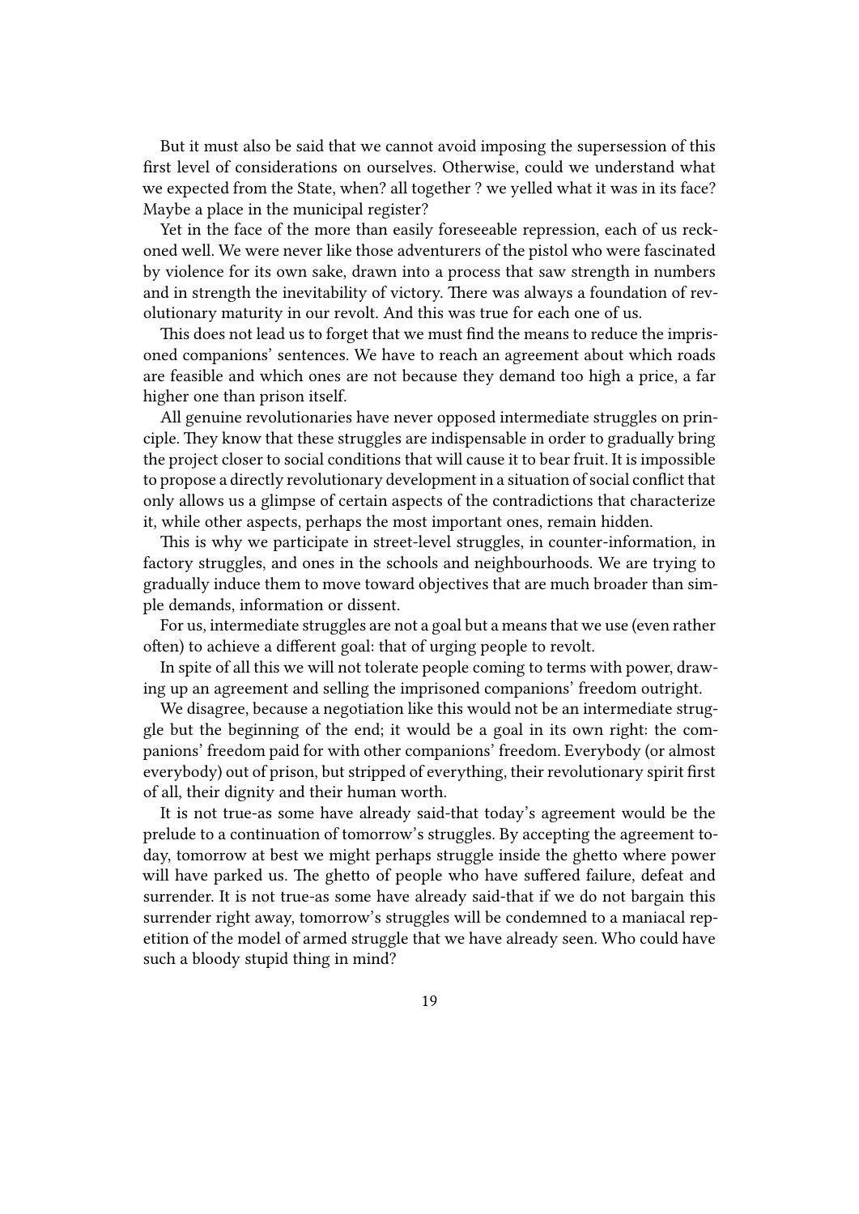But it must also be said that we cannot avoid imposing the supersession of this first level of considerations on ourselves. Otherwise, could we understand what we expected from the State, when? all together ? we yelled what it was in its face? Maybe a place in the municipal register?

Yet in the face of the more than easily foreseeable repression, each of us reckoned well. We were never like those adventurers of the pistol who were fascinated by violence for its own sake, drawn into a process that saw strength in numbers and in strength the inevitability of victory. There was always a foundation of revolutionary maturity in our revolt. And this was true for each one of us.

This does not lead us to forget that we must find the means to reduce the imprisoned companions' sentences. We have to reach an agreement about which roads are feasible and which ones are not because they demand too high a price, a far higher one than prison itself.

All genuine revolutionaries have never opposed intermediate struggles on principle. They know that these struggles are indispensable in order to gradually bring the project closer to social conditions that will cause it to bear fruit. It is impossible to propose a directly revolutionary development in a situation of social conflict that only allows us a glimpse of certain aspects of the contradictions that characterize it, while other aspects, perhaps the most important ones, remain hidden.

This is why we participate in street-level struggles, in counter-information, in factory struggles, and ones in the schools and neighbourhoods. We are trying to gradually induce them to move toward objectives that are much broader than simple demands, information or dissent.

For us, intermediate struggles are not a goal but a means that we use (even rather often) to achieve a different goal: that of urging people to revolt.

In spite of all this we will not tolerate people coming to terms with power, drawing up an agreement and selling the imprisoned companions' freedom outright.

We disagree, because a negotiation like this would not be an intermediate struggle but the beginning of the end; it would be a goal in its own right: the companions' freedom paid for with other companions' freedom. Everybody (or almost everybody) out of prison, but stripped of everything, their revolutionary spirit first of all, their dignity and their human worth.

It is not true-as some have already said-that today's agreement would be the prelude to a continuation of tomorrow's struggles. By accepting the agreement today, tomorrow at best we might perhaps struggle inside the ghetto where power will have parked us. The ghetto of people who have suffered failure, defeat and surrender. It is not true-as some have already said-that if we do not bargain this surrender right away, tomorrow's struggles will be condemned to a maniacal repetition of the model of armed struggle that we have already seen. Who could have such a bloody stupid thing in mind?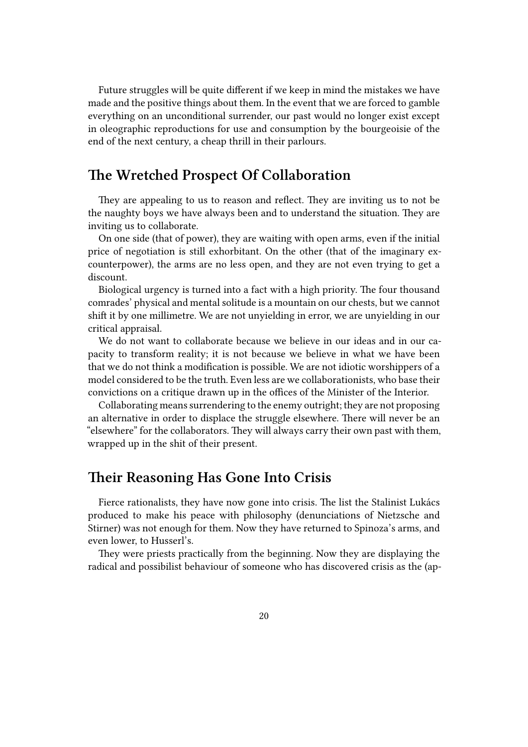Future struggles will be quite different if we keep in mind the mistakes we have made and the positive things about them. In the event that we are forced to gamble everything on an unconditional surrender, our past would no longer exist except in oleographic reproductions for use and consumption by the bourgeoisie of the end of the next century, a cheap thrill in their parlours.

## The Wretched Prospect Of Collaboration

They are appealing to us to reason and reflect. They are inviting us to not be the naughty boys we have always been and to understand the situation. They are inviting us to collaborate.

On one side (that of power), they are waiting with open arms, even if the initial price of negotiation is still exhorbitant. On the other (that of the imaginary ex-counterpower), the arms are no less open, and they are not even trying to get a discount.

Biological urgency is turned into a fact with a high priority. The four thousand comrades' physical and mental solitude is a mountain on our chests, but we cannot shift it by one millimetre. We are not unyielding in error, we are unyielding in our critical appraisal.

We do not want to collaborate because we believe in our ideas and in our capacity to transform reality; it is not because we believe in what we have been that we do not think a modification is possible. We are not idiotic worshippers of a model considered to be the truth. Even less are we collaborationists, who base their convictions on a critique drawn up in the offices of the Minister of the Interior.

Collaborating means surrendering to the enemy outright; they are not proposing an alternative in order to displace the struggle elsewhere. There will never be an "elsewhere" for the collaborators. They will always carry their own past with them, wrapped up in the shit of their present.

## Their Reasoning Has Gone Into Crisis

Fierce rationalists, they have now gone into crisis. The list the Stalinist Lukács produced to make his peace with philosophy (denunciations of Nietzsche and Stirner) was not enough for them. Now they have returned to Spinoza's arms, and even lower, to Husserl's.

They were priests practically from the beginning. Now they are displaying the radical and possibilist behaviour of someone who has discovered crisis as the (ap-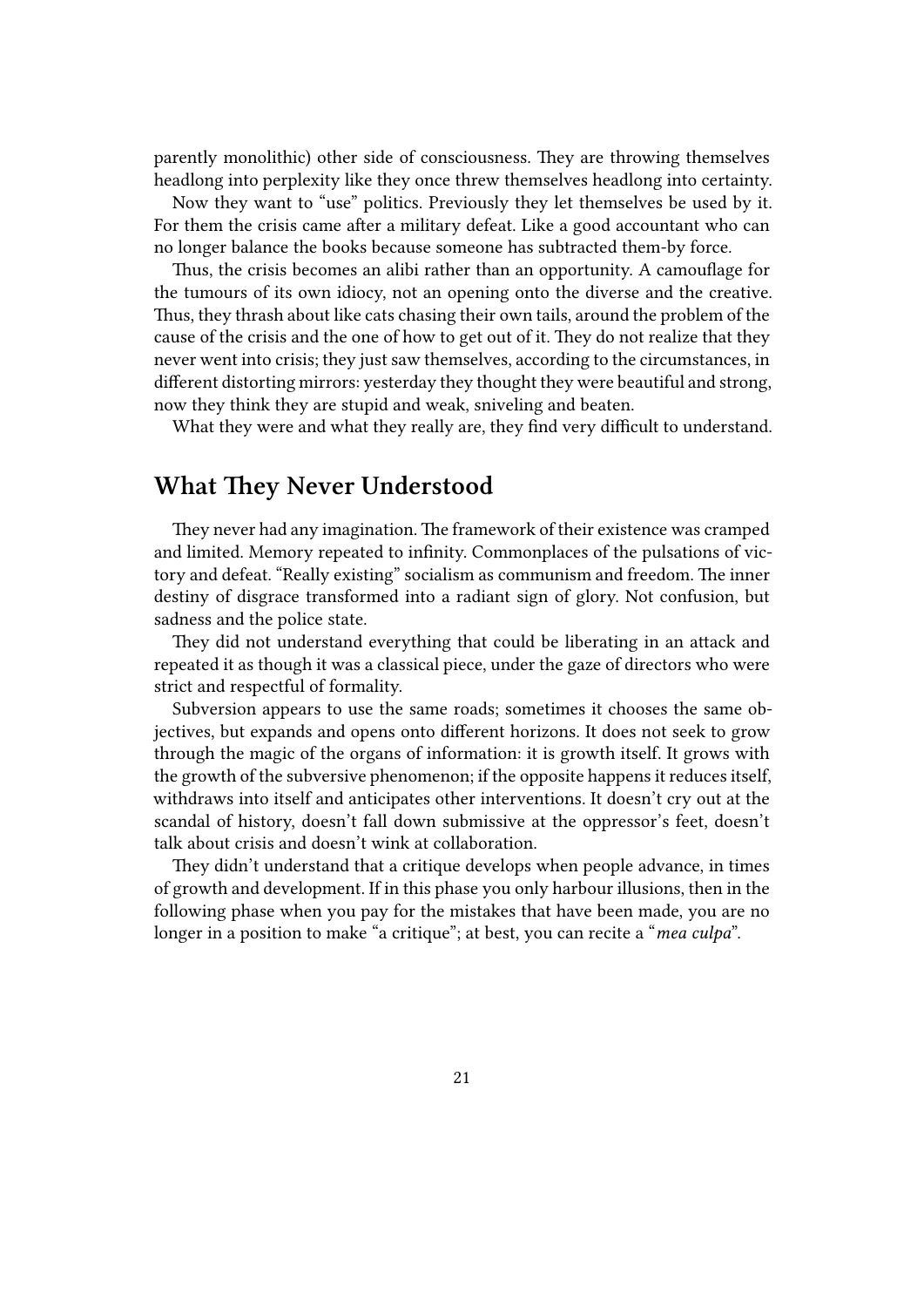parently monolithic) other side of consciousness. They are throwing themselves headlong into perplexity like they once threw themselves headlong into certainty.

Now they want to "use" politics. Previously they let themselves be used by it. For them the crisis came after a military defeat. Like a good accountant who can no longer balance the books because someone has subtracted them-by force.

Thus, the crisis becomes an alibi rather than an opportunity. A camouflage for the tumours of its own idiocy, not an opening onto the diverse and the creative. Thus, they thrash about like cats chasing their own tails, around the problem of the cause of the crisis and the one of how to get out of it. They do not realize that they never went into crisis; they just saw themselves, according to the circumstances, in different distorting mirrors: yesterday they thought they were beautiful and strong, now they think they are stupid and weak, sniveling and beaten.

What they were and what they really are, they find very difficult to understand.

## What They Never Understood

They never had any imagination. The framework of their existence was cramped and limited. Memory repeated to infinity. Commonplaces of the pulsations of victory and defeat. "Really existing" socialism as communism and freedom. The inner destiny of disgrace transformed into a radiant sign of glory. Not confusion, but sadness and the police state.

They did not understand everything that could be liberating in an attack and repeated it as though it was a classical piece, under the gaze of directors who were strict and respectful of formality.

Subversion appears to use the same roads; sometimes it chooses the same objectives, but expands and opens onto different horizons. It does not seek to grow through the magic of the organs of information: it is growth itself. It grows with the growth of the subversive phenomenon; if the opposite happens it reduces itself, withdraws into itself and anticipates other interventions. It doesn't cry out at the scandal of history, doesn't fall down submissive at the oppressor's feet, doesn't talk about crisis and doesn't wink at collaboration.

They didn't understand that a critique develops when people advance, in times of growth and development. If in this phase you only harbour illusions, then in the following phase when you pay for the mistakes that have been made, you are no longer in a position to make "a critique"; at best, you can recite a "*mea culpa*".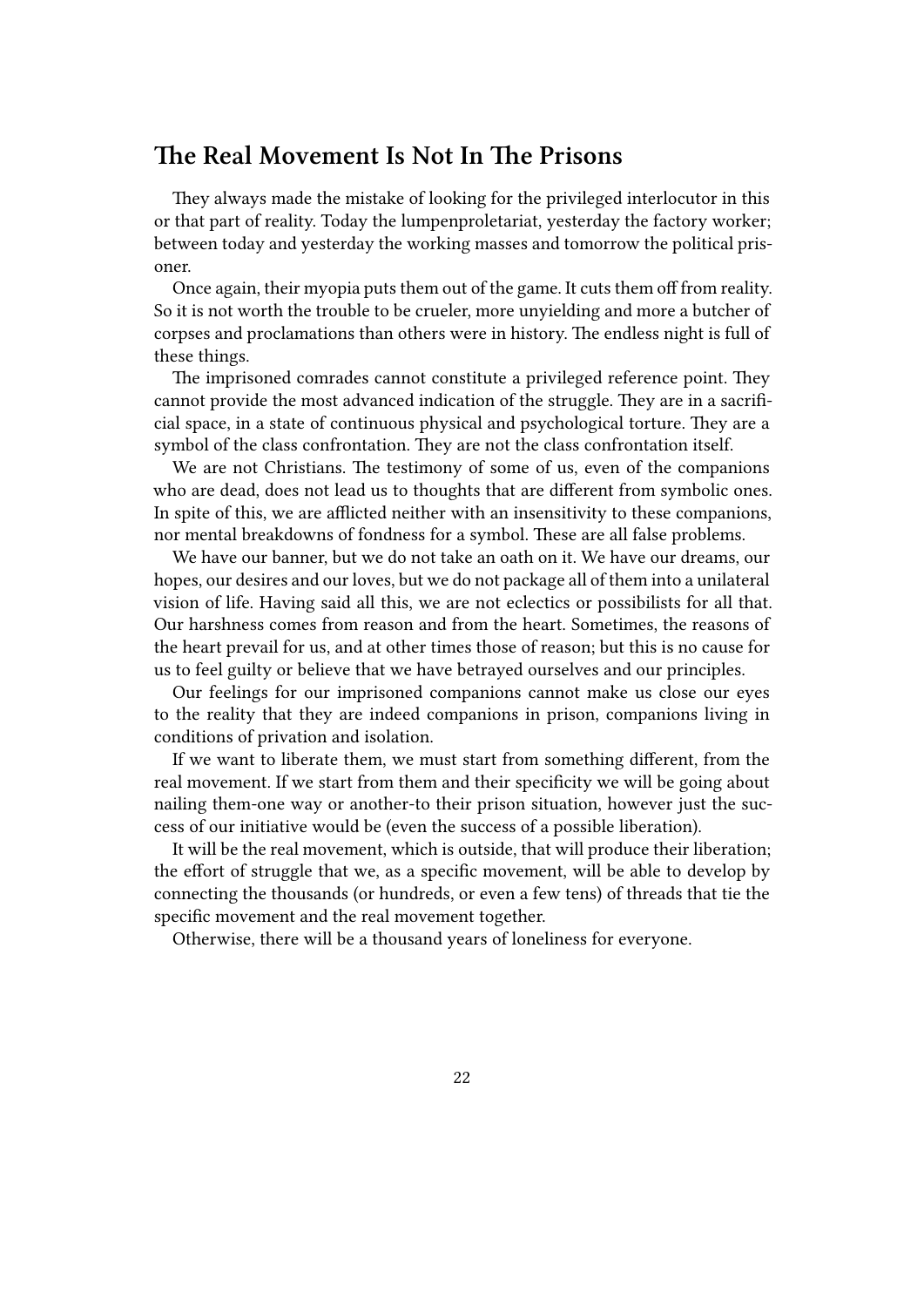## The Real Movement Is Not In The Prisons

They always made the mistake of looking for the privileged interlocutor in this or that part of reality. Today the lumpenproletariat, yesterday the factory worker; between today and yesterday the working masses and tomorrow the political prisoner.

Once again, their myopia puts them out of the game. It cuts them off from reality. So it is not worth the trouble to be crueler, more unyielding and more a butcher of corpses and proclamations than others were in history. The endless night is full of these things.

The imprisoned comrades cannot constitute a privileged reference point. They cannot provide the most advanced indication of the struggle. They are in a sacrificial space, in a state of continuous physical and psychological torture. They are a symbol of the class confrontation. They are not the class confrontation itself.

We are not Christians. The testimony of some of us, even of the companions who are dead, does not lead us to thoughts that are different from symbolic ones. In spite of this, we are afflicted neither with an insensitivity to these companions, nor mental breakdowns of fondness for a symbol. These are all false problems.

We have our banner, but we do not take an oath on it. We have our dreams, our hopes, our desires and our loves, but we do not package all of them into a unilateral vision of life. Having said all this, we are not eclectics or possibilists for all that. Our harshness comes from reason and from the heart. Sometimes, the reasons of the heart prevail for us, and at other times those of reason; but this is no cause for us to feel guilty or believe that we have betrayed ourselves and our principles.

Our feelings for our imprisoned companions cannot make us close our eyes to the reality that they are indeed companions in prison, companions living in conditions of privation and isolation.

If we want to liberate them, we must start from something different, from the real movement. If we start from them and their specificity we will be going about nailing them-one way or another-to their prison situation, however just the success of our initiative would be (even the success of a possible liberation).

It will be the real movement, which is outside, that will produce their liberation; the effort of struggle that we, as a specific movement, will be able to develop by connecting the thousands (or hundreds, or even a few tens) of threads that tie the specific movement and the real movement together.

Otherwise, there will be a thousand years of loneliness for everyone.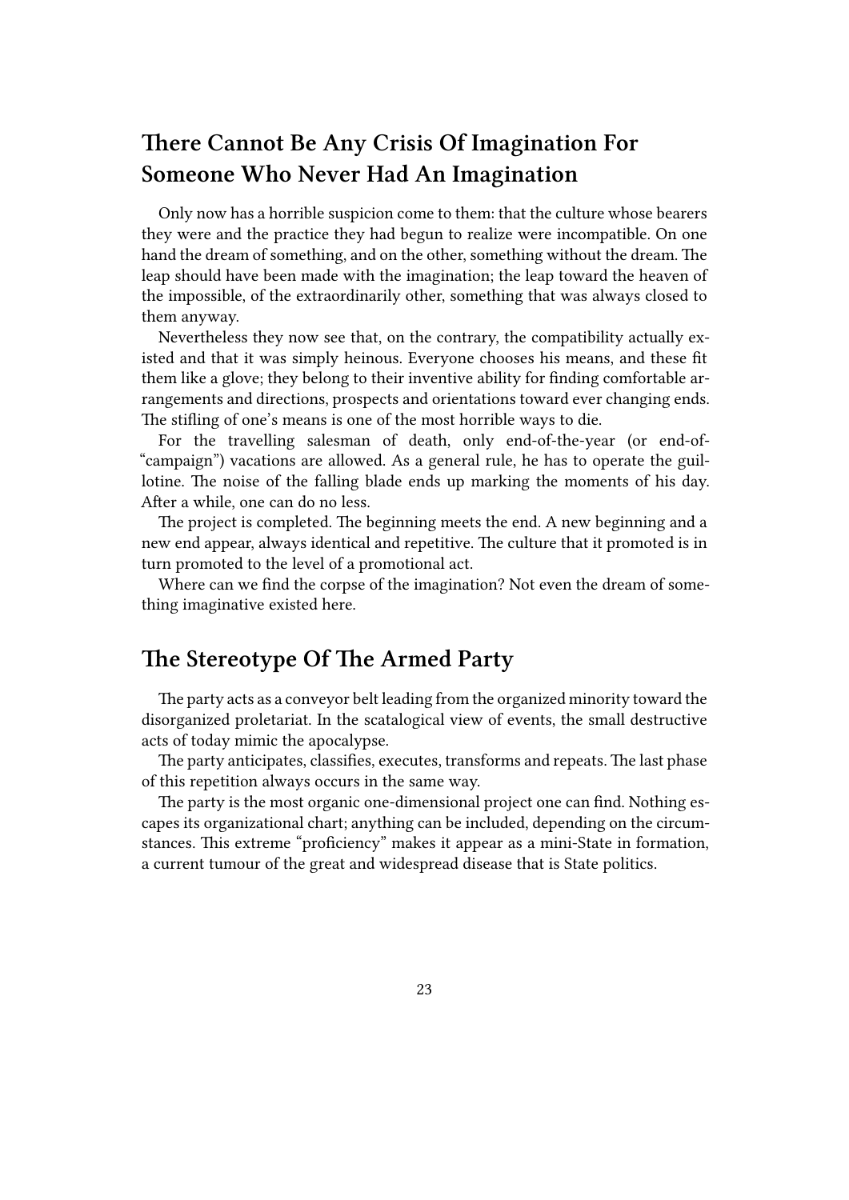## There Cannot Be Any Crisis Of Imagination For Someone Who Never Had An Imagination

Only now has a horrible suspicion come to them: that the culture whose bearers they were and the practice they had begun to realize were incompatible. On one hand the dream of something, and on the other, something without the dream. The leap should have been made with the imagination; the leap toward the heaven of the impossible, of the extraordinarily other, something that was always closed to them anyway.

Nevertheless they now see that, on the contrary, the compatibility actually existed and that it was simply heinous. Everyone chooses his means, and these fit them like a glove; they belong to their inventive ability for finding comfortable arrangements and directions, prospects and orientations toward ever changing ends. The stifling of one's means is one of the most horrible ways to die.

For the travelling salesman of death, only end-of-the-year (or end-of-"campaign") vacations are allowed. As a general rule, he has to operate the guillotine. The noise of the falling blade ends up marking the moments of his day. After a while, one can do no less.

The project is completed. The beginning meets the end. A new beginning and a new end appear, always identical and repetitive. The culture that it promoted is in turn promoted to the level of a promotional act.

Where can we find the corpse of the imagination? Not even the dream of something imaginative existed here.

## The Stereotype Of The Armed Party

The party acts as a conveyor belt leading from the organized minority toward the disorganized proletariat. In the scatalogical view of events, the small destructive acts of today mimic the apocalypse.

The party anticipates, classifies, executes, transforms and repeats. The last phase of this repetition always occurs in the same way.

The party is the most organic one-dimensional project one can find. Nothing escapes its organizational chart; anything can be included, depending on the circumstances. This extreme "proficiency" makes it appear as a mini-State in formation, a current tumour of the great and widespread disease that is State politics.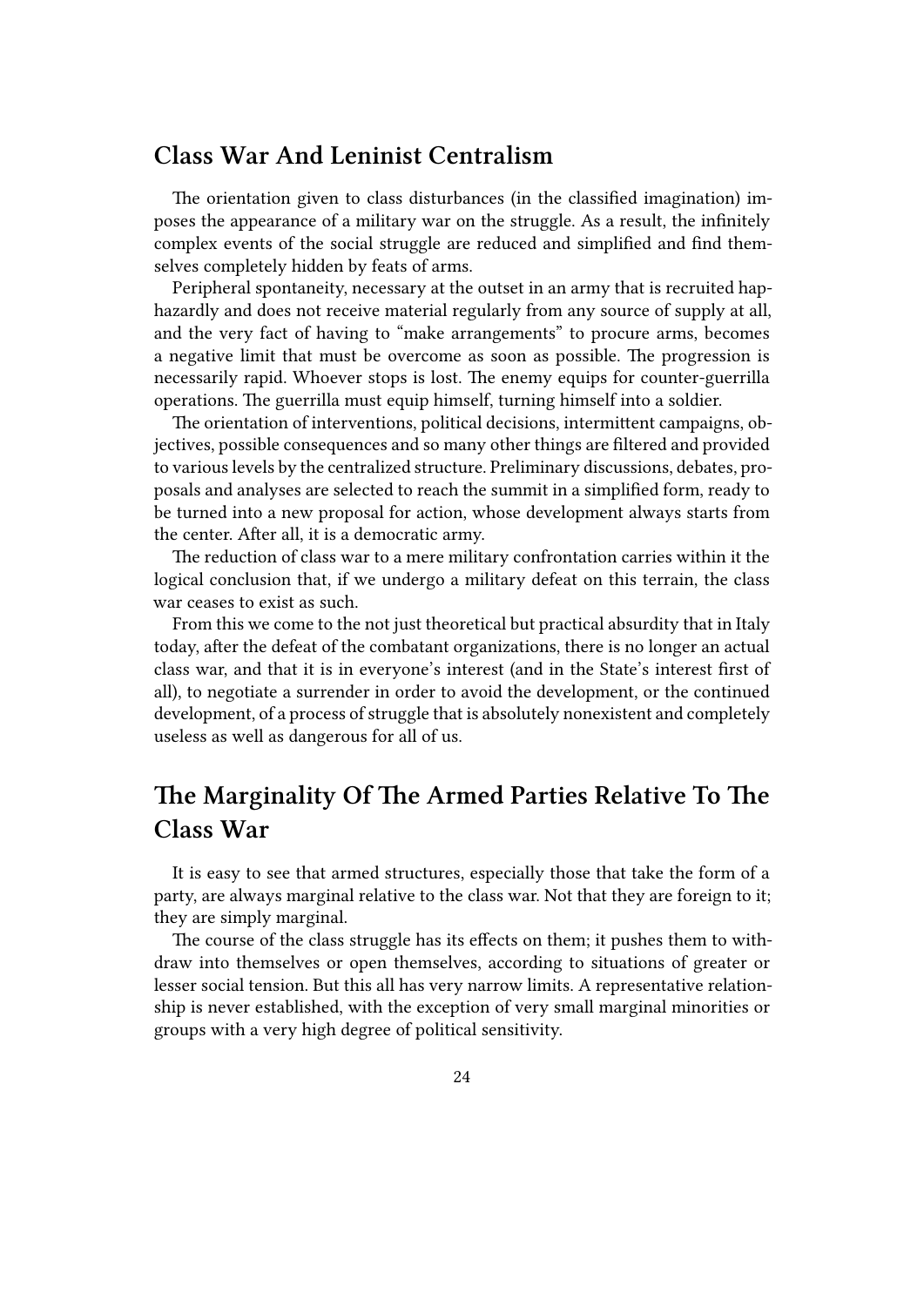## Class War And Leninist Centralism

The orientation given to class disturbances (in the classified imagination) imposes the appearance of a military war on the struggle. As a result, the infinitely complex events of the social struggle are reduced and simplified and find themselves completely hidden by feats of arms.

Peripheral spontaneity, necessary at the outset in an army that is recruited haphazardly and does not receive material regularly from any source of supply at all, and the very fact of having to "make arrangements" to procure arms, becomes a negative limit that must be overcome as soon as possible. The progression is necessarily rapid. Whoever stops is lost. The enemy equips for counter-guerrilla operations. The guerrilla must equip himself, turning himself into a soldier.

The orientation of interventions, political decisions, intermittent campaigns, objectives, possible consequences and so many other things are filtered and provided to various levels by the centralized structure. Preliminary discussions, debates, proposals and analyses are selected to reach the summit in a simplified form, ready to be turned into a new proposal for action, whose development always starts from the center. After all, it is a democratic army.

The reduction of class war to a mere military confrontation carries within it the logical conclusion that, if we undergo a military defeat on this terrain, the class war ceases to exist as such.

From this we come to the not just theoretical but practical absurdity that in Italy today, after the defeat of the combatant organizations, there is no longer an actual class war, and that it is in everyone's interest (and in the State's interest first of all), to negotiate a surrender in order to avoid the development, or the continued development, of a process of struggle that is absolutely nonexistent and completely useless as well as dangerous for all of us.

## The Marginality Of The Armed Parties Relative To The Class War

It is easy to see that armed structures, especially those that take the form of a party, are always marginal relative to the class war. Not that they are foreign to it; they are simply marginal.

The course of the class struggle has its effects on them; it pushes them to withdraw into themselves or open themselves, according to situations of greater or lesser social tension. But this all has very narrow limits. A representative relationship is never established, with the exception of very small marginal minorities or groups with a very high degree of political sensitivity.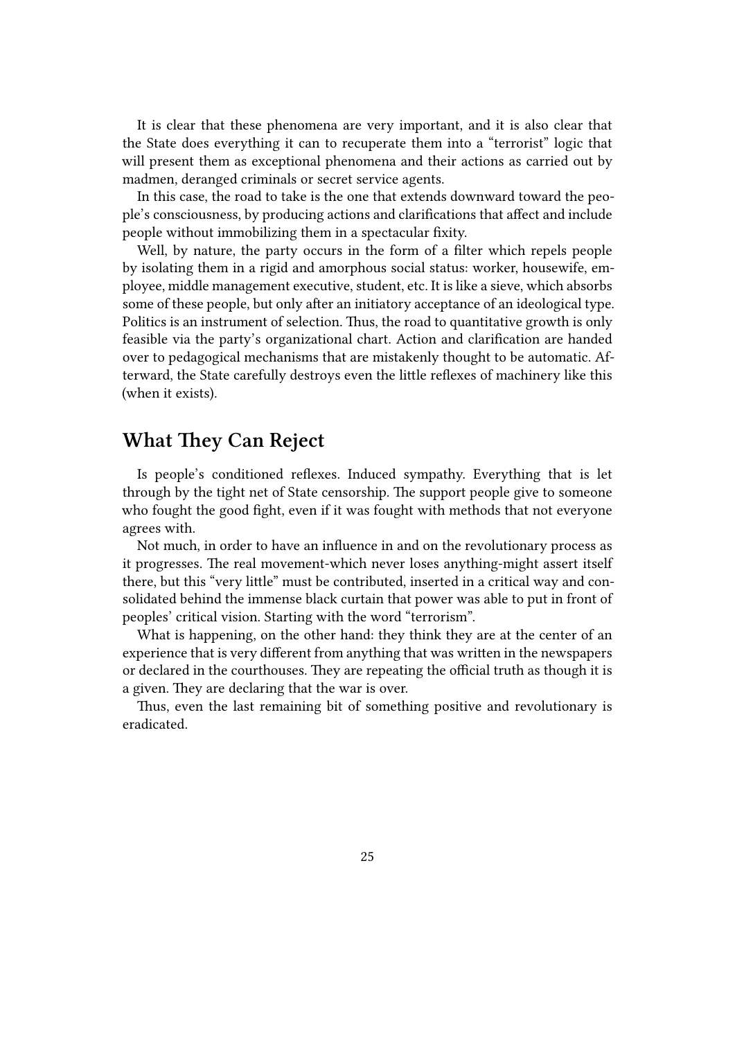It is clear that these phenomena are very important, and it is also clear that the State does everything it can to recuperate them into a "terrorist" logic that will present them as exceptional phenomena and their actions as carried out by madmen, deranged criminals or secret service agents.

In this case, the road to take is the one that extends downward toward the people's consciousness, by producing actions and clarifications that affect and include people without immobilizing them in a spectacular fixity.

Well, by nature, the party occurs in the form of a filter which repels people by isolating them in a rigid and amorphous social status: worker, housewife, employee, middle management executive, student, etc. It is like a sieve, which absorbs some of these people, but only after an initiatory acceptance of an ideological type. Politics is an instrument of selection. Thus, the road to quantitative growth is only feasible via the party's organizational chart. Action and clarification are handed over to pedagogical mechanisms that are mistakenly thought to be automatic. Afterward, the State carefully destroys even the little reflexes of machinery like this (when it exists).

## What They Can Reject

Is people's conditioned reflexes. Induced sympathy. Everything that is let through by the tight net of State censorship. The support people give to someone who fought the good fight, even if it was fought with methods that not everyone agrees with.

Not much, in order to have an influence in and on the revolutionary process as it progresses. The real movement-which never loses anything-might assert itself there, but this "very little" must be contributed, inserted in a critical way and consolidated behind the immense black curtain that power was able to put in front of peoples' critical vision. Starting with the word "terrorism".

What is happening, on the other hand: they think they are at the center of an experience that is very different from anything that was written in the newspapers or declared in the courthouses. They are repeating the official truth as though it is a given. They are declaring that the war is over.

Thus, even the last remaining bit of something positive and revolutionary is eradicated.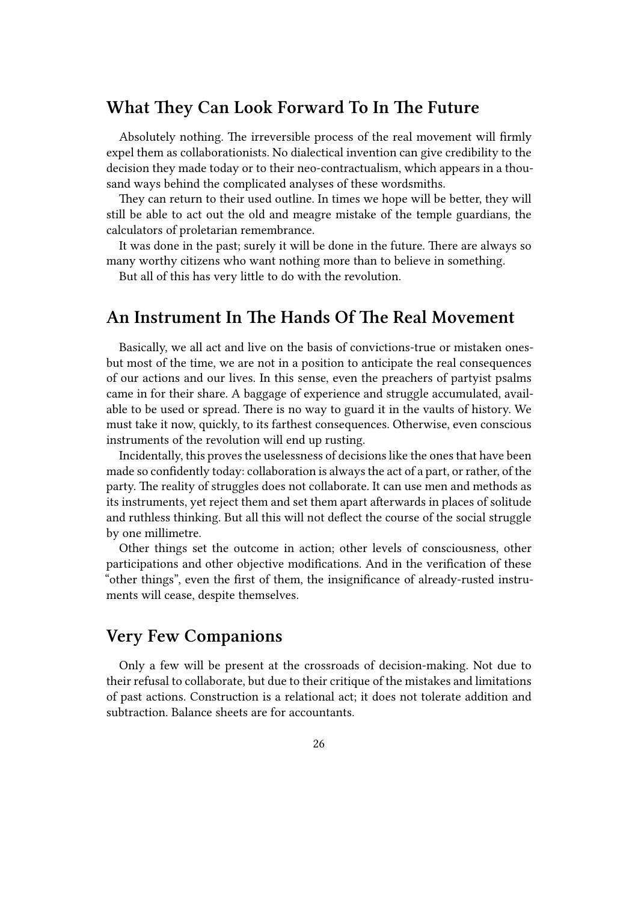## What They Can Look Forward To In The Future

Absolutely nothing. The irreversible process of the real movement will firmly expel them as collaborationists. No dialectical invention can give credibility to the decision they made today or to their neo-contractualism, which appears in a thousand ways behind the complicated analyses of these wordsmiths.

They can return to their used outline. In times we hope will be better, they will still be able to act out the old and meagre mistake of the temple guardians, the calculators of proletarian remembrance.

It was done in the past; surely it will be done in the future. There are always so many worthy citizens who want nothing more than to believe in something.

But all of this has very little to do with the revolution.

## An Instrument In The Hands Of The Real Movement

Basically, we all act and live on the basis of convictions-true or mistaken ones-but most of the time, we are not in a position to anticipate the real consequences of our actions and our lives. In this sense, even the preachers of partyist psalms came in for their share. A baggage of experience and struggle accumulated, available to be used or spread. There is no way to guard it in the vaults of history. We must take it now, quickly, to its farthest consequences. Otherwise, even conscious instruments of the revolution will end up rusting.

Incidentally, this proves the uselessness of decisions like the ones that have been made so confidently today: collaboration is always the act of a part, or rather, of the party. The reality of struggles does not collaborate. It can use men and methods as its instruments, yet reject them and set them apart afterwards in places of solitude and ruthless thinking. But all this will not deflect the course of the social struggle by one millimetre.

Other things set the outcome in action; other levels of consciousness, other participations and other objective modifications. And in the verification of these "other things", even the first of them, the insignificance of already-rusted instruments will cease, despite themselves.

## Very Few Companions

Only a few will be present at the crossroads of decision-making. Not due to their refusal to collaborate, but due to their critique of the mistakes and limitations of past actions. Construction is a relational act; it does not tolerate addition and subtraction. Balance sheets are for accountants.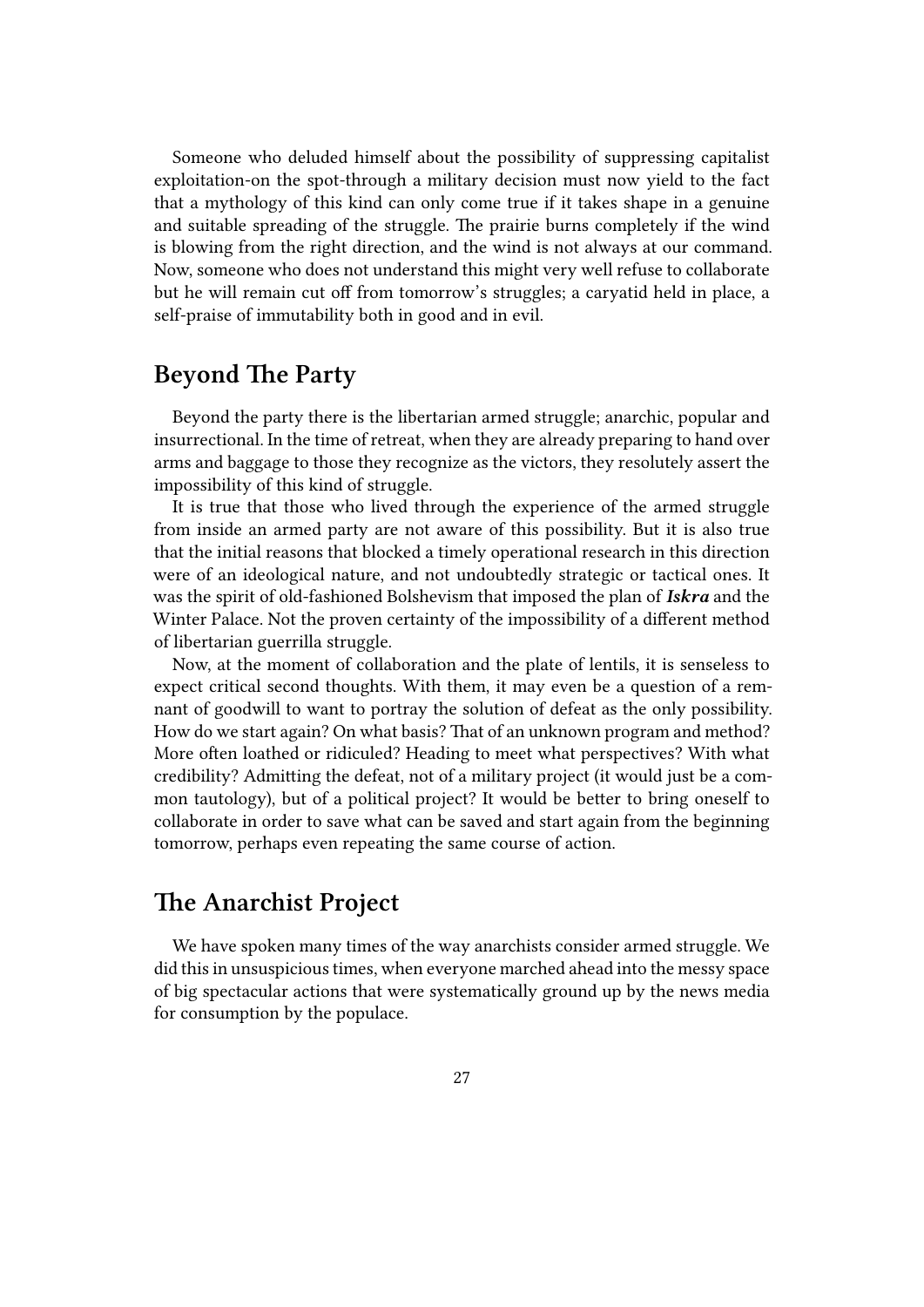Someone who deluded himself about the possibility of suppressing capitalist exploitation-on the spot-through a military decision must now yield to the fact that a mythology of this kind can only come true if it takes shape in a genuine and suitable spreading of the struggle. The prairie burns completely if the wind is blowing from the right direction, and the wind is not always at our command. Now, someone who does not understand this might very well refuse to collaborate but he will remain cut off from tomorrow's struggles; a caryatid held in place, a self-praise of immutability both in good and in evil.

## Beyond The Party

Beyond the party there is the libertarian armed struggle; anarchic, popular and insurrectional. In the time of retreat, when they are already preparing to hand over arms and baggage to those they recognize as the victors, they resolutely assert the impossibility of this kind of struggle.

It is true that those who lived through the experience of the armed struggle from inside an armed party are not aware of this possibility. But it is also true that the initial reasons that blocked a timely operational research in this direction were of an ideological nature, and not undoubtedly strategic or tactical ones. It was the spirit of old-fashioned Bolshevism that imposed the plan of ***Iskra*** and the Winter Palace. Not the proven certainty of the impossibility of a different method of libertarian guerrilla struggle.

Now, at the moment of collaboration and the plate of lentils, it is senseless to expect critical second thoughts. With them, it may even be a question of a remnant of goodwill to want to portray the solution of defeat as the only possibility. How do we start again? On what basis? That of an unknown program and method? More often loathed or ridiculed? Heading to meet what perspectives? With what credibility? Admitting the defeat, not of a military project (it would just be a common tautology), but of a political project? It would be better to bring oneself to collaborate in order to save what can be saved and start again from the beginning tomorrow, perhaps even repeating the same course of action.

## The Anarchist Project

We have spoken many times of the way anarchists consider armed struggle. We did this in unsuspicious times, when everyone marched ahead into the messy space of big spectacular actions that were systematically ground up by the news media for consumption by the populace.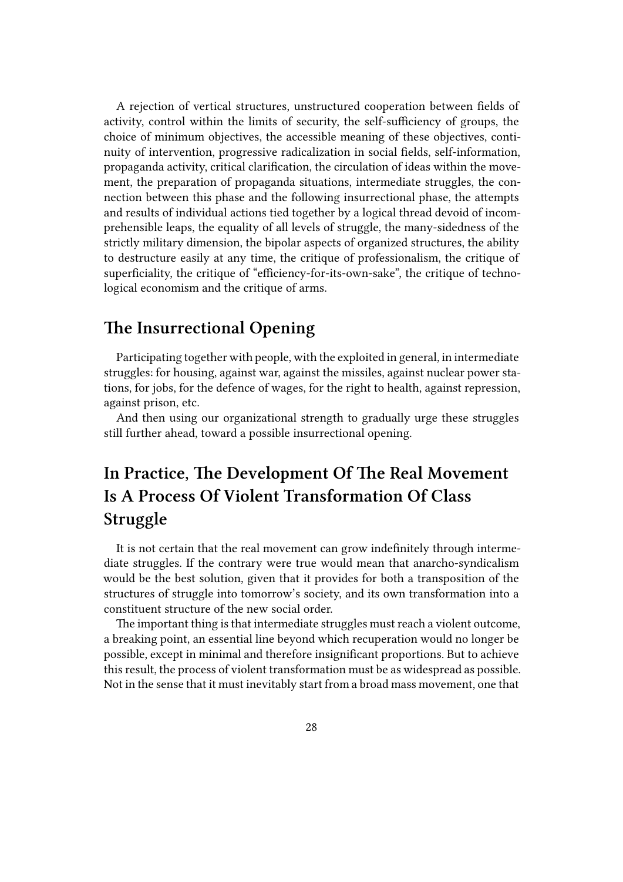A rejection of vertical structures, unstructured cooperation between fields of activity, control within the limits of security, the self-sufficiency of groups, the choice of minimum objectives, the accessible meaning of these objectives, continuity of intervention, progressive radicalization in social fields, self-information, propaganda activity, critical clarification, the circulation of ideas within the movement, the preparation of propaganda situations, intermediate struggles, the connection between this phase and the following insurrectional phase, the attempts and results of individual actions tied together by a logical thread devoid of incomprehensible leaps, the equality of all levels of struggle, the many-sidedness of the strictly military dimension, the bipolar aspects of organized structures, the ability to destructure easily at any time, the critique of professionalism, the critique of superficiality, the critique of "efficiency-for-its-own-sake", the critique of technological economism and the critique of arms.

## The Insurrectional Opening

Participating together with people, with the exploited in general, in intermediate struggles: for housing, against war, against the missiles, against nuclear power stations, for jobs, for the defence of wages, for the right to health, against repression, against prison, etc.

And then using our organizational strength to gradually urge these struggles still further ahead, toward a possible insurrectional opening.

## In Practice, The Development Of The Real Movement Is A Process Of Violent Transformation Of Class Struggle

It is not certain that the real movement can grow indefinitely through intermediate struggles. If the contrary were true would mean that anarcho-syndicalism would be the best solution, given that it provides for both a transposition of the structures of struggle into tomorrow's society, and its own transformation into a constituent structure of the new social order.

The important thing is that intermediate struggles must reach a violent outcome, a breaking point, an essential line beyond which recuperation would no longer be possible, except in minimal and therefore insignificant proportions. But to achieve this result, the process of violent transformation must be as widespread as possible. Not in the sense that it must inevitably start from a broad mass movement, one that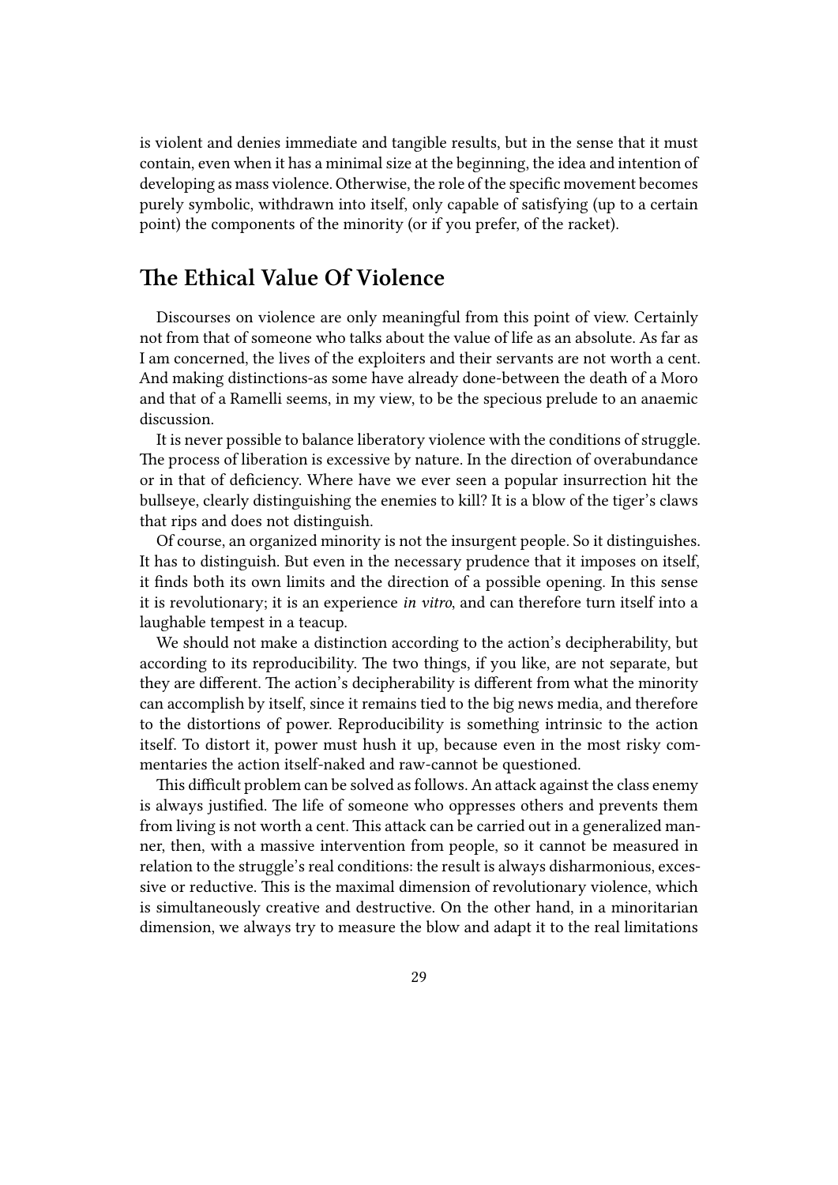is violent and denies immediate and tangible results, but in the sense that it must contain, even when it has a minimal size at the beginning, the idea and intention of developing as mass violence. Otherwise, the role of the specific movement becomes purely symbolic, withdrawn into itself, only capable of satisfying (up to a certain point) the components of the minority (or if you prefer, of the racket).

## The Ethical Value Of Violence

Discourses on violence are only meaningful from this point of view. Certainly not from that of someone who talks about the value of life as an absolute. As far as I am concerned, the lives of the exploiters and their servants are not worth a cent. And making distinctions-as some have already done-between the death of a Moro and that of a Ramelli seems, in my view, to be the specious prelude to an anaemic discussion.

It is never possible to balance liberatory violence with the conditions of struggle. The process of liberation is excessive by nature. In the direction of overabundance or in that of deficiency. Where have we ever seen a popular insurrection hit the bullseye, clearly distinguishing the enemies to kill? It is a blow of the tiger's claws that rips and does not distinguish.

Of course, an organized minority is not the insurgent people. So it distinguishes. It has to distinguish. But even in the necessary prudence that it imposes on itself, it finds both its own limits and the direction of a possible opening. In this sense it is revolutionary; it is an experience *in vitro*, and can therefore turn itself into a laughable tempest in a teacup.

We should not make a distinction according to the action's decipherability, but according to its reproducibility. The two things, if you like, are not separate, but they are different. The action's decipherability is different from what the minority can accomplish by itself, since it remains tied to the big news media, and therefore to the distortions of power. Reproducibility is something intrinsic to the action itself. To distort it, power must hush it up, because even in the most risky commentaries the action itself-naked and raw-cannot be questioned.

This difficult problem can be solved as follows. An attack against the class enemy is always justified. The life of someone who oppresses others and prevents them from living is not worth a cent. This attack can be carried out in a generalized manner, then, with a massive intervention from people, so it cannot be measured in relation to the struggle's real conditions: the result is always disharmonious, excessive or reductive. This is the maximal dimension of revolutionary violence, which is simultaneously creative and destructive. On the other hand, in a minoritarian dimension, we always try to measure the blow and adapt it to the real limitations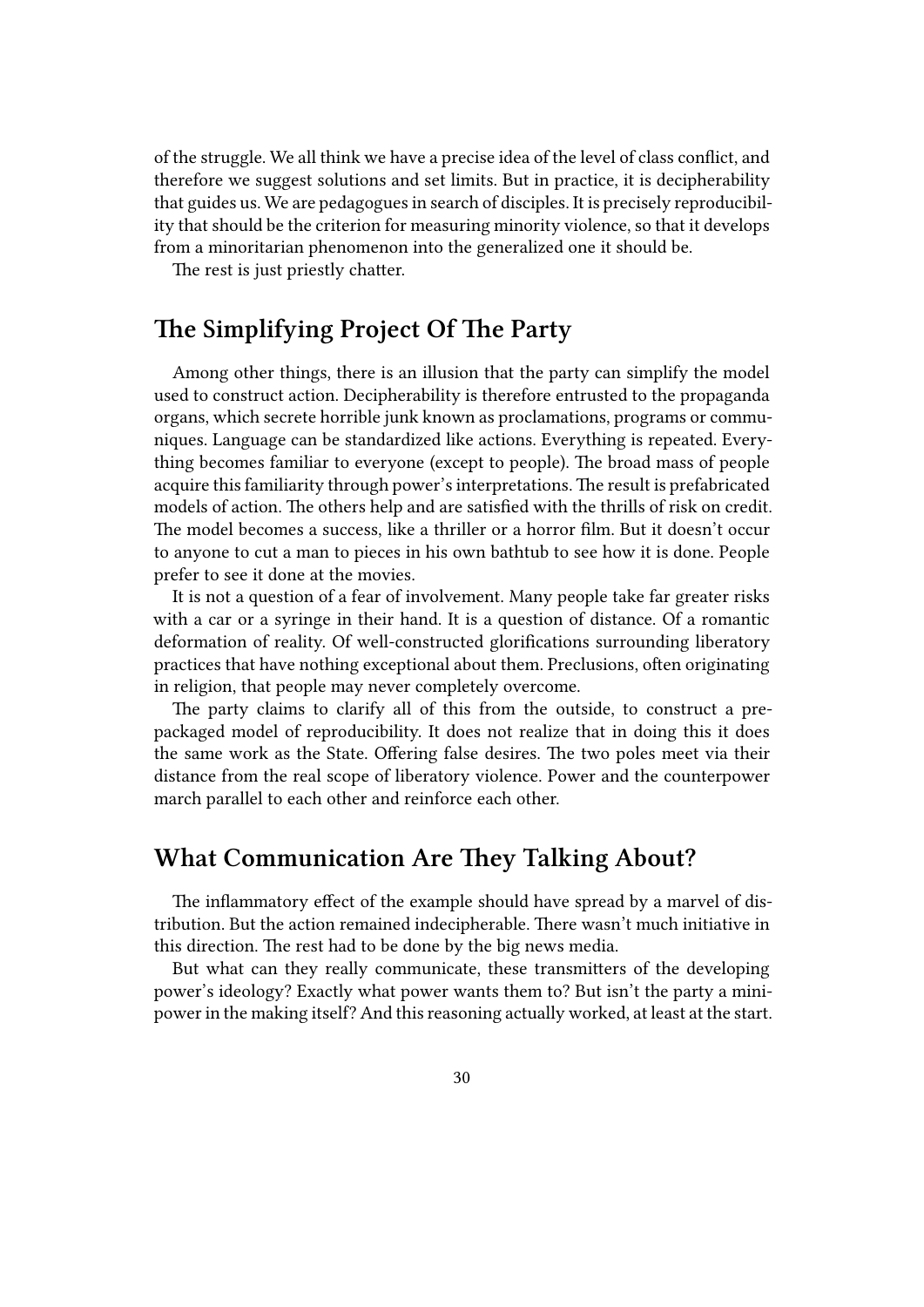of the struggle. We all think we have a precise idea of the level of class conflict, and therefore we suggest solutions and set limits. But in practice, it is decipherability that guides us. We are pedagogues in search of disciples. It is precisely reproducibility that should be the criterion for measuring minority violence, so that it develops from a minoritarian phenomenon into the generalized one it should be.

The rest is just priestly chatter.

## The Simplifying Project Of The Party

Among other things, there is an illusion that the party can simplify the model used to construct action. Decipherability is therefore entrusted to the propaganda organs, which secrete horrible junk known as proclamations, programs or communiques. Language can be standardized like actions. Everything is repeated. Everything becomes familiar to everyone (except to people). The broad mass of people acquire this familiarity through power's interpretations. The result is prefabricated models of action. The others help and are satisfied with the thrills of risk on credit. The model becomes a success, like a thriller or a horror film. But it doesn't occur to anyone to cut a man to pieces in his own bathtub to see how it is done. People prefer to see it done at the movies.

It is not a question of a fear of involvement. Many people take far greater risks with a car or a syringe in their hand. It is a question of distance. Of a romantic deformation of reality. Of well-constructed glorifications surrounding liberatory practices that have nothing exceptional about them. Preclusions, often originating in religion, that people may never completely overcome.

The party claims to clarify all of this from the outside, to construct a prepackaged model of reproducibility. It does not realize that in doing this it does the same work as the State. Offering false desires. The two poles meet via their distance from the real scope of liberatory violence. Power and the counterpower march parallel to each other and reinforce each other.

## What Communication Are They Talking About?

The inflammatory effect of the example should have spread by a marvel of distribution. But the action remained indecipherable. There wasn't much initiative in this direction. The rest had to be done by the big news media.

But what can they really communicate, these transmitters of the developing power's ideology? Exactly what power wants them to? But isn't the party a mini-power in the making itself? And this reasoning actually worked, at least at the start.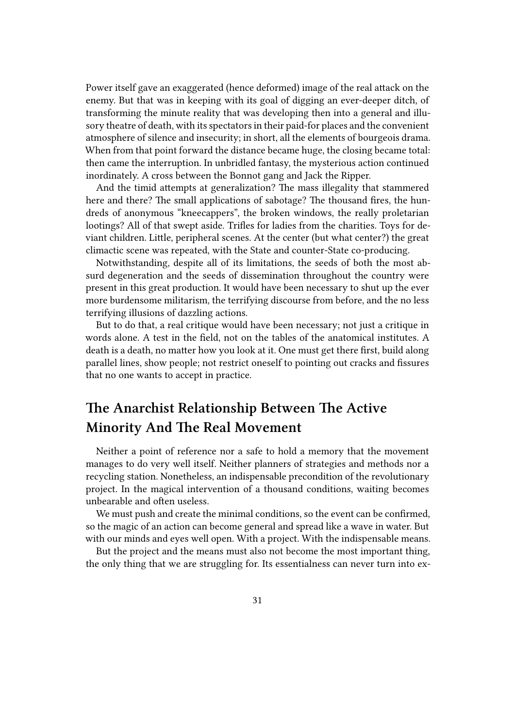Power itself gave an exaggerated (hence deformed) image of the real attack on the enemy. But that was in keeping with its goal of digging an ever-deeper ditch, of transforming the minute reality that was developing then into a general and illusory theatre of death, with its spectators in their paid-for places and the convenient atmosphere of silence and insecurity; in short, all the elements of bourgeois drama. When from that point forward the distance became huge, the closing became total: then came the interruption. In unbridled fantasy, the mysterious action continued inordinately. A cross between the Bonnot gang and Jack the Ripper.

And the timid attempts at generalization? The mass illegality that stammered here and there? The small applications of sabotage? The thousand fires, the hundreds of anonymous "kneecappers", the broken windows, the really proletarian lootings? All of that swept aside. Trifles for ladies from the charities. Toys for deviant children. Little, peripheral scenes. At the center (but what center?) the great climactic scene was repeated, with the State and counter-State co-producing.

Notwithstanding, despite all of its limitations, the seeds of both the most absurd degeneration and the seeds of dissemination throughout the country were present in this great production. It would have been necessary to shut up the ever more burdensome militarism, the terrifying discourse from before, and the no less terrifying illusions of dazzling actions.

But to do that, a real critique would have been necessary; not just a critique in words alone. A test in the field, not on the tables of the anatomical institutes. A death is a death, no matter how you look at it. One must get there first, build along parallel lines, show people; not restrict oneself to pointing out cracks and fissures that no one wants to accept in practice.

## The Anarchist Relationship Between The Active Minority And The Real Movement

Neither a point of reference nor a safe to hold a memory that the movement manages to do very well itself. Neither planners of strategies and methods nor a recycling station. Nonetheless, an indispensable precondition of the revolutionary project. In the magical intervention of a thousand conditions, waiting becomes unbearable and often useless.

We must push and create the minimal conditions, so the event can be confirmed, so the magic of an action can become general and spread like a wave in water. But with our minds and eyes well open. With a project. With the indispensable means.

But the project and the means must also not become the most important thing, the only thing that we are struggling for. Its essentialness can never turn into ex-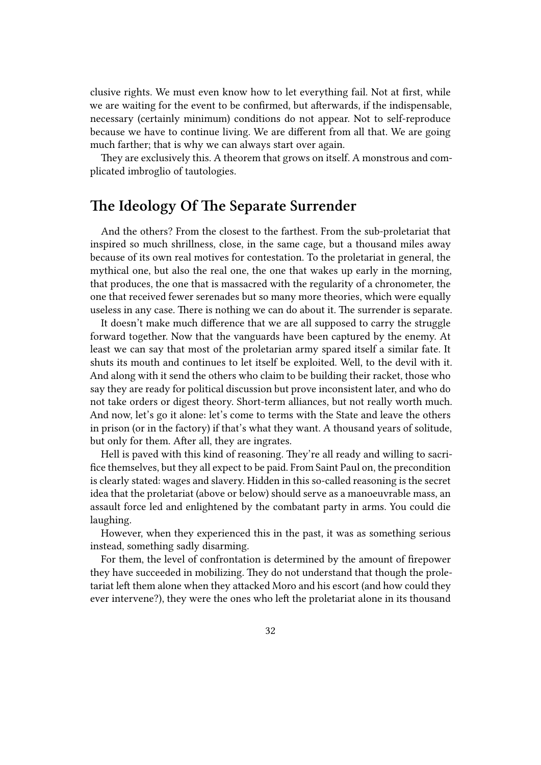clusive rights. We must even know how to let everything fail. Not at first, while we are waiting for the event to be confirmed, but afterwards, if the indispensable, necessary (certainly minimum) conditions do not appear. Not to self-reproduce because we have to continue living. We are different from all that. We are going much farther; that is why we can always start over again.

They are exclusively this. A theorem that grows on itself. A monstrous and complicated imbroglio of tautologies.

## The Ideology Of The Separate Surrender

And the others? From the closest to the farthest. From the sub-proletariat that inspired so much shrillness, close, in the same cage, but a thousand miles away because of its own real motives for contestation. To the proletariat in general, the mythical one, but also the real one, the one that wakes up early in the morning, that produces, the one that is massacred with the regularity of a chronometer, the one that received fewer serenades but so many more theories, which were equally useless in any case. There is nothing we can do about it. The surrender is separate.

It doesn't make much difference that we are all supposed to carry the struggle forward together. Now that the vanguards have been captured by the enemy. At least we can say that most of the proletarian army spared itself a similar fate. It shuts its mouth and continues to let itself be exploited. Well, to the devil with it. And along with it send the others who claim to be building their racket, those who say they are ready for political discussion but prove inconsistent later, and who do not take orders or digest theory. Short-term alliances, but not really worth much. And now, let's go it alone: let's come to terms with the State and leave the others in prison (or in the factory) if that's what they want. A thousand years of solitude, but only for them. After all, they are ingrates.

Hell is paved with this kind of reasoning. They're all ready and willing to sacrifice themselves, but they all expect to be paid. From Saint Paul on, the precondition is clearly stated: wages and slavery. Hidden in this so-called reasoning is the secret idea that the proletariat (above or below) should serve as a manoeuvrable mass, an assault force led and enlightened by the combatant party in arms. You could die laughing.

However, when they experienced this in the past, it was as something serious instead, something sadly disarming.

For them, the level of confrontation is determined by the amount of firepower they have succeeded in mobilizing. They do not understand that though the proletariat left them alone when they attacked Moro and his escort (and how could they ever intervene?), they were the ones who left the proletariat alone in its thousand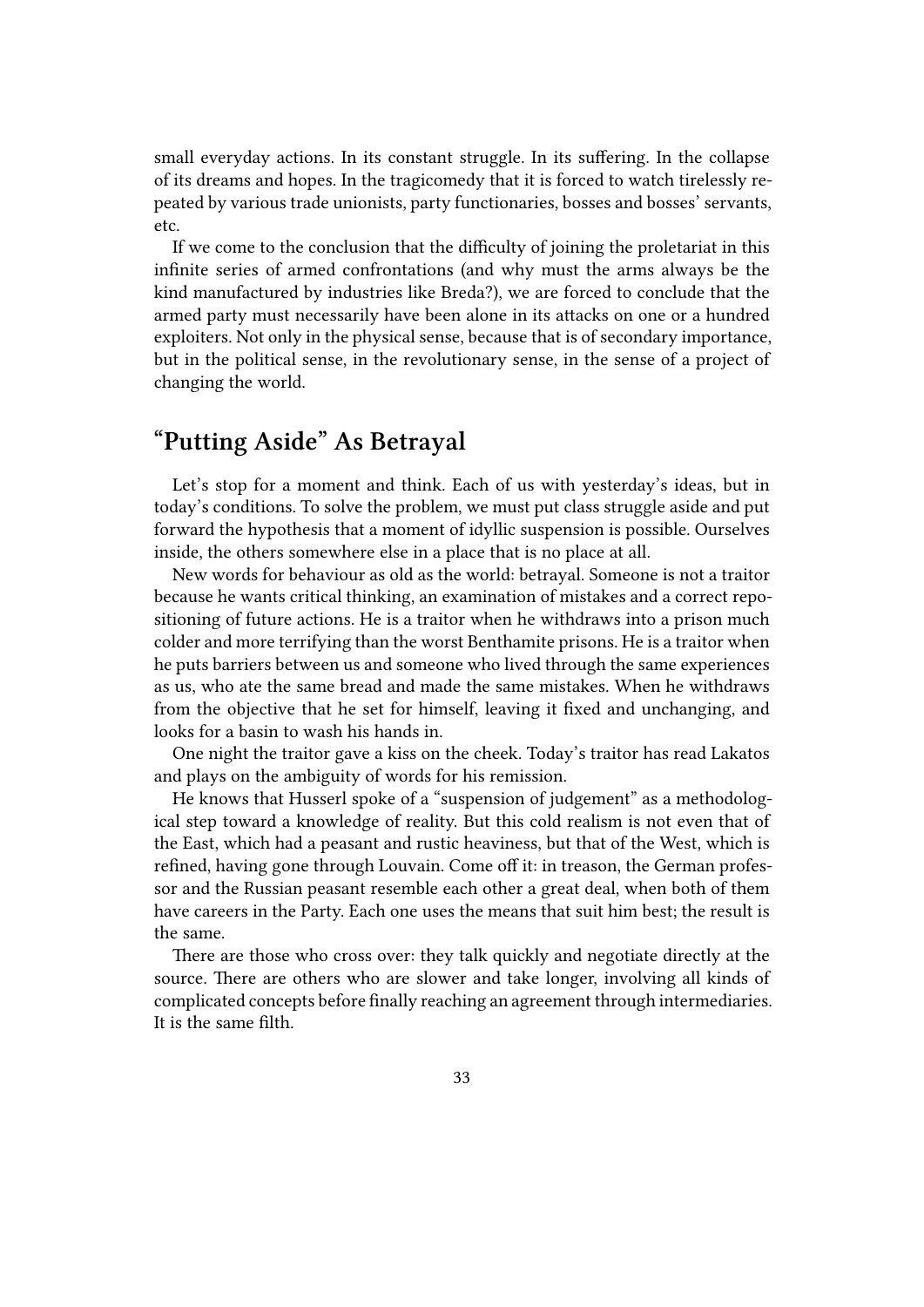small everyday actions. In its constant struggle. In its suffering. In the collapse of its dreams and hopes. In the tragicomedy that it is forced to watch tirelessly repeated by various trade unionists, party functionaries, bosses and bosses' servants, etc.

If we come to the conclusion that the difficulty of joining the proletariat in this infinite series of armed confrontations (and why must the arms always be the kind manufactured by industries like Breda?), we are forced to conclude that the armed party must necessarily have been alone in its attacks on one or a hundred exploiters. Not only in the physical sense, because that is of secondary importance, but in the political sense, in the revolutionary sense, in the sense of a project of changing the world.

## "Putting Aside" As Betrayal

Let's stop for a moment and think. Each of us with yesterday's ideas, but in today's conditions. To solve the problem, we must put class struggle aside and put forward the hypothesis that a moment of idyllic suspension is possible. Ourselves inside, the others somewhere else in a place that is no place at all.

New words for behaviour as old as the world: betrayal. Someone is not a traitor because he wants critical thinking, an examination of mistakes and a correct repositioning of future actions. He is a traitor when he withdraws into a prison much colder and more terrifying than the worst Benthamite prisons. He is a traitor when he puts barriers between us and someone who lived through the same experiences as us, who ate the same bread and made the same mistakes. When he withdraws from the objective that he set for himself, leaving it fixed and unchanging, and looks for a basin to wash his hands in.

One night the traitor gave a kiss on the cheek. Today's traitor has read Lakatos and plays on the ambiguity of words for his remission.

He knows that Husserl spoke of a "suspension of judgement" as a methodological step toward a knowledge of reality. But this cold realism is not even that of the East, which had a peasant and rustic heaviness, but that of the West, which is refined, having gone through Louvain. Come off it: in treason, the German professor and the Russian peasant resemble each other a great deal, when both of them have careers in the Party. Each one uses the means that suit him best; the result is the same.

There are those who cross over: they talk quickly and negotiate directly at the source. There are others who are slower and take longer, involving all kinds of complicated concepts before finally reaching an agreement through intermediaries. It is the same filth.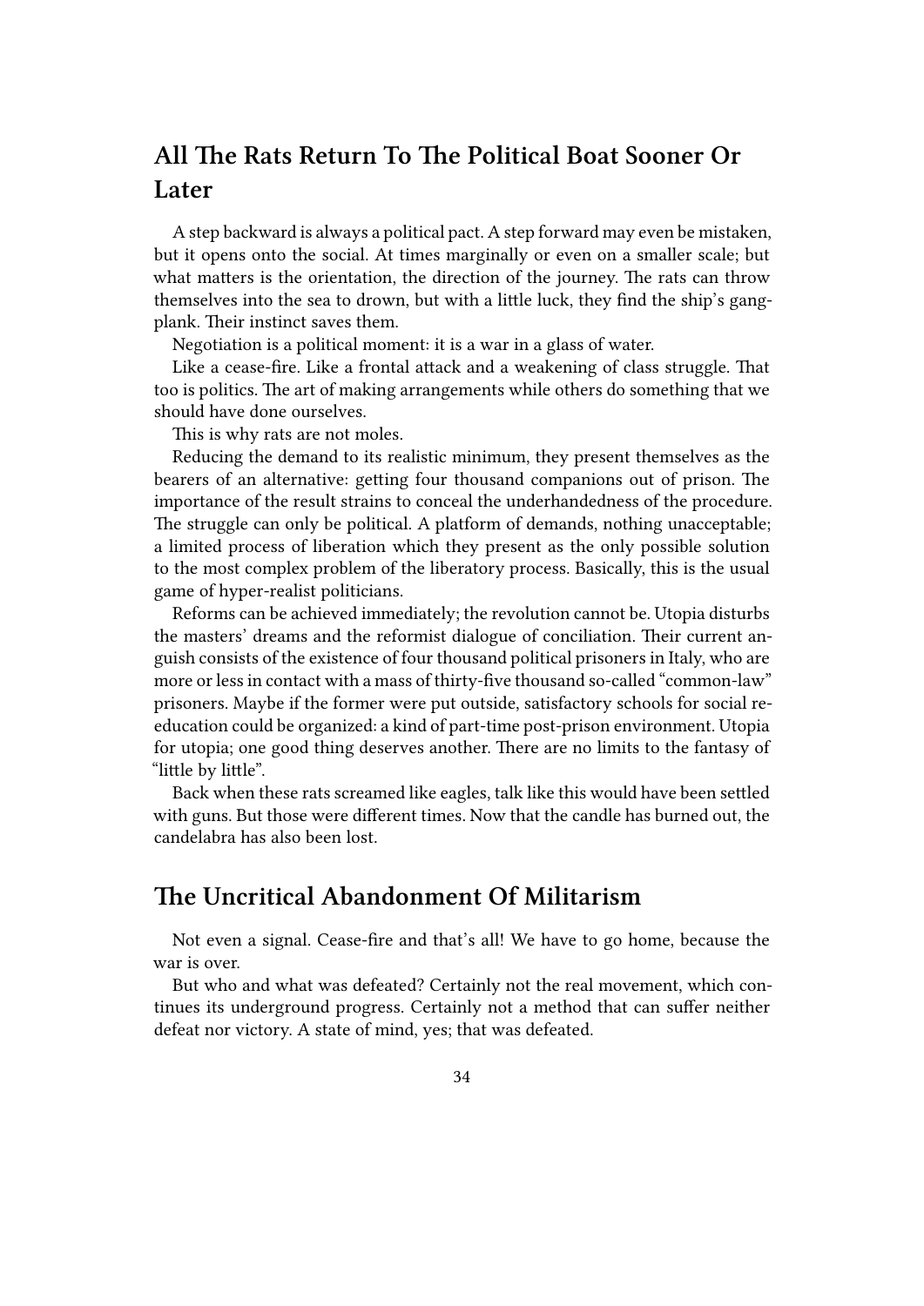## All The Rats Return To The Political Boat Sooner Or Later

A step backward is always a political pact. A step forward may even be mistaken, but it opens onto the social. At times marginally or even on a smaller scale; but what matters is the orientation, the direction of the journey. The rats can throw themselves into the sea to drown, but with a little luck, they find the ship's gangplank. Their instinct saves them.

Negotiation is a political moment: it is a war in a glass of water.

Like a cease-fire. Like a frontal attack and a weakening of class struggle. That too is politics. The art of making arrangements while others do something that we should have done ourselves.

This is why rats are not moles.

Reducing the demand to its realistic minimum, they present themselves as the bearers of an alternative: getting four thousand companions out of prison. The importance of the result strains to conceal the underhandedness of the procedure. The struggle can only be political. A platform of demands, nothing unacceptable; a limited process of liberation which they present as the only possible solution to the most complex problem of the liberatory process. Basically, this is the usual game of hyper-realist politicians.

Reforms can be achieved immediately; the revolution cannot be. Utopia disturbs the masters' dreams and the reformist dialogue of conciliation. Their current anguish consists of the existence of four thousand political prisoners in Italy, who are more or less in contact with a mass of thirty-five thousand so-called "common-law" prisoners. Maybe if the former were put outside, satisfactory schools for social re-education could be organized: a kind of part-time post-prison environment. Utopia for utopia; one good thing deserves another. There are no limits to the fantasy of "little by little".

Back when these rats screamed like eagles, talk like this would have been settled with guns. But those were different times. Now that the candle has burned out, the candelabra has also been lost.

## The Uncritical Abandonment Of Militarism

Not even a signal. Cease-fire and that's all! We have to go home, because the war is over.

But who and what was defeated? Certainly not the real movement, which continues its underground progress. Certainly not a method that can suffer neither defeat nor victory. A state of mind, yes; that was defeated.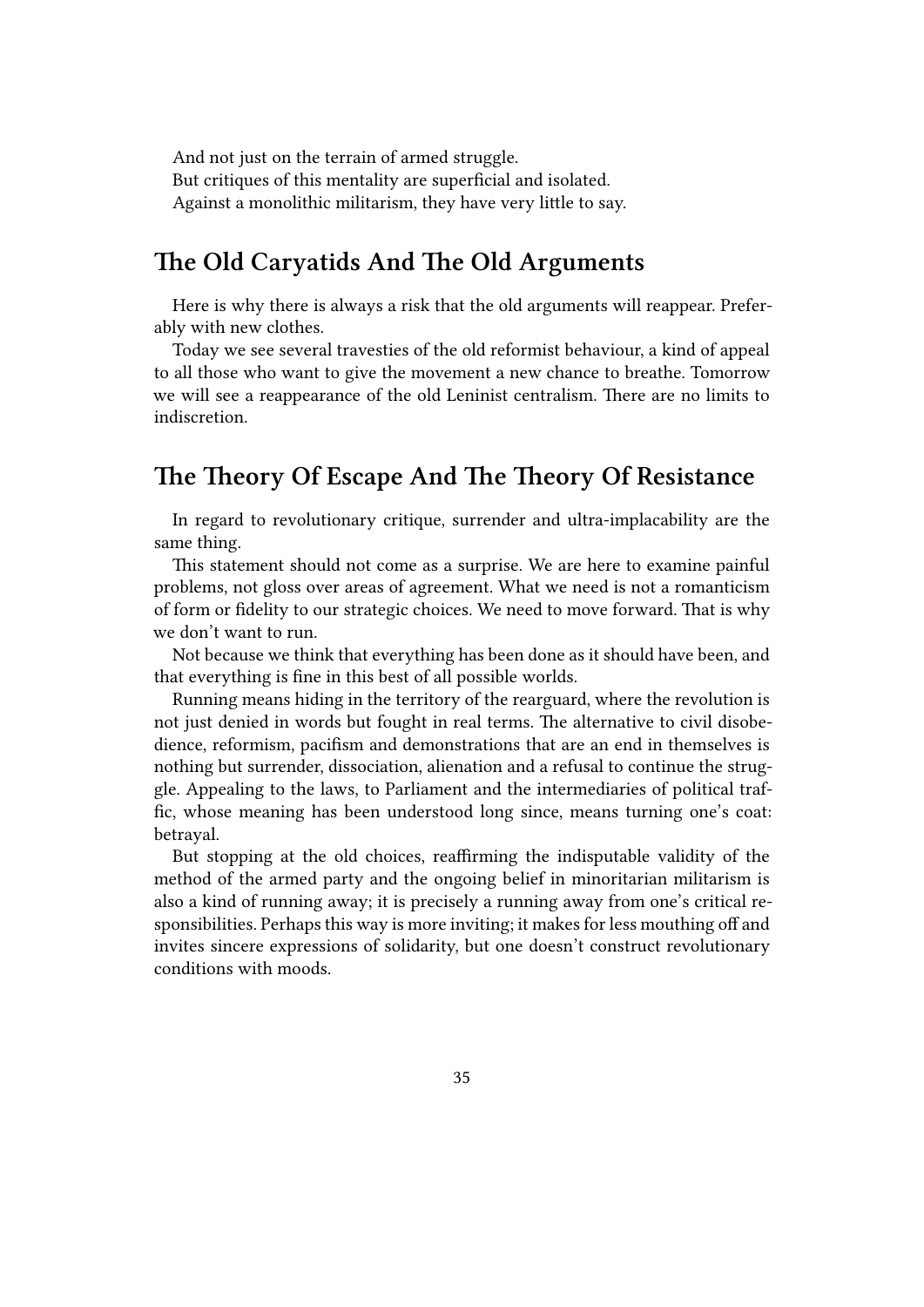And not just on the terrain of armed struggle.

But critiques of this mentality are superficial and isolated.

Against a monolithic militarism, they have very little to say.

## The Old Caryatids And The Old Arguments

Here is why there is always a risk that the old arguments will reappear. Preferably with new clothes.

Today we see several travesties of the old reformist behaviour, a kind of appeal to all those who want to give the movement a new chance to breathe. Tomorrow we will see a reappearance of the old Leninist centralism. There are no limits to indiscretion.

## The Theory Of Escape And The Theory Of Resistance

In regard to revolutionary critique, surrender and ultra-implacability are the same thing.

This statement should not come as a surprise. We are here to examine painful problems, not gloss over areas of agreement. What we need is not a romanticism of form or fidelity to our strategic choices. We need to move forward. That is why we don't want to run.

Not because we think that everything has been done as it should have been, and that everything is fine in this best of all possible worlds.

Running means hiding in the territory of the rearguard, where the revolution is not just denied in words but fought in real terms. The alternative to civil disobedience, reformism, pacifism and demonstrations that are an end in themselves is nothing but surrender, dissociation, alienation and a refusal to continue the struggle. Appealing to the laws, to Parliament and the intermediaries of political traffic, whose meaning has been understood long since, means turning one's coat: betrayal.

But stopping at the old choices, reaffirming the indisputable validity of the method of the armed party and the ongoing belief in minoritarian militarism is also a kind of running away; it is precisely a running away from one's critical responsibilities. Perhaps this way is more inviting; it makes for less mouthing off and invites sincere expressions of solidarity, but one doesn't construct revolutionary conditions with moods.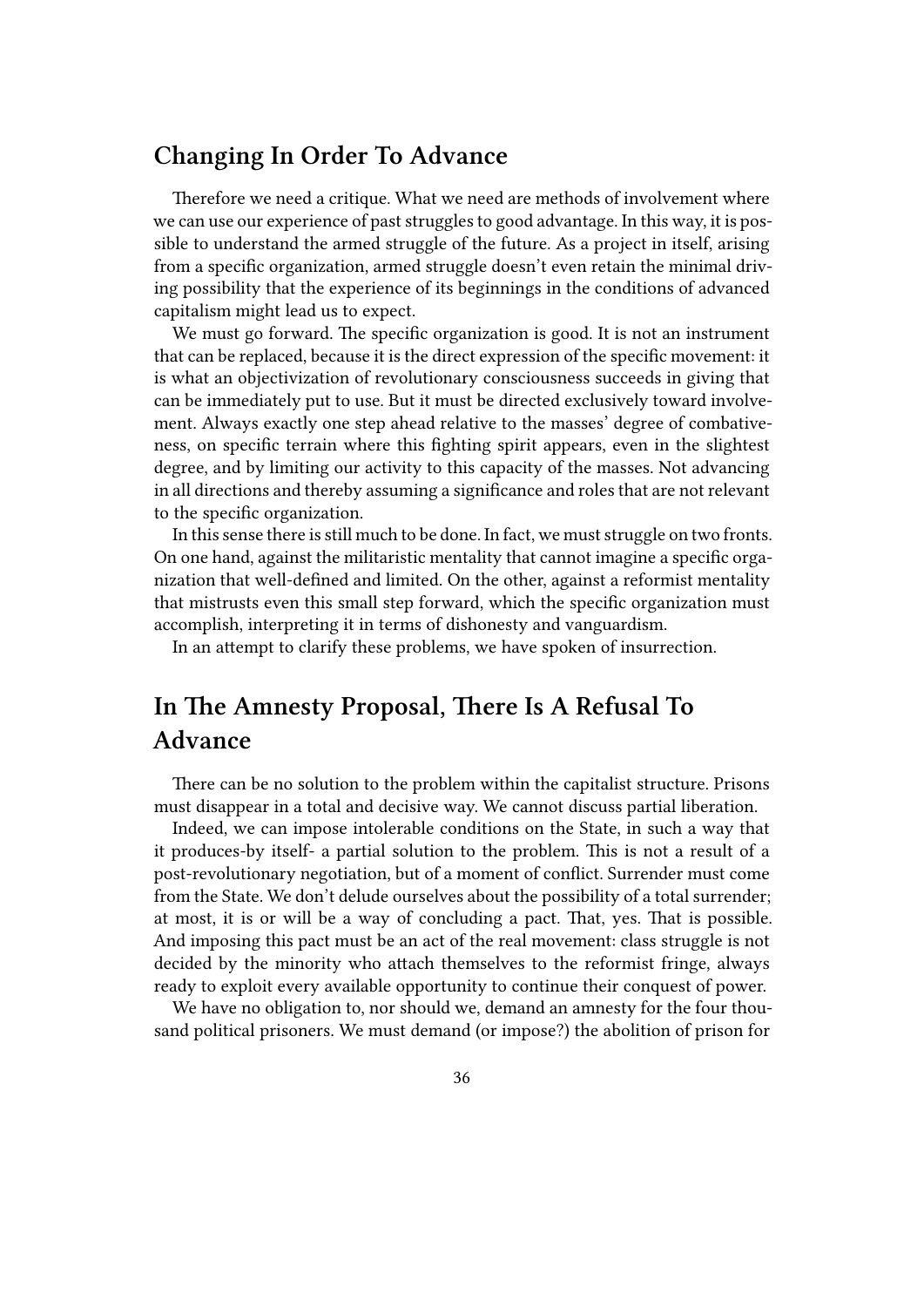## Changing In Order To Advance

Therefore we need a critique. What we need are methods of involvement where we can use our experience of past struggles to good advantage. In this way, it is possible to understand the armed struggle of the future. As a project in itself, arising from a specific organization, armed struggle doesn't even retain the minimal driving possibility that the experience of its beginnings in the conditions of advanced capitalism might lead us to expect.

We must go forward. The specific organization is good. It is not an instrument that can be replaced, because it is the direct expression of the specific movement: it is what an objectivization of revolutionary consciousness succeeds in giving that can be immediately put to use. But it must be directed exclusively toward involvement. Always exactly one step ahead relative to the masses' degree of combativeness, on specific terrain where this fighting spirit appears, even in the slightest degree, and by limiting our activity to this capacity of the masses. Not advancing in all directions and thereby assuming a significance and roles that are not relevant to the specific organization.

In this sense there is still much to be done. In fact, we must struggle on two fronts. On one hand, against the militaristic mentality that cannot imagine a specific organization that well-defined and limited. On the other, against a reformist mentality that mistrusts even this small step forward, which the specific organization must accomplish, interpreting it in terms of dishonesty and vanguardism.

In an attempt to clarify these problems, we have spoken of insurrection.

## In The Amnesty Proposal, There Is A Refusal To Advance

There can be no solution to the problem within the capitalist structure. Prisons must disappear in a total and decisive way. We cannot discuss partial liberation.

Indeed, we can impose intolerable conditions on the State, in such a way that it produces-by itself- a partial solution to the problem. This is not a result of a post-revolutionary negotiation, but of a moment of conflict. Surrender must come from the State. We don't delude ourselves about the possibility of a total surrender; at most, it is or will be a way of concluding a pact. That, yes. That is possible. And imposing this pact must be an act of the real movement: class struggle is not decided by the minority who attach themselves to the reformist fringe, always ready to exploit every available opportunity to continue their conquest of power.

We have no obligation to, nor should we, demand an amnesty for the four thousand political prisoners. We must demand (or impose?) the abolition of prison for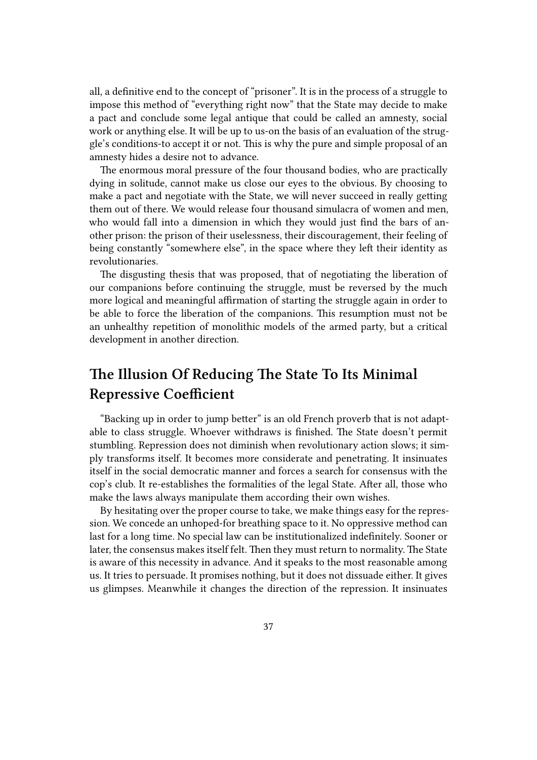all, a definitive end to the concept of "prisoner". It is in the process of a struggle to impose this method of "everything right now" that the State may decide to make a pact and conclude some legal antique that could be called an amnesty, social work or anything else. It will be up to us-on the basis of an evaluation of the struggle's conditions-to accept it or not. This is why the pure and simple proposal of an amnesty hides a desire not to advance.

The enormous moral pressure of the four thousand bodies, who are practically dying in solitude, cannot make us close our eyes to the obvious. By choosing to make a pact and negotiate with the State, we will never succeed in really getting them out of there. We would release four thousand simulacra of women and men, who would fall into a dimension in which they would just find the bars of another prison: the prison of their uselessness, their discouragement, their feeling of being constantly "somewhere else", in the space where they left their identity as revolutionaries.

The disgusting thesis that was proposed, that of negotiating the liberation of our companions before continuing the struggle, must be reversed by the much more logical and meaningful affirmation of starting the struggle again in order to be able to force the liberation of the companions. This resumption must not be an unhealthy repetition of monolithic models of the armed party, but a critical development in another direction.

## The Illusion Of Reducing The State To Its Minimal Repressive Coefficient

"Backing up in order to jump better" is an old French proverb that is not adaptable to class struggle. Whoever withdraws is finished. The State doesn't permit stumbling. Repression does not diminish when revolutionary action slows; it simply transforms itself. It becomes more considerate and penetrating. It insinuates itself in the social democratic manner and forces a search for consensus with the cop's club. It re-establishes the formalities of the legal State. After all, those who make the laws always manipulate them according their own wishes.

By hesitating over the proper course to take, we make things easy for the repression. We concede an unhoped-for breathing space to it. No oppressive method can last for a long time. No special law can be institutionalized indefinitely. Sooner or later, the consensus makes itself felt. Then they must return to normality. The State is aware of this necessity in advance. And it speaks to the most reasonable among us. It tries to persuade. It promises nothing, but it does not dissuade either. It gives us glimpses. Meanwhile it changes the direction of the repression. It insinuates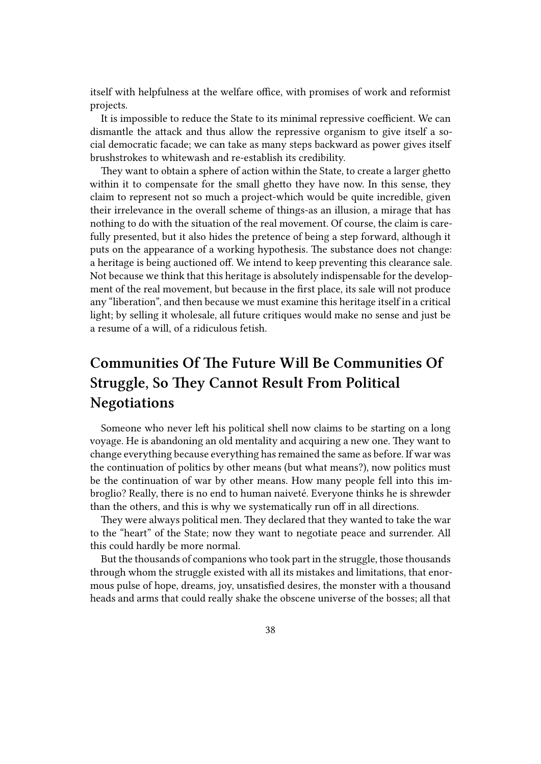itself with helpfulness at the welfare office, with promises of work and reformist projects.

It is impossible to reduce the State to its minimal repressive coefficient. We can dismantle the attack and thus allow the repressive organism to give itself a social democratic facade; we can take as many steps backward as power gives itself brushstrokes to whitewash and re-establish its credibility.

They want to obtain a sphere of action within the State, to create a larger ghetto within it to compensate for the small ghetto they have now. In this sense, they claim to represent not so much a project-which would be quite incredible, given their irrelevance in the overall scheme of things-as an illusion, a mirage that has nothing to do with the situation of the real movement. Of course, the claim is carefully presented, but it also hides the pretence of being a step forward, although it puts on the appearance of a working hypothesis. The substance does not change: a heritage is being auctioned off. We intend to keep preventing this clearance sale. Not because we think that this heritage is absolutely indispensable for the development of the real movement, but because in the first place, its sale will not produce any "liberation", and then because we must examine this heritage itself in a critical light; by selling it wholesale, all future critiques would make no sense and just be a resume of a will, of a ridiculous fetish.

## Communities Of The Future Will Be Communities Of Struggle, So They Cannot Result From Political Negotiations

Someone who never left his political shell now claims to be starting on a long voyage. He is abandoning an old mentality and acquiring a new one. They want to change everything because everything has remained the same as before. If war was the continuation of politics by other means (but what means?), now politics must be the continuation of war by other means. How many people fell into this imbroglio? Really, there is no end to human naiveté. Everyone thinks he is shrewder than the others, and this is why we systematically run off in all directions.

They were always political men. They declared that they wanted to take the war to the "heart" of the State; now they want to negotiate peace and surrender. All this could hardly be more normal.

But the thousands of companions who took part in the struggle, those thousands through whom the struggle existed with all its mistakes and limitations, that enormous pulse of hope, dreams, joy, unsatisfied desires, the monster with a thousand heads and arms that could really shake the obscene universe of the bosses; all that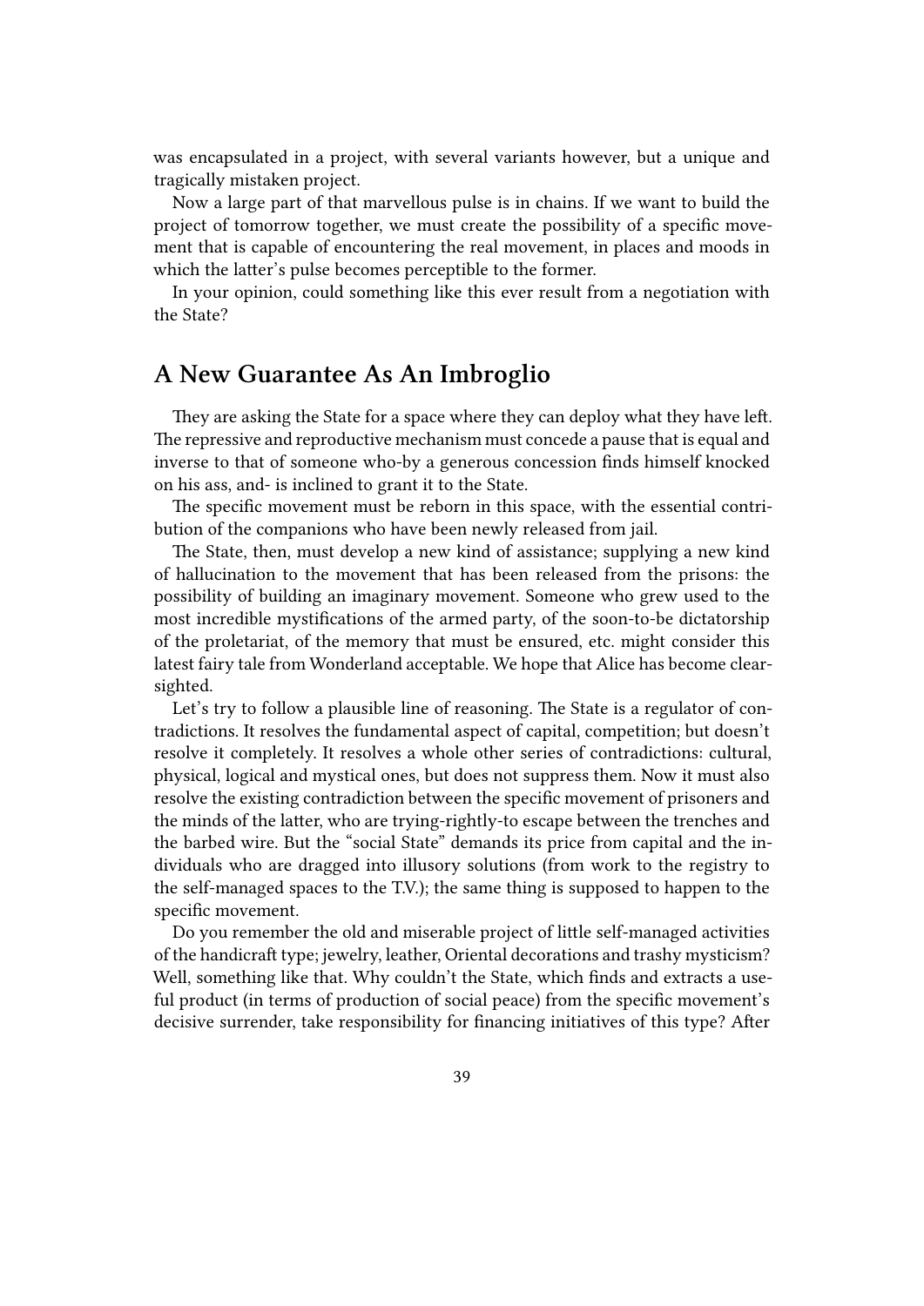was encapsulated in a project, with several variants however, but a unique and tragically mistaken project.

Now a large part of that marvellous pulse is in chains. If we want to build the project of tomorrow together, we must create the possibility of a specific movement that is capable of encountering the real movement, in places and moods in which the latter's pulse becomes perceptible to the former.

In your opinion, could something like this ever result from a negotiation with the State?

## A New Guarantee As An Imbroglio

They are asking the State for a space where they can deploy what they have left. The repressive and reproductive mechanism must concede a pause that is equal and inverse to that of someone who-by a generous concession finds himself knocked on his ass, and- is inclined to grant it to the State.

The specific movement must be reborn in this space, with the essential contribution of the companions who have been newly released from jail.

The State, then, must develop a new kind of assistance; supplying a new kind of hallucination to the movement that has been released from the prisons: the possibility of building an imaginary movement. Someone who grew used to the most incredible mystifications of the armed party, of the soon-to-be dictatorship of the proletariat, of the memory that must be ensured, etc. might consider this latest fairy tale from Wonderland acceptable. We hope that Alice has become clear-sighted.

Let's try to follow a plausible line of reasoning. The State is a regulator of contradictions. It resolves the fundamental aspect of capital, competition; but doesn't resolve it completely. It resolves a whole other series of contradictions: cultural, physical, logical and mystical ones, but does not suppress them. Now it must also resolve the existing contradiction between the specific movement of prisoners and the minds of the latter, who are trying-rightly-to escape between the trenches and the barbed wire. But the "social State" demands its price from capital and the individuals who are dragged into illusory solutions (from work to the registry to the self-managed spaces to the T.V.); the same thing is supposed to happen to the specific movement.

Do you remember the old and miserable project of little self-managed activities of the handicraft type; jewelry, leather, Oriental decorations and trashy mysticism? Well, something like that. Why couldn't the State, which finds and extracts a useful product (in terms of production of social peace) from the specific movement's decisive surrender, take responsibility for financing initiatives of this type? After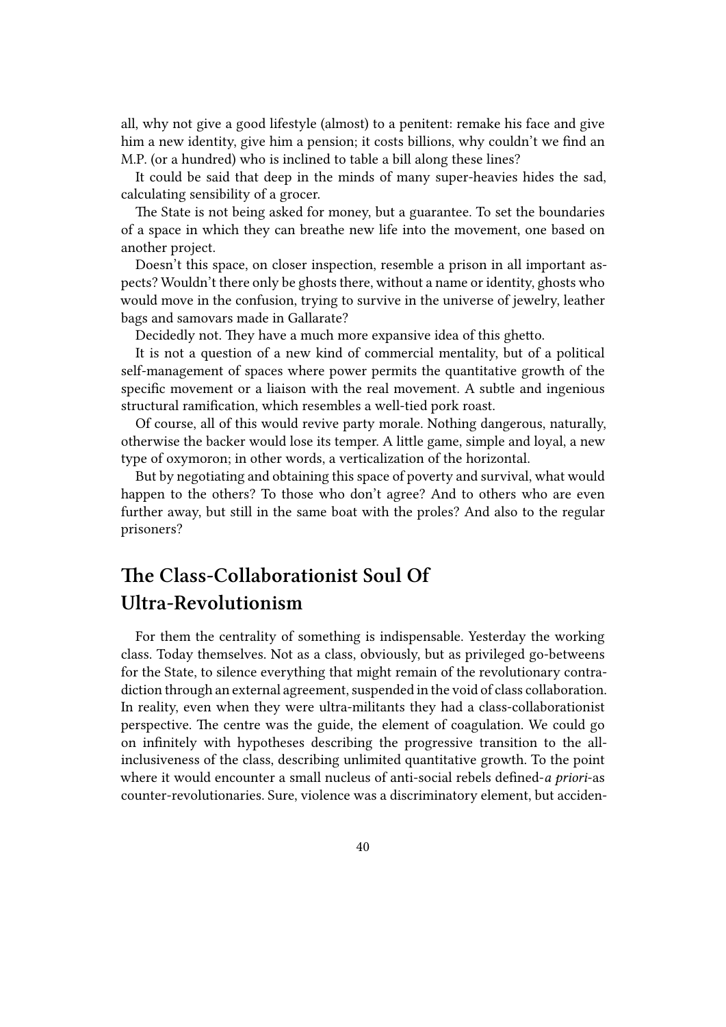all, why not give a good lifestyle (almost) to a penitent: remake his face and give him a new identity, give him a pension; it costs billions, why couldn't we find an M.P. (or a hundred) who is inclined to table a bill along these lines?

It could be said that deep in the minds of many super-heavies hides the sad, calculating sensibility of a grocer.

The State is not being asked for money, but a guarantee. To set the boundaries of a space in which they can breathe new life into the movement, one based on another project.

Doesn't this space, on closer inspection, resemble a prison in all important aspects? Wouldn't there only be ghosts there, without a name or identity, ghosts who would move in the confusion, trying to survive in the universe of jewelry, leather bags and samovars made in Gallarate?

Decidedly not. They have a much more expansive idea of this ghetto.

It is not a question of a new kind of commercial mentality, but of a political self-management of spaces where power permits the quantitative growth of the specific movement or a liaison with the real movement. A subtle and ingenious structural ramification, which resembles a well-tied pork roast.

Of course, all of this would revive party morale. Nothing dangerous, naturally, otherwise the backer would lose its temper. A little game, simple and loyal, a new type of oxymoron; in other words, a verticalization of the horizontal.

But by negotiating and obtaining this space of poverty and survival, what would happen to the others? To those who don't agree? And to others who are even further away, but still in the same boat with the proles? And also to the regular prisoners?

## The Class-Collaborationist Soul Of Ultra-Revolutionism

For them the centrality of something is indispensable. Yesterday the working class. Today themselves. Not as a class, obviously, but as privileged go-betweens for the State, to silence everything that might remain of the revolutionary contradiction through an external agreement, suspended in the void of class collaboration. In reality, even when they were ultra-militants they had a class-collaborationist perspective. The centre was the guide, the element of coagulation. We could go on infinitely with hypotheses describing the progressive transition to the all-inclusiveness of the class, describing unlimited quantitative growth. To the point where it would encounter a small nucleus of anti-social rebels defined-*a priori*-as counter-revolutionaries. Sure, violence was a discriminatory element, but acciden-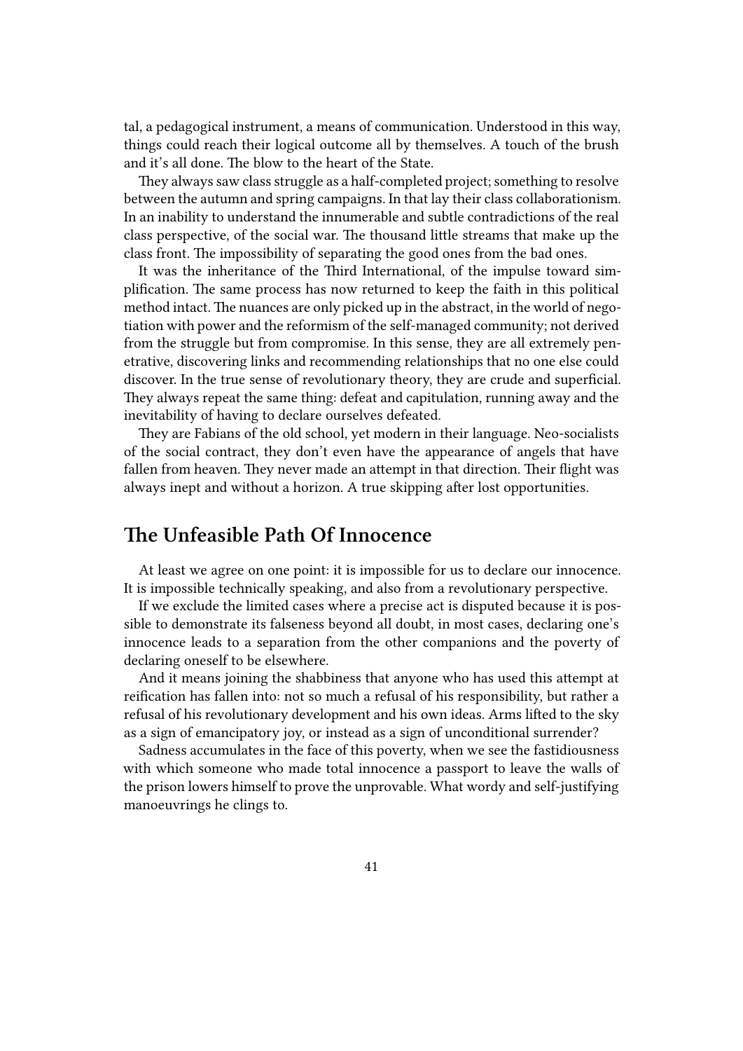tal, a pedagogical instrument, a means of communication. Understood in this way, things could reach their logical outcome all by themselves. A touch of the brush and it's all done. The blow to the heart of the State.

They always saw class struggle as a half-completed project; something to resolve between the autumn and spring campaigns. In that lay their class collaborationism. In an inability to understand the innumerable and subtle contradictions of the real class perspective, of the social war. The thousand little streams that make up the class front. The impossibility of separating the good ones from the bad ones.

It was the inheritance of the Third International, of the impulse toward simplification. The same process has now returned to keep the faith in this political method intact. The nuances are only picked up in the abstract, in the world of negotiation with power and the reformism of the self-managed community; not derived from the struggle but from compromise. In this sense, they are all extremely penetrative, discovering links and recommending relationships that no one else could discover. In the true sense of revolutionary theory, they are crude and superficial. They always repeat the same thing: defeat and capitulation, running away and the inevitability of having to declare ourselves defeated.

They are Fabians of the old school, yet modern in their language. Neo-socialists of the social contract, they don't even have the appearance of angels that have fallen from heaven. They never made an attempt in that direction. Their flight was always inept and without a horizon. A true skipping after lost opportunities.

## The Unfeasible Path Of Innocence

At least we agree on one point: it is impossible for us to declare our innocence. It is impossible technically speaking, and also from a revolutionary perspective.

If we exclude the limited cases where a precise act is disputed because it is possible to demonstrate its falseness beyond all doubt, in most cases, declaring one's innocence leads to a separation from the other companions and the poverty of declaring oneself to be elsewhere.

And it means joining the shabbiness that anyone who has used this attempt at reification has fallen into: not so much a refusal of his responsibility, but rather a refusal of his revolutionary development and his own ideas. Arms lifted to the sky as a sign of emancipatory joy, or instead as a sign of unconditional surrender?

Sadness accumulates in the face of this poverty, when we see the fastidiousness with which someone who made total innocence a passport to leave the walls of the prison lowers himself to prove the unprovable. What wordy and self-justifying manoeuvrings he clings to.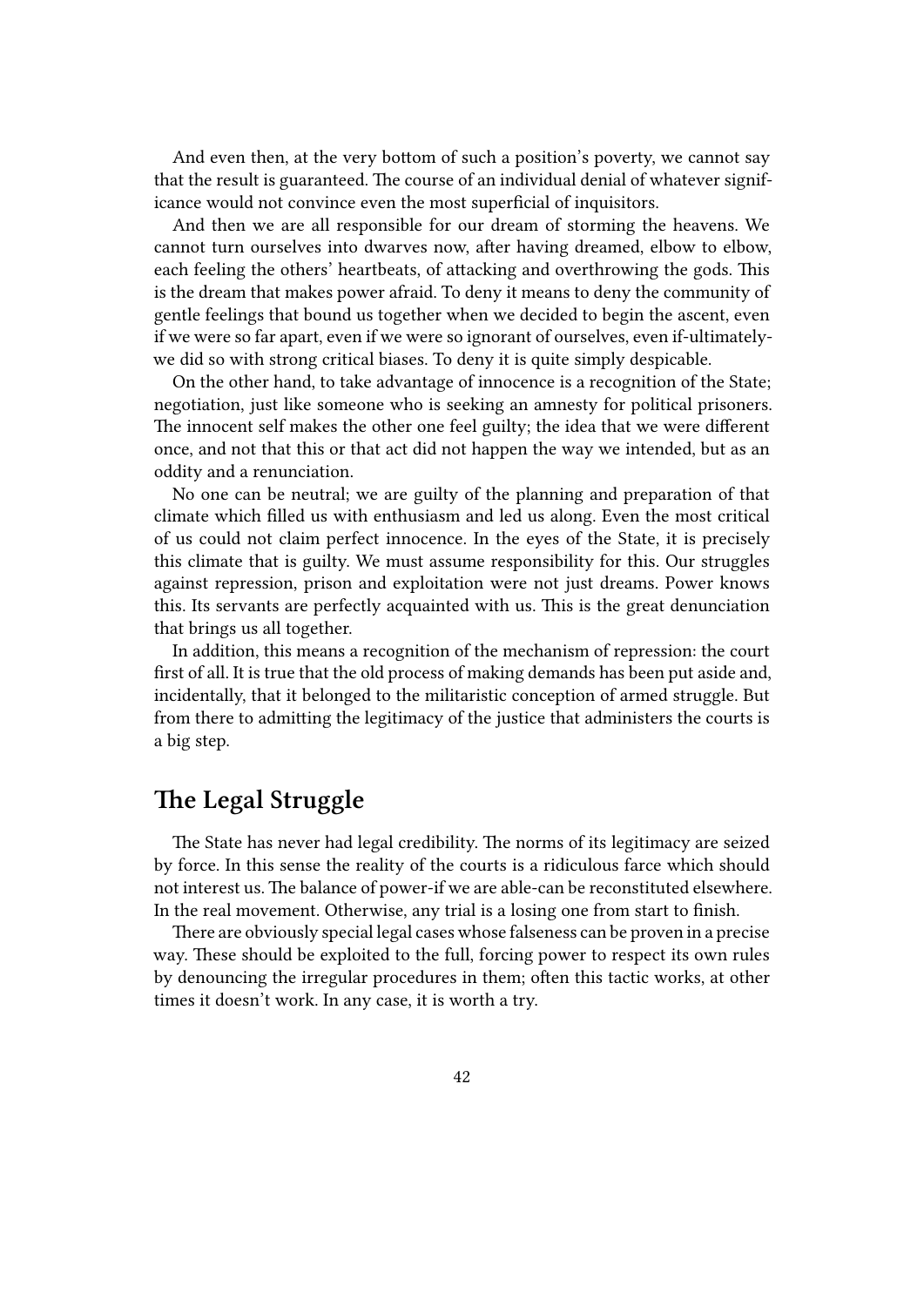And even then, at the very bottom of such a position's poverty, we cannot say that the result is guaranteed. The course of an individual denial of whatever significance would not convince even the most superficial of inquisitors.

And then we are all responsible for our dream of storming the heavens. We cannot turn ourselves into dwarves now, after having dreamed, elbow to elbow, each feeling the others' heartbeats, of attacking and overthrowing the gods. This is the dream that makes power afraid. To deny it means to deny the community of gentle feelings that bound us together when we decided to begin the ascent, even if we were so far apart, even if we were so ignorant of ourselves, even if-ultimately-we did so with strong critical biases. To deny it is quite simply despicable.

On the other hand, to take advantage of innocence is a recognition of the State; negotiation, just like someone who is seeking an amnesty for political prisoners. The innocent self makes the other one feel guilty; the idea that we were different once, and not that this or that act did not happen the way we intended, but as an oddity and a renunciation.

No one can be neutral; we are guilty of the planning and preparation of that climate which filled us with enthusiasm and led us along. Even the most critical of us could not claim perfect innocence. In the eyes of the State, it is precisely this climate that is guilty. We must assume responsibility for this. Our struggles against repression, prison and exploitation were not just dreams. Power knows this. Its servants are perfectly acquainted with us. This is the great denunciation that brings us all together.

In addition, this means a recognition of the mechanism of repression: the court first of all. It is true that the old process of making demands has been put aside and, incidentally, that it belonged to the militaristic conception of armed struggle. But from there to admitting the legitimacy of the justice that administers the courts is a big step.

## The Legal Struggle

The State has never had legal credibility. The norms of its legitimacy are seized by force. In this sense the reality of the courts is a ridiculous farce which should not interest us. The balance of power-if we are able-can be reconstituted elsewhere. In the real movement. Otherwise, any trial is a losing one from start to finish.

There are obviously special legal cases whose falseness can be proven in a precise way. These should be exploited to the full, forcing power to respect its own rules by denouncing the irregular procedures in them; often this tactic works, at other times it doesn't work. In any case, it is worth a try.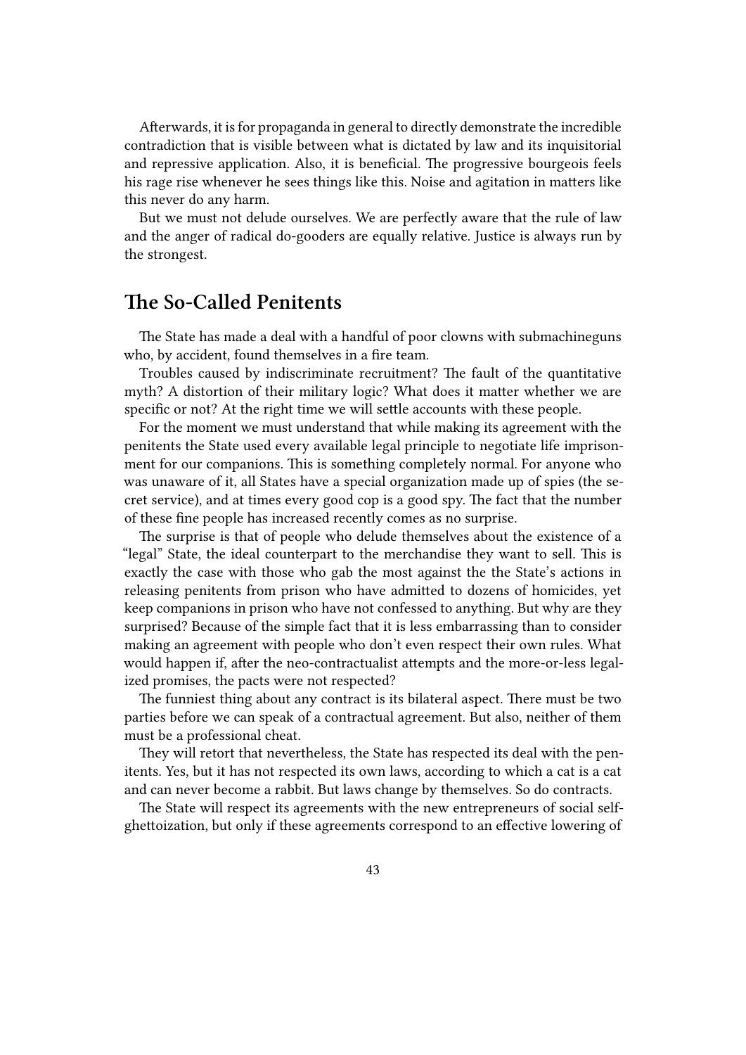Afterwards, it is for propaganda in general to directly demonstrate the incredible contradiction that is visible between what is dictated by law and its inquisitorial and repressive application. Also, it is beneficial. The progressive bourgeois feels his rage rise whenever he sees things like this. Noise and agitation in matters like this never do any harm.

But we must not delude ourselves. We are perfectly aware that the rule of law and the anger of radical do-gooders are equally relative. Justice is always run by the strongest.

## The So-Called Penitents

The State has made a deal with a handful of poor clowns with submachineguns who, by accident, found themselves in a fire team.

Troubles caused by indiscriminate recruitment? The fault of the quantitative myth? A distortion of their military logic? What does it matter whether we are specific or not? At the right time we will settle accounts with these people.

For the moment we must understand that while making its agreement with the penitents the State used every available legal principle to negotiate life imprisonment for our companions. This is something completely normal. For anyone who was unaware of it, all States have a special organization made up of spies (the secret service), and at times every good cop is a good spy. The fact that the number of these fine people has increased recently comes as no surprise.

The surprise is that of people who delude themselves about the existence of a "legal" State, the ideal counterpart to the merchandise they want to sell. This is exactly the case with those who gab the most against the the State's actions in releasing penitents from prison who have admitted to dozens of homicides, yet keep companions in prison who have not confessed to anything. But why are they surprised? Because of the simple fact that it is less embarrassing than to consider making an agreement with people who don't even respect their own rules. What would happen if, after the neo-contractualist attempts and the more-or-less legalized promises, the pacts were not respected?

The funniest thing about any contract is its bilateral aspect. There must be two parties before we can speak of a contractual agreement. But also, neither of them must be a professional cheat.

They will retort that nevertheless, the State has respected its deal with the penitents. Yes, but it has not respected its own laws, according to which a cat is a cat and can never become a rabbit. But laws change by themselves. So do contracts.

The State will respect its agreements with the new entrepreneurs of social self-ghettoization, but only if these agreements correspond to an effective lowering of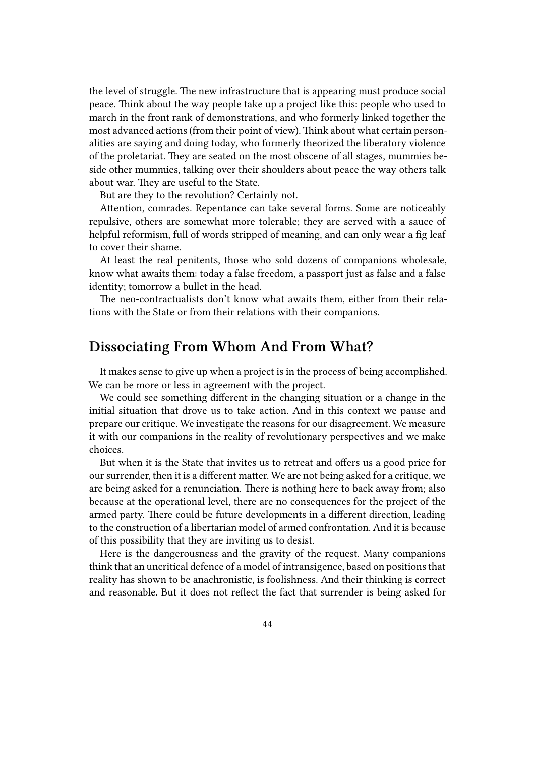the level of struggle. The new infrastructure that is appearing must produce social peace. Think about the way people take up a project like this: people who used to march in the front rank of demonstrations, and who formerly linked together the most advanced actions (from their point of view). Think about what certain personalities are saying and doing today, who formerly theorized the liberatory violence of the proletariat. They are seated on the most obscene of all stages, mummies beside other mummies, talking over their shoulders about peace the way others talk about war. They are useful to the State.

But are they to the revolution? Certainly not.

Attention, comrades. Repentance can take several forms. Some are noticeably repulsive, others are somewhat more tolerable; they are served with a sauce of helpful reformism, full of words stripped of meaning, and can only wear a fig leaf to cover their shame.

At least the real penitents, those who sold dozens of companions wholesale, know what awaits them: today a false freedom, a passport just as false and a false identity; tomorrow a bullet in the head.

The neo-contractualists don't know what awaits them, either from their relations with the State or from their relations with their companions.

## Dissociating From Whom And From What?

It makes sense to give up when a project is in the process of being accomplished. We can be more or less in agreement with the project.

We could see something different in the changing situation or a change in the initial situation that drove us to take action. And in this context we pause and prepare our critique. We investigate the reasons for our disagreement. We measure it with our companions in the reality of revolutionary perspectives and we make choices.

But when it is the State that invites us to retreat and offers us a good price for our surrender, then it is a different matter. We are not being asked for a critique, we are being asked for a renunciation. There is nothing here to back away from; also because at the operational level, there are no consequences for the project of the armed party. There could be future developments in a different direction, leading to the construction of a libertarian model of armed confrontation. And it is because of this possibility that they are inviting us to desist.

Here is the dangerousness and the gravity of the request. Many companions think that an uncritical defence of a model of intransigence, based on positions that reality has shown to be anachronistic, is foolishness. And their thinking is correct and reasonable. But it does not reflect the fact that surrender is being asked for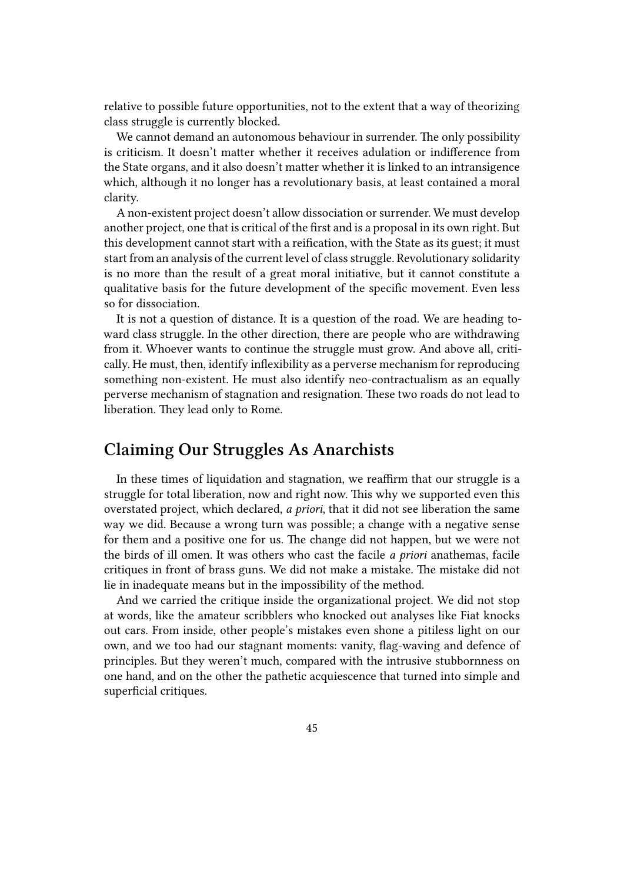relative to possible future opportunities, not to the extent that a way of theorizing class struggle is currently blocked.

We cannot demand an autonomous behaviour in surrender. The only possibility is criticism. It doesn't matter whether it receives adulation or indifference from the State organs, and it also doesn't matter whether it is linked to an intransigence which, although it no longer has a revolutionary basis, at least contained a moral clarity.

A non-existent project doesn't allow dissociation or surrender. We must develop another project, one that is critical of the first and is a proposal in its own right. But this development cannot start with a reification, with the State as its guest; it must start from an analysis of the current level of class struggle. Revolutionary solidarity is no more than the result of a great moral initiative, but it cannot constitute a qualitative basis for the future development of the specific movement. Even less so for dissociation.

It is not a question of distance. It is a question of the road. We are heading toward class struggle. In the other direction, there are people who are withdrawing from it. Whoever wants to continue the struggle must grow. And above all, critically. He must, then, identify inflexibility as a perverse mechanism for reproducing something non-existent. He must also identify neo-contractualism as an equally perverse mechanism of stagnation and resignation. These two roads do not lead to liberation. They lead only to Rome.

## Claiming Our Struggles As Anarchists

In these times of liquidation and stagnation, we reaffirm that our struggle is a struggle for total liberation, now and right now. This why we supported even this overstated project, which declared, *a priori*, that it did not see liberation the same way we did. Because a wrong turn was possible; a change with a negative sense for them and a positive one for us. The change did not happen, but we were not the birds of ill omen. It was others who cast the facile *a priori* anathemas, facile critiques in front of brass guns. We did not make a mistake. The mistake did not lie in inadequate means but in the impossibility of the method.

And we carried the critique inside the organizational project. We did not stop at words, like the amateur scribblers who knocked out analyses like Fiat knocks out cars. From inside, other people's mistakes even shone a pitiless light on our own, and we too had our stagnant moments: vanity, flag-waving and defence of principles. But they weren't much, compared with the intrusive stubbornness on one hand, and on the other the pathetic acquiescence that turned into simple and superficial critiques.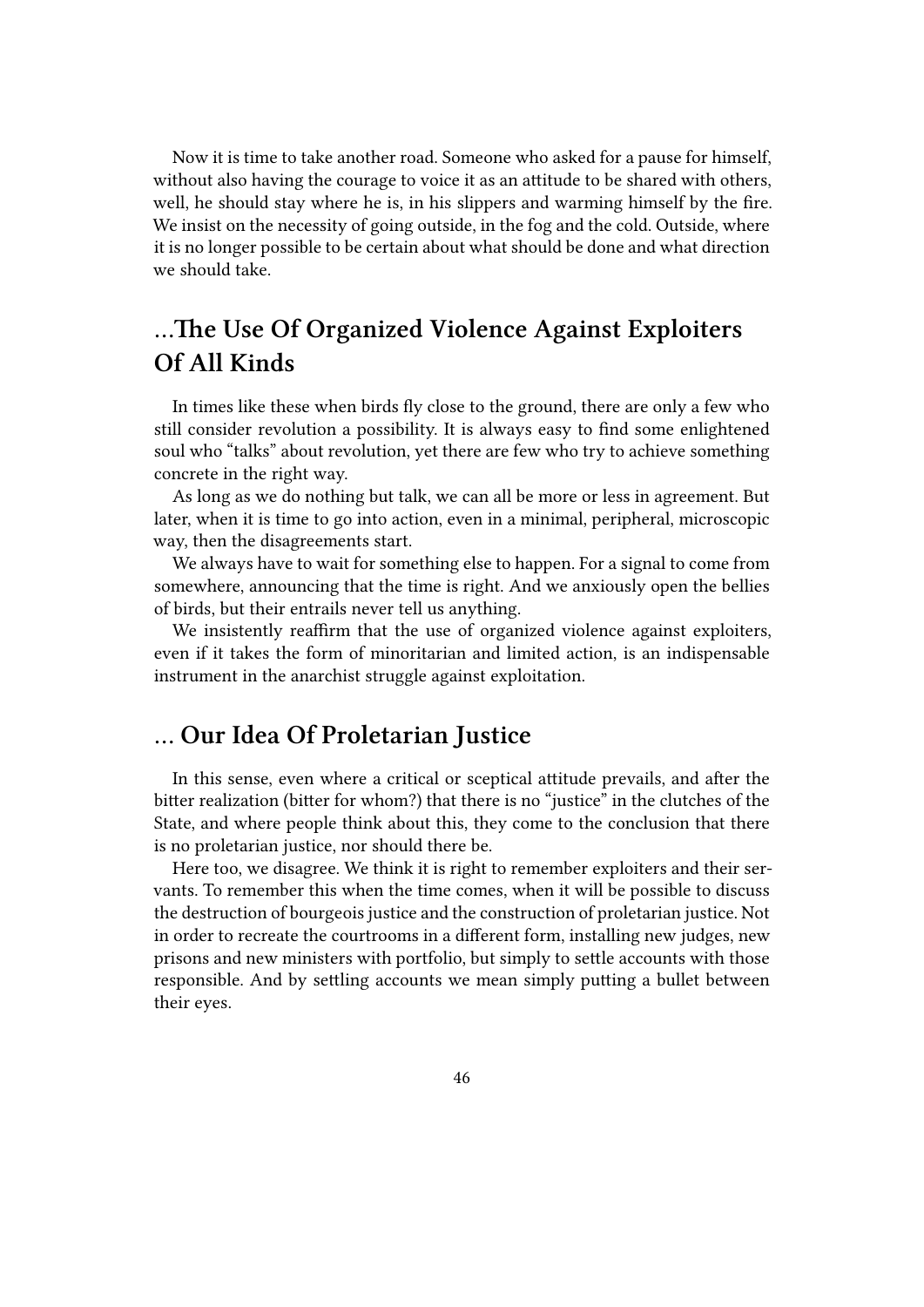Now it is time to take another road. Someone who asked for a pause for himself, without also having the courage to voice it as an attitude to be shared with others, well, he should stay where he is, in his slippers and warming himself by the fire. We insist on the necessity of going outside, in the fog and the cold. Outside, where it is no longer possible to be certain about what should be done and what direction we should take.

## …The Use Of Organized Violence Against Exploiters Of All Kinds

In times like these when birds fly close to the ground, there are only a few who still consider revolution a possibility. It is always easy to find some enlightened soul who "talks" about revolution, yet there are few who try to achieve something concrete in the right way.

As long as we do nothing but talk, we can all be more or less in agreement. But later, when it is time to go into action, even in a minimal, peripheral, microscopic way, then the disagreements start.

We always have to wait for something else to happen. For a signal to come from somewhere, announcing that the time is right. And we anxiously open the bellies of birds, but their entrails never tell us anything.

We insistently reaffirm that the use of organized violence against exploiters, even if it takes the form of minoritarian and limited action, is an indispensable instrument in the anarchist struggle against exploitation.

## … Our Idea Of Proletarian Justice

In this sense, even where a critical or sceptical attitude prevails, and after the bitter realization (bitter for whom?) that there is no "justice" in the clutches of the State, and where people think about this, they come to the conclusion that there is no proletarian justice, nor should there be.

Here too, we disagree. We think it is right to remember exploiters and their servants. To remember this when the time comes, when it will be possible to discuss the destruction of bourgeois justice and the construction of proletarian justice. Not in order to recreate the courtrooms in a different form, installing new judges, new prisons and new ministers with portfolio, but simply to settle accounts with those responsible. And by settling accounts we mean simply putting a bullet between their eyes.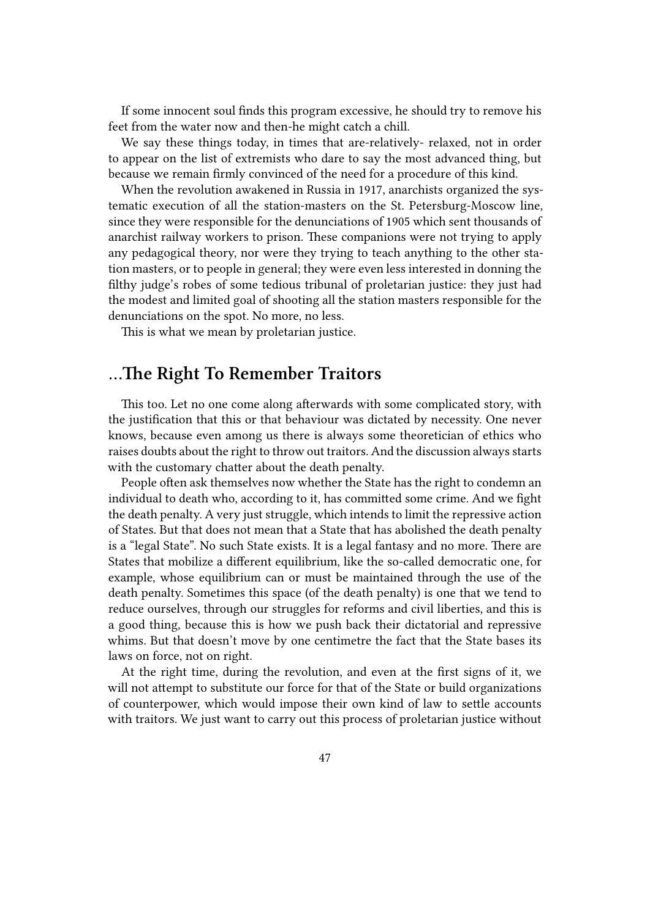If some innocent soul finds this program excessive, he should try to remove his feet from the water now and then-he might catch a chill.

We say these things today, in times that are-relatively- relaxed, not in order to appear on the list of extremists who dare to say the most advanced thing, but because we remain firmly convinced of the need for a procedure of this kind.

When the revolution awakened in Russia in 1917, anarchists organized the systematic execution of all the station-masters on the St. Petersburg-Moscow line, since they were responsible for the denunciations of 1905 which sent thousands of anarchist railway workers to prison. These companions were not trying to apply any pedagogical theory, nor were they trying to teach anything to the other station masters, or to people in general; they were even less interested in donning the filthy judge's robes of some tedious tribunal of proletarian justice: they just had the modest and limited goal of shooting all the station masters responsible for the denunciations on the spot. No more, no less.

This is what we mean by proletarian justice.

## …The Right To Remember Traitors

This too. Let no one come along afterwards with some complicated story, with the justification that this or that behaviour was dictated by necessity. One never knows, because even among us there is always some theoretician of ethics who raises doubts about the right to throw out traitors. And the discussion always starts with the customary chatter about the death penalty.

People often ask themselves now whether the State has the right to condemn an individual to death who, according to it, has committed some crime. And we fight the death penalty. A very just struggle, which intends to limit the repressive action of States. But that does not mean that a State that has abolished the death penalty is a "legal State". No such State exists. It is a legal fantasy and no more. There are States that mobilize a different equilibrium, like the so-called democratic one, for example, whose equilibrium can or must be maintained through the use of the death penalty. Sometimes this space (of the death penalty) is one that we tend to reduce ourselves, through our struggles for reforms and civil liberties, and this is a good thing, because this is how we push back their dictatorial and repressive whims. But that doesn't move by one centimetre the fact that the State bases its laws on force, not on right.

At the right time, during the revolution, and even at the first signs of it, we will not attempt to substitute our force for that of the State or build organizations of counterpower, which would impose their own kind of law to settle accounts with traitors. We just want to carry out this process of proletarian justice without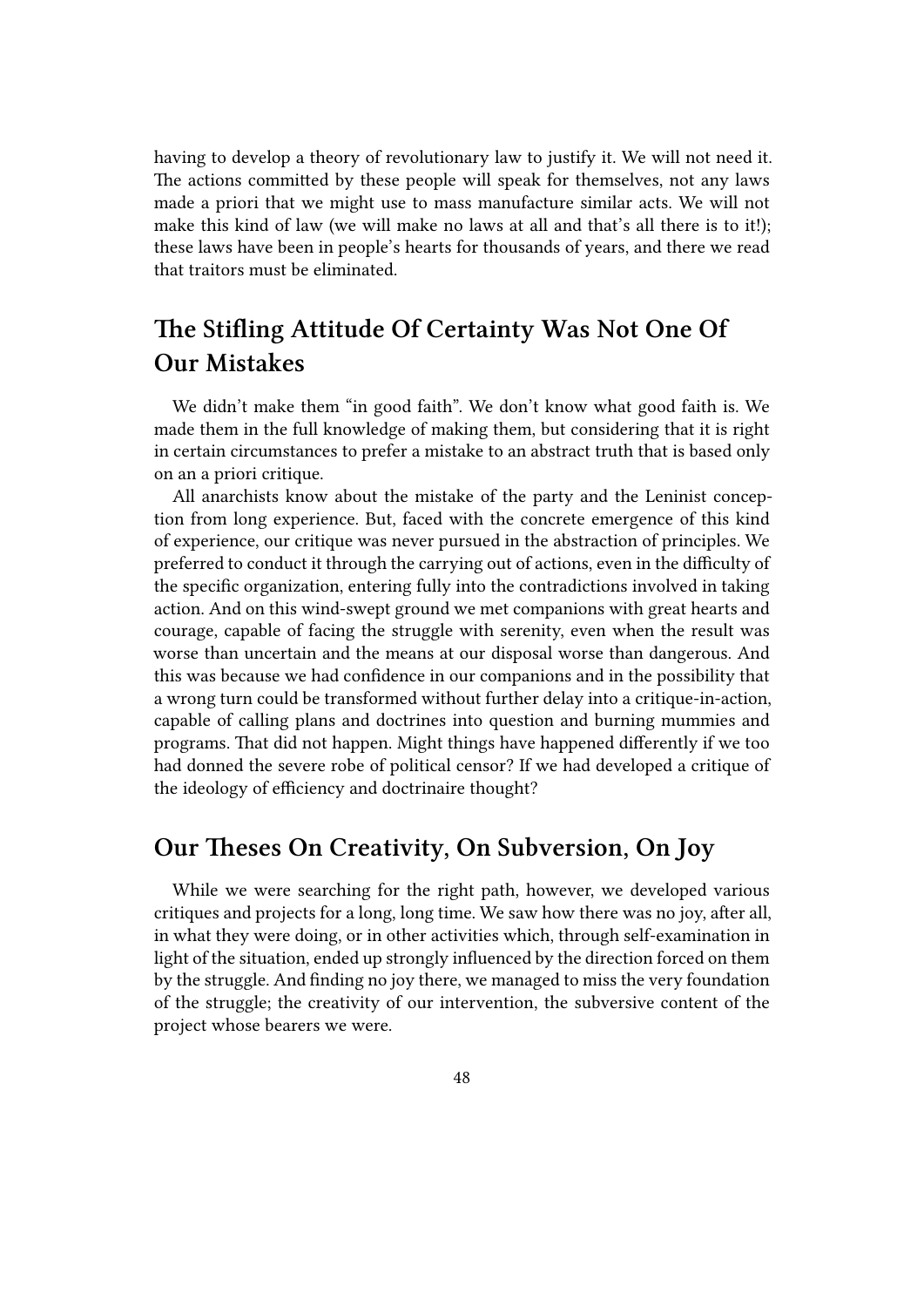having to develop a theory of revolutionary law to justify it. We will not need it. The actions committed by these people will speak for themselves, not any laws made a priori that we might use to mass manufacture similar acts. We will not make this kind of law (we will make no laws at all and that's all there is to it!); these laws have been in people's hearts for thousands of years, and there we read that traitors must be eliminated.

## The Stifling Attitude Of Certainty Was Not One Of Our Mistakes

We didn't make them "in good faith". We don't know what good faith is. We made them in the full knowledge of making them, but considering that it is right in certain circumstances to prefer a mistake to an abstract truth that is based only on an a priori critique.

All anarchists know about the mistake of the party and the Leninist conception from long experience. But, faced with the concrete emergence of this kind of experience, our critique was never pursued in the abstraction of principles. We preferred to conduct it through the carrying out of actions, even in the difficulty of the specific organization, entering fully into the contradictions involved in taking action. And on this wind-swept ground we met companions with great hearts and courage, capable of facing the struggle with serenity, even when the result was worse than uncertain and the means at our disposal worse than dangerous. And this was because we had confidence in our companions and in the possibility that a wrong turn could be transformed without further delay into a critique-in-action, capable of calling plans and doctrines into question and burning mummies and programs. That did not happen. Might things have happened differently if we too had donned the severe robe of political censor? If we had developed a critique of the ideology of efficiency and doctrinaire thought?

## Our Theses On Creativity, On Subversion, On Joy

While we were searching for the right path, however, we developed various critiques and projects for a long, long time. We saw how there was no joy, after all, in what they were doing, or in other activities which, through self-examination in light of the situation, ended up strongly influenced by the direction forced on them by the struggle. And finding no joy there, we managed to miss the very foundation of the struggle; the creativity of our intervention, the subversive content of the project whose bearers we were.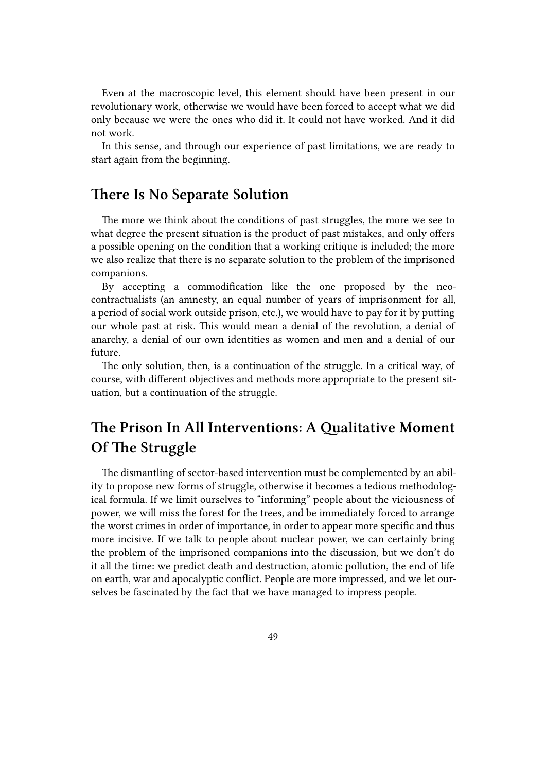Even at the macroscopic level, this element should have been present in our revolutionary work, otherwise we would have been forced to accept what we did only because we were the ones who did it. It could not have worked. And it did not work.

In this sense, and through our experience of past limitations, we are ready to start again from the beginning.

## There Is No Separate Solution

The more we think about the conditions of past struggles, the more we see to what degree the present situation is the product of past mistakes, and only offers a possible opening on the condition that a working critique is included; the more we also realize that there is no separate solution to the problem of the imprisoned companions.

By accepting a commodification like the one proposed by the neo-contractualists (an amnesty, an equal number of years of imprisonment for all, a period of social work outside prison, etc.), we would have to pay for it by putting our whole past at risk. This would mean a denial of the revolution, a denial of anarchy, a denial of our own identities as women and men and a denial of our future.

The only solution, then, is a continuation of the struggle. In a critical way, of course, with different objectives and methods more appropriate to the present situation, but a continuation of the struggle.

## The Prison In All Interventions: A Qualitative Moment Of The Struggle

The dismantling of sector-based intervention must be complemented by an ability to propose new forms of struggle, otherwise it becomes a tedious methodological formula. If we limit ourselves to "informing" people about the viciousness of power, we will miss the forest for the trees, and be immediately forced to arrange the worst crimes in order of importance, in order to appear more specific and thus more incisive. If we talk to people about nuclear power, we can certainly bring the problem of the imprisoned companions into the discussion, but we don't do it all the time: we predict death and destruction, atomic pollution, the end of life on earth, war and apocalyptic conflict. People are more impressed, and we let ourselves be fascinated by the fact that we have managed to impress people.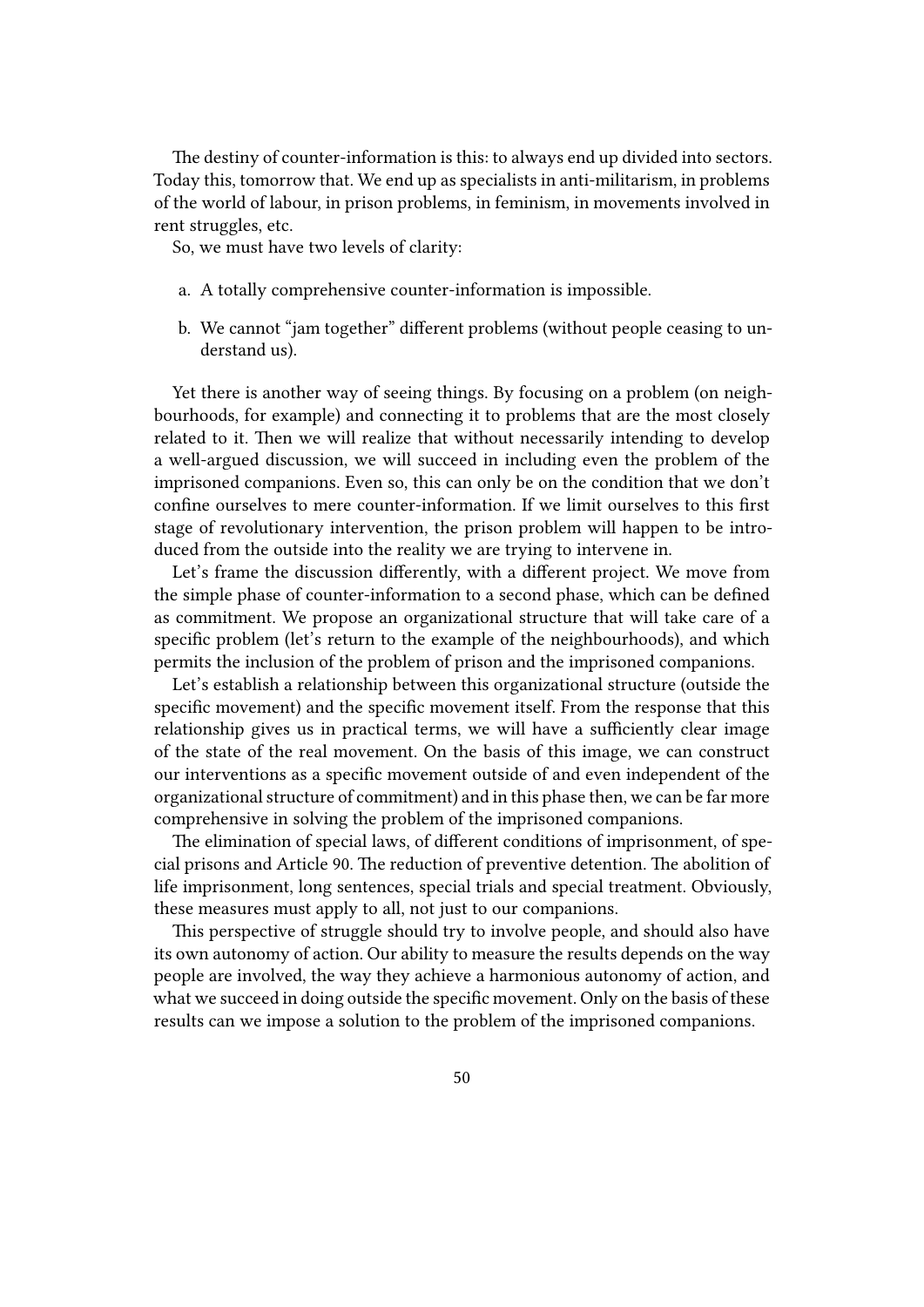The destiny of counter-information is this: to always end up divided into sectors. Today this, tomorrow that. We end up as specialists in anti-militarism, in problems of the world of labour, in prison problems, in feminism, in movements involved in rent struggles, etc.

So, we must have two levels of clarity:

a. A totally comprehensive counter-information is impossible.

b. We cannot "jam together" different problems (without people ceasing to understand us).

Yet there is another way of seeing things. By focusing on a problem (on neighbourhoods, for example) and connecting it to problems that are the most closely related to it. Then we will realize that without necessarily intending to develop a well-argued discussion, we will succeed in including even the problem of the imprisoned companions. Even so, this can only be on the condition that we don't confine ourselves to mere counter-information. If we limit ourselves to this first stage of revolutionary intervention, the prison problem will happen to be introduced from the outside into the reality we are trying to intervene in.

Let's frame the discussion differently, with a different project. We move from the simple phase of counter-information to a second phase, which can be defined as commitment. We propose an organizational structure that will take care of a specific problem (let's return to the example of the neighbourhoods), and which permits the inclusion of the problem of prison and the imprisoned companions.

Let's establish a relationship between this organizational structure (outside the specific movement) and the specific movement itself. From the response that this relationship gives us in practical terms, we will have a sufficiently clear image of the state of the real movement. On the basis of this image, we can construct our interventions as a specific movement outside of and even independent of the organizational structure of commitment) and in this phase then, we can be far more comprehensive in solving the problem of the imprisoned companions.

The elimination of special laws, of different conditions of imprisonment, of special prisons and Article 90. The reduction of preventive detention. The abolition of life imprisonment, long sentences, special trials and special treatment. Obviously, these measures must apply to all, not just to our companions.

This perspective of struggle should try to involve people, and should also have its own autonomy of action. Our ability to measure the results depends on the way people are involved, the way they achieve a harmonious autonomy of action, and what we succeed in doing outside the specific movement. Only on the basis of these results can we impose a solution to the problem of the imprisoned companions.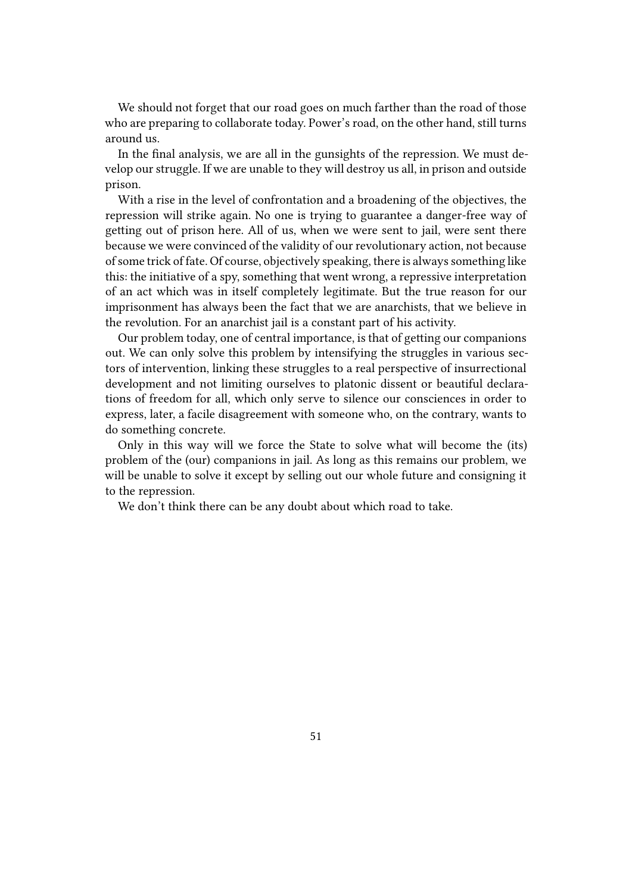We should not forget that our road goes on much farther than the road of those who are preparing to collaborate today. Power's road, on the other hand, still turns around us.

In the final analysis, we are all in the gunsights of the repression. We must develop our struggle. If we are unable to they will destroy us all, in prison and outside prison.

With a rise in the level of confrontation and a broadening of the objectives, the repression will strike again. No one is trying to guarantee a danger-free way of getting out of prison here. All of us, when we were sent to jail, were sent there because we were convinced of the validity of our revolutionary action, not because of some trick of fate. Of course, objectively speaking, there is always something like this: the initiative of a spy, something that went wrong, a repressive interpretation of an act which was in itself completely legitimate. But the true reason for our imprisonment has always been the fact that we are anarchists, that we believe in the revolution. For an anarchist jail is a constant part of his activity.

Our problem today, one of central importance, is that of getting our companions out. We can only solve this problem by intensifying the struggles in various sectors of intervention, linking these struggles to a real perspective of insurrectional development and not limiting ourselves to platonic dissent or beautiful declarations of freedom for all, which only serve to silence our consciences in order to express, later, a facile disagreement with someone who, on the contrary, wants to do something concrete.

Only in this way will we force the State to solve what will become the (its) problem of the (our) companions in jail. As long as this remains our problem, we will be unable to solve it except by selling out our whole future and consigning it to the repression.

We don't think there can be any doubt about which road to take.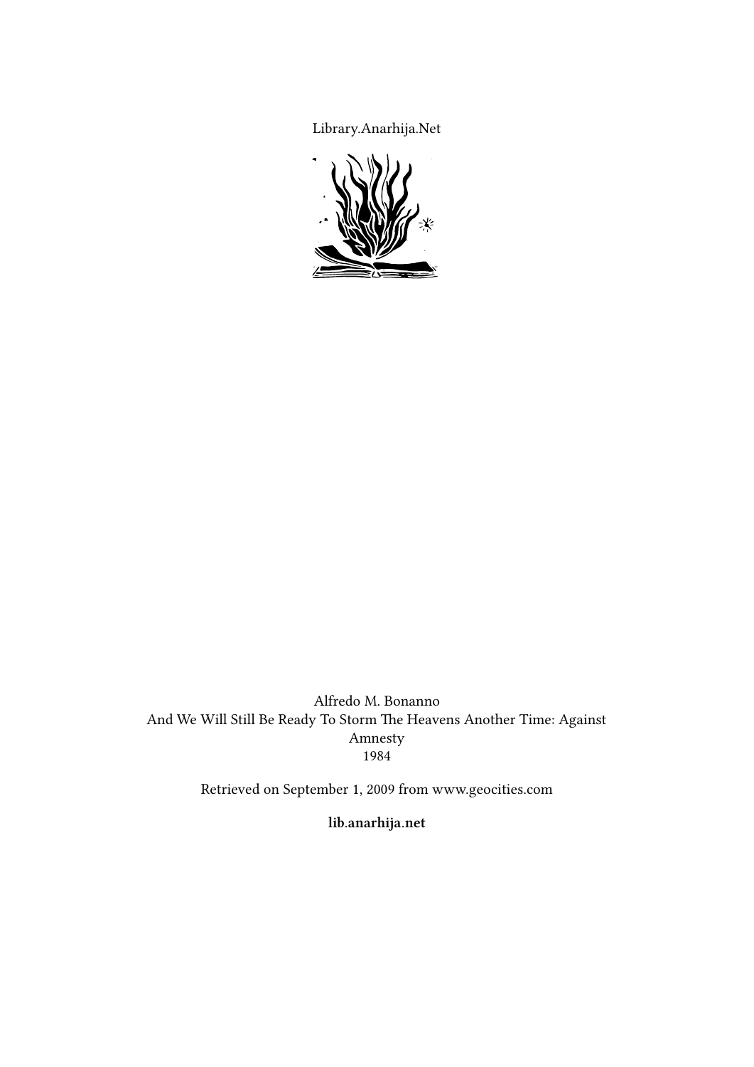Library.Anarhija.Net

Alfredo M. Bonanno
And We Will Still Be Ready To Storm The Heavens Another Time: Against Amnesty
1984

Retrieved on September 1, 2009 from www.geocities.com

**lib.anarhija.net**